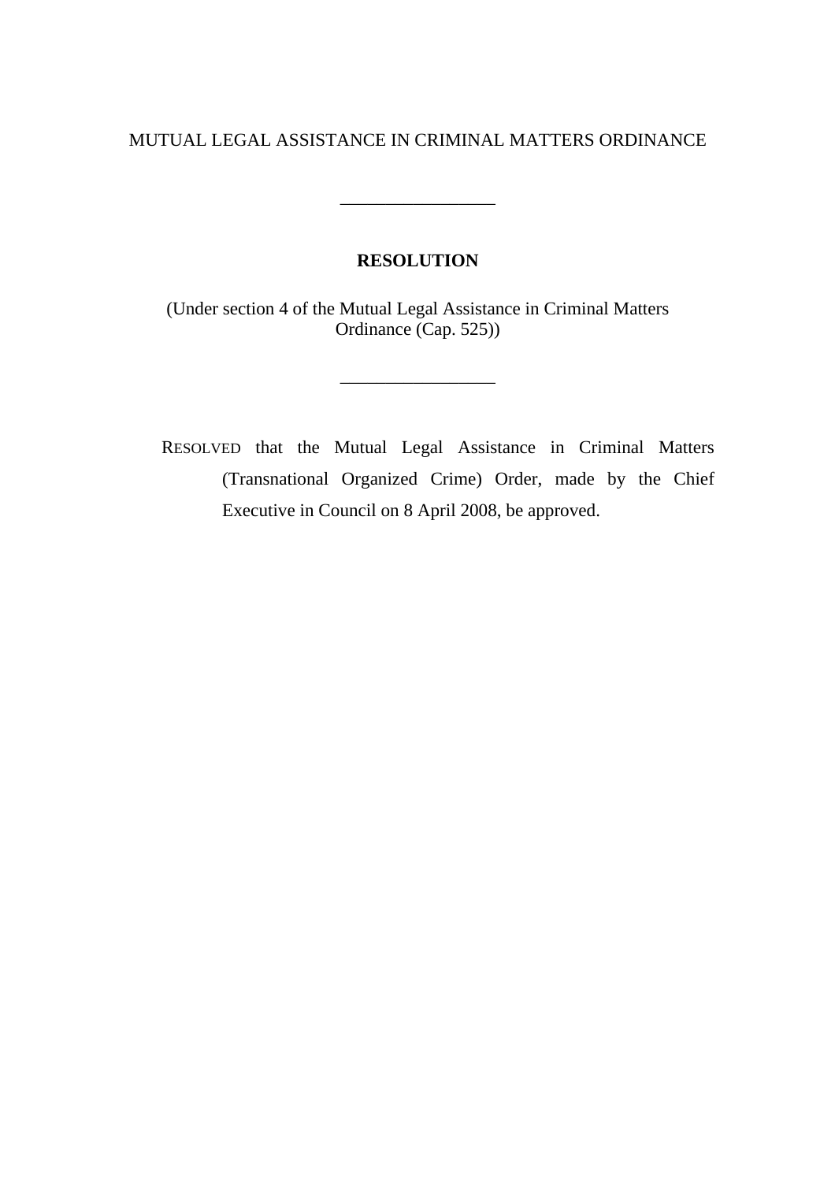MUTUAL LEGAL ASSISTANCE IN CRIMINAL MATTERS ORDINANCE

---

# RESOLUTION

(Under section 4 of the Mutual Legal Assistance in Criminal Matters Ordinance (Cap. 525))

---

RESOLVED that the Mutual Legal Assistance in Criminal Matters (Transnational Organized Crime) Order, made by the Chief Executive in Council on 8 April 2008, be approved.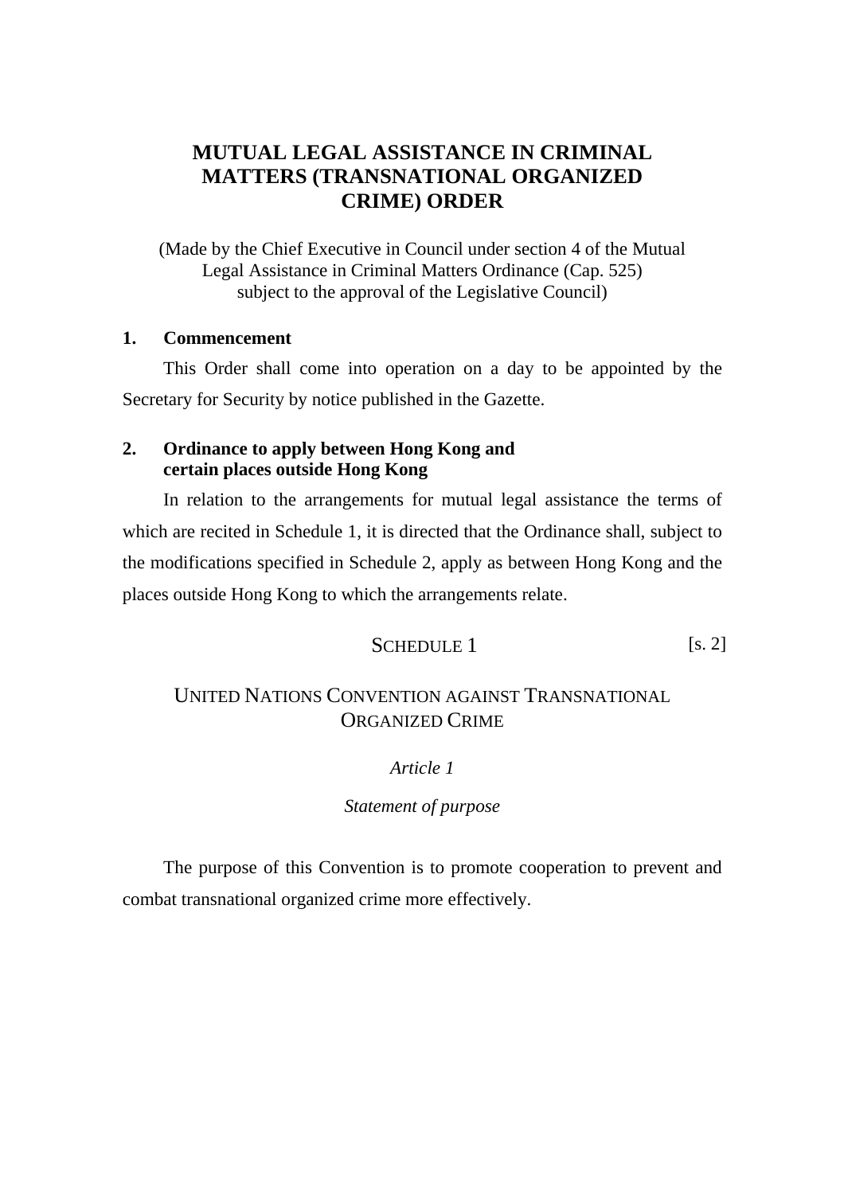# MUTUAL LEGAL ASSISTANCE IN CRIMINAL MATTERS (TRANSNATIONAL ORGANIZED CRIME) ORDER

(Made by the Chief Executive in Council under section 4 of the Mutual Legal Assistance in Criminal Matters Ordinance (Cap. 525) subject to the approval of the Legislative Council)

**1. Commencement**

This Order shall come into operation on a day to be appointed by the Secretary for Security by notice published in the Gazette.

**2. Ordinance to apply between Hong Kong and certain places outside Hong Kong**

In relation to the arrangements for mutual legal assistance the terms of which are recited in Schedule 1, it is directed that the Ordinance shall, subject to the modifications specified in Schedule 2, apply as between Hong Kong and the places outside Hong Kong to which the arrangements relate.

## SCHEDULE 1 [s. 2]

## UNITED NATIONS CONVENTION AGAINST TRANSNATIONAL ORGANIZED CRIME

*Article 1*

*Statement of purpose*

The purpose of this Convention is to promote cooperation to prevent and combat transnational organized crime more effectively.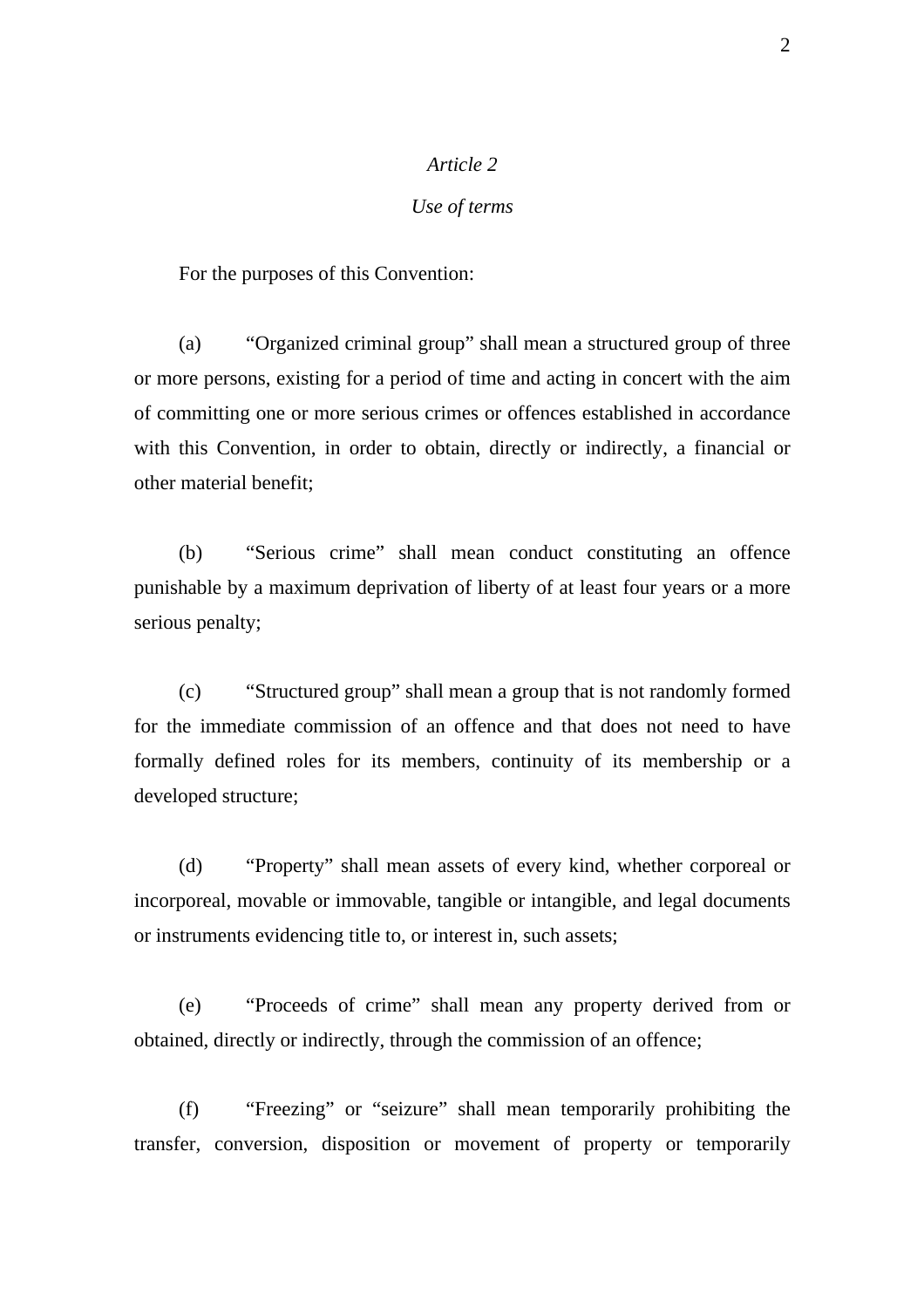*Article 2*

*Use of terms*

For the purposes of this Convention:

(a) “Organized criminal group” shall mean a structured group of three or more persons, existing for a period of time and acting in concert with the aim of committing one or more serious crimes or offences established in accordance with this Convention, in order to obtain, directly or indirectly, a financial or other material benefit;

(b) “Serious crime” shall mean conduct constituting an offence punishable by a maximum deprivation of liberty of at least four years or a more serious penalty;

(c) “Structured group” shall mean a group that is not randomly formed for the immediate commission of an offence and that does not need to have formally defined roles for its members, continuity of its membership or a developed structure;

(d) “Property” shall mean assets of every kind, whether corporeal or incorporeal, movable or immovable, tangible or intangible, and legal documents or instruments evidencing title to, or interest in, such assets;

(e) “Proceeds of crime” shall mean any property derived from or obtained, directly or indirectly, through the commission of an offence;

(f) “Freezing” or “seizure” shall mean temporarily prohibiting the transfer, conversion, disposition or movement of property or temporarily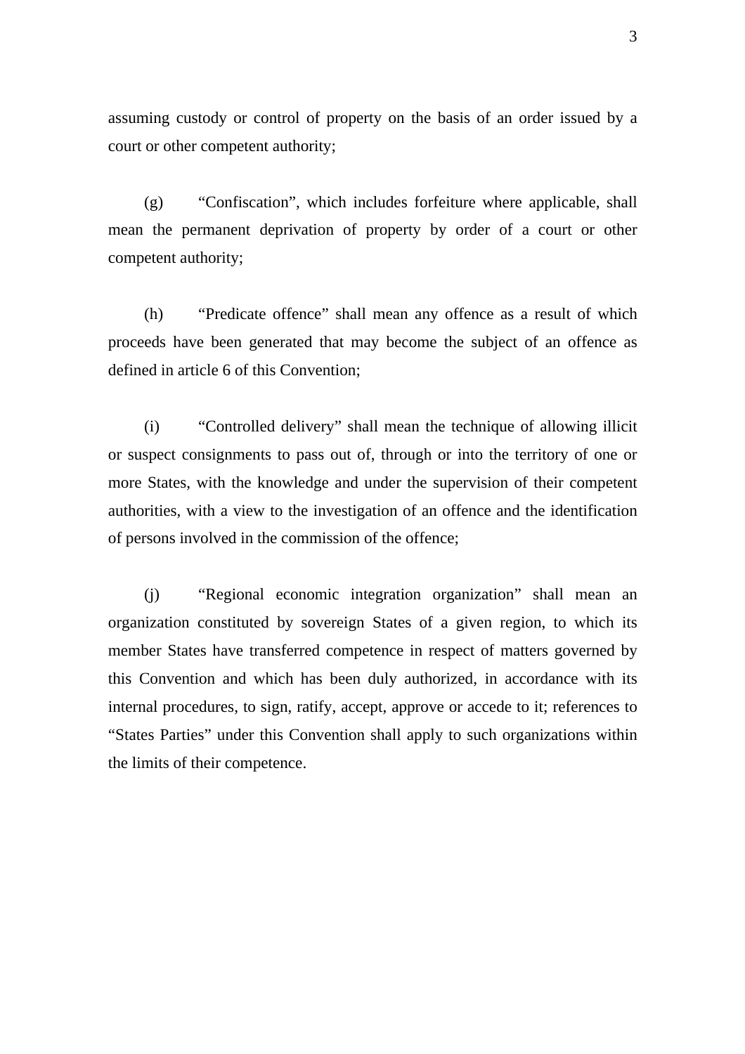assuming custody or control of property on the basis of an order issued by a court or other competent authority;

(g) "Confiscation", which includes forfeiture where applicable, shall mean the permanent deprivation of property by order of a court or other competent authority;

(h) "Predicate offence" shall mean any offence as a result of which proceeds have been generated that may become the subject of an offence as defined in article 6 of this Convention;

(i) "Controlled delivery" shall mean the technique of allowing illicit or suspect consignments to pass out of, through or into the territory of one or more States, with the knowledge and under the supervision of their competent authorities, with a view to the investigation of an offence and the identification of persons involved in the commission of the offence;

(j) "Regional economic integration organization" shall mean an organization constituted by sovereign States of a given region, to which its member States have transferred competence in respect of matters governed by this Convention and which has been duly authorized, in accordance with its internal procedures, to sign, ratify, accept, approve or accede to it; references to "States Parties" under this Convention shall apply to such organizations within the limits of their competence.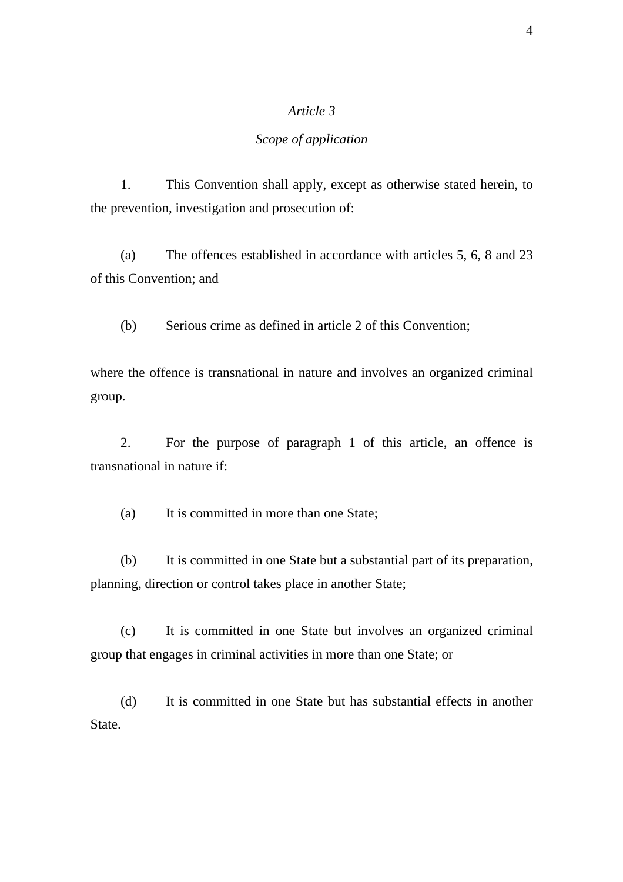*Article 3*

*Scope of application*

1. This Convention shall apply, except as otherwise stated herein, to the prevention, investigation and prosecution of:

(a) The offences established in accordance with articles 5, 6, 8 and 23 of this Convention; and

(b) Serious crime as defined in article 2 of this Convention;

where the offence is transnational in nature and involves an organized criminal group.

2. For the purpose of paragraph 1 of this article, an offence is transnational in nature if:

(a) It is committed in more than one State;

(b) It is committed in one State but a substantial part of its preparation, planning, direction or control takes place in another State;

(c) It is committed in one State but involves an organized criminal group that engages in criminal activities in more than one State; or

(d) It is committed in one State but has substantial effects in another State.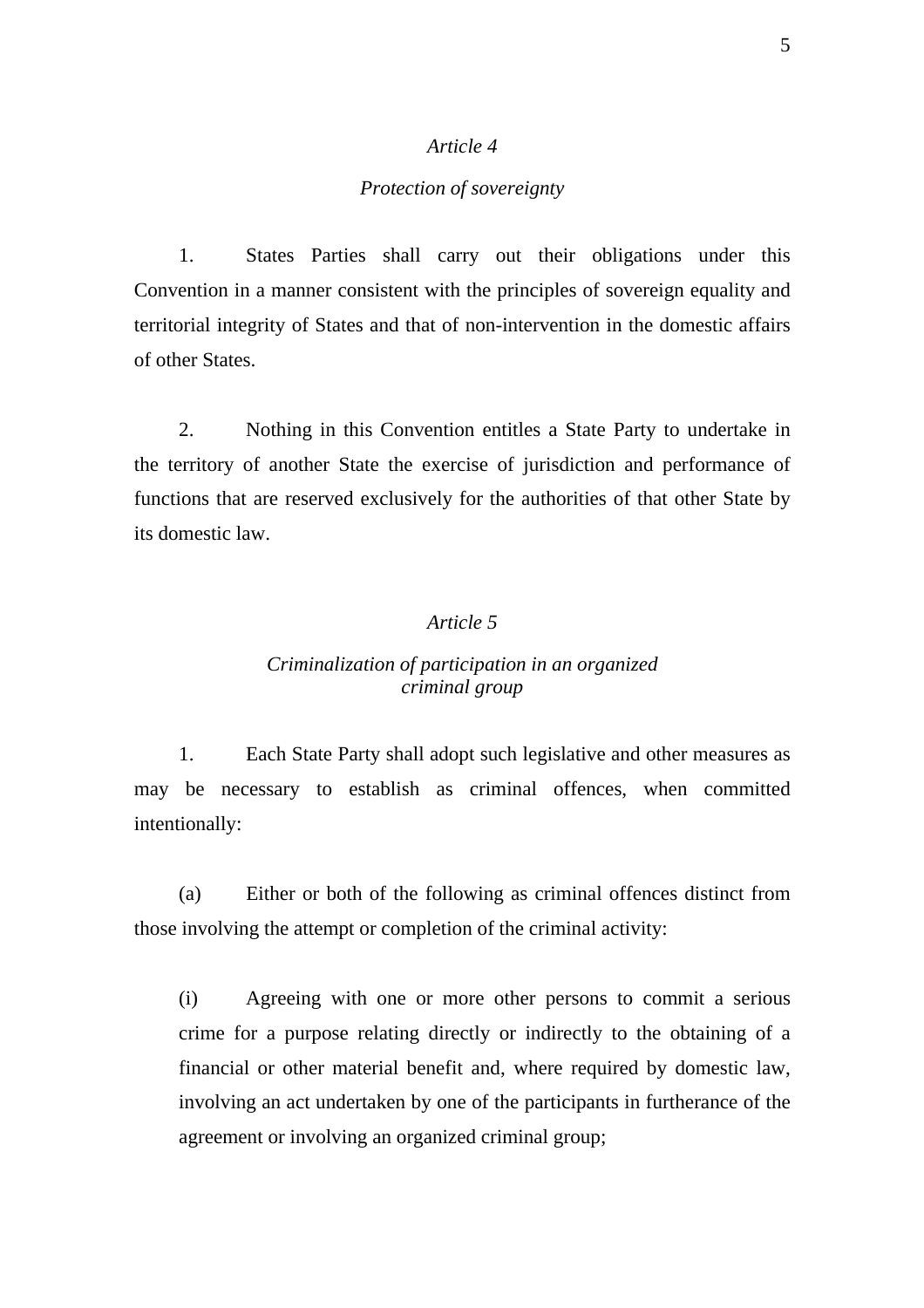### *Article 4*

### *Protection of sovereignty*

1. States Parties shall carry out their obligations under this Convention in a manner consistent with the principles of sovereign equality and territorial integrity of States and that of non-intervention in the domestic affairs of other States.

2. Nothing in this Convention entitles a State Party to undertake in the territory of another State the exercise of jurisdiction and performance of functions that are reserved exclusively for the authorities of that other State by its domestic law.

### *Article 5*

### *Criminalization of participation in an organized criminal group*

1. Each State Party shall adopt such legislative and other measures as may be necessary to establish as criminal offences, when committed intentionally:

(a) Either or both of the following as criminal offences distinct from those involving the attempt or completion of the criminal activity:

> (i) Agreeing with one or more other persons to commit a serious crime for a purpose relating directly or indirectly to the obtaining of a financial or other material benefit and, where required by domestic law, involving an act undertaken by one of the participants in furtherance of the agreement or involving an organized criminal group;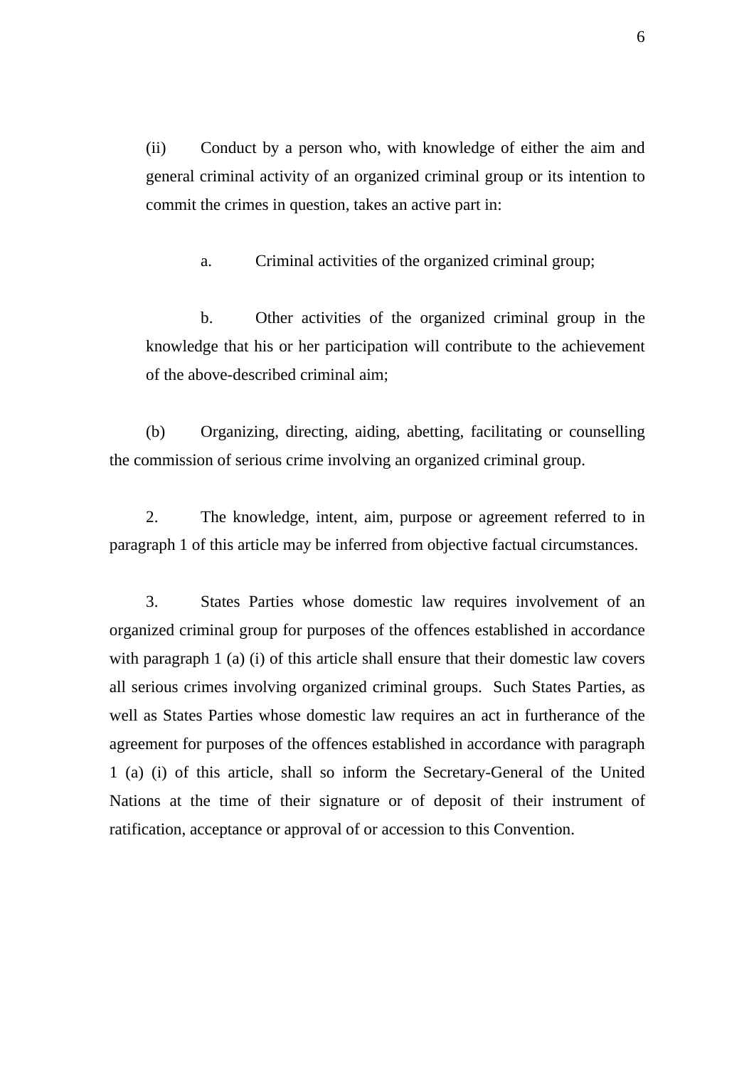(ii) Conduct by a person who, with knowledge of either the aim and general criminal activity of an organized criminal group or its intention to commit the crimes in question, takes an active part in:

a. Criminal activities of the organized criminal group;

b. Other activities of the organized criminal group in the knowledge that his or her participation will contribute to the achievement of the above-described criminal aim;

(b) Organizing, directing, aiding, abetting, facilitating or counselling the commission of serious crime involving an organized criminal group.

2. The knowledge, intent, aim, purpose or agreement referred to in paragraph 1 of this article may be inferred from objective factual circumstances.

3. States Parties whose domestic law requires involvement of an organized criminal group for purposes of the offences established in accordance with paragraph 1 (a) (i) of this article shall ensure that their domestic law covers all serious crimes involving organized criminal groups. Such States Parties, as well as States Parties whose domestic law requires an act in furtherance of the agreement for purposes of the offences established in accordance with paragraph 1 (a) (i) of this article, shall so inform the Secretary-General of the United Nations at the time of their signature or of deposit of their instrument of ratification, acceptance or approval of or accession to this Convention.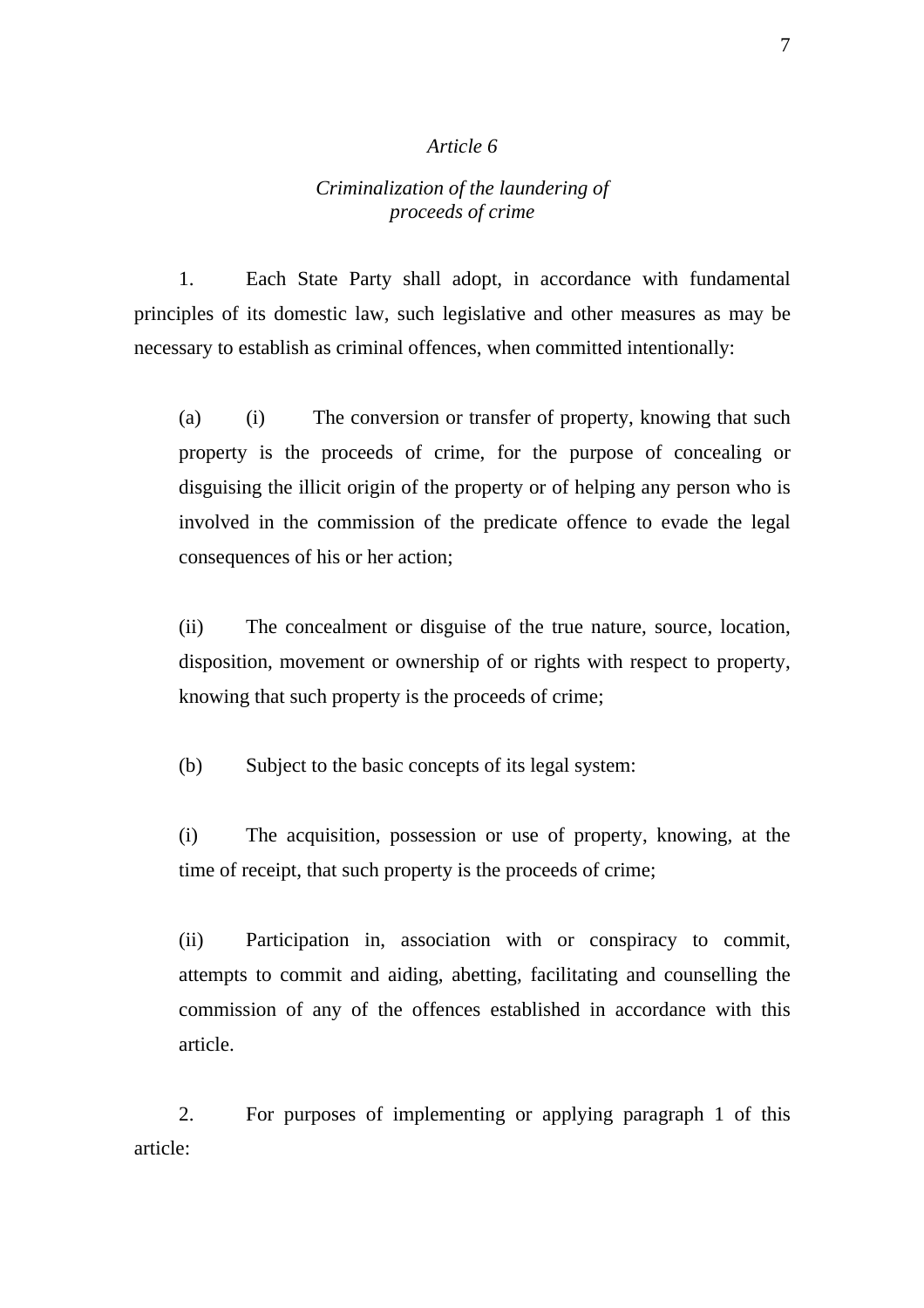*Article 6*

*Criminalization of the laundering of proceeds of crime*

1. Each State Party shall adopt, in accordance with fundamental principles of its domestic law, such legislative and other measures as may be necessary to establish as criminal offences, when committed intentionally:

(a) (i) The conversion or transfer of property, knowing that such property is the proceeds of crime, for the purpose of concealing or disguising the illicit origin of the property or of helping any person who is involved in the commission of the predicate offence to evade the legal consequences of his or her action;

(ii) The concealment or disguise of the true nature, source, location, disposition, movement or ownership of or rights with respect to property, knowing that such property is the proceeds of crime;

(b) Subject to the basic concepts of its legal system:

(i) The acquisition, possession or use of property, knowing, at the time of receipt, that such property is the proceeds of crime;

(ii) Participation in, association with or conspiracy to commit, attempts to commit and aiding, abetting, facilitating and counselling the commission of any of the offences established in accordance with this article.

2. For purposes of implementing or applying paragraph 1 of this article: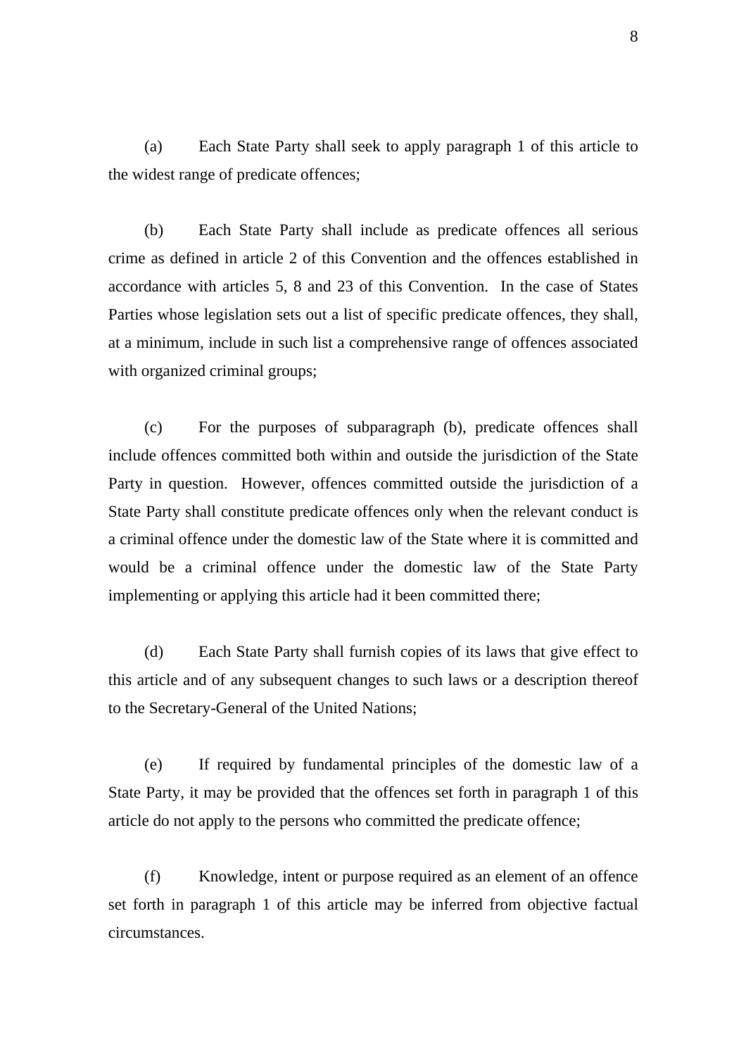(a) Each State Party shall seek to apply paragraph 1 of this article to the widest range of predicate offences;

(b) Each State Party shall include as predicate offences all serious crime as defined in article 2 of this Convention and the offences established in accordance with articles 5, 8 and 23 of this Convention. In the case of States Parties whose legislation sets out a list of specific predicate offences, they shall, at a minimum, include in such list a comprehensive range of offences associated with organized criminal groups;

(c) For the purposes of subparagraph (b), predicate offences shall include offences committed both within and outside the jurisdiction of the State Party in question. However, offences committed outside the jurisdiction of a State Party shall constitute predicate offences only when the relevant conduct is a criminal offence under the domestic law of the State where it is committed and would be a criminal offence under the domestic law of the State Party implementing or applying this article had it been committed there;

(d) Each State Party shall furnish copies of its laws that give effect to this article and of any subsequent changes to such laws or a description thereof to the Secretary-General of the United Nations;

(e) If required by fundamental principles of the domestic law of a State Party, it may be provided that the offences set forth in paragraph 1 of this article do not apply to the persons who committed the predicate offence;

(f) Knowledge, intent or purpose required as an element of an offence set forth in paragraph 1 of this article may be inferred from objective factual circumstances.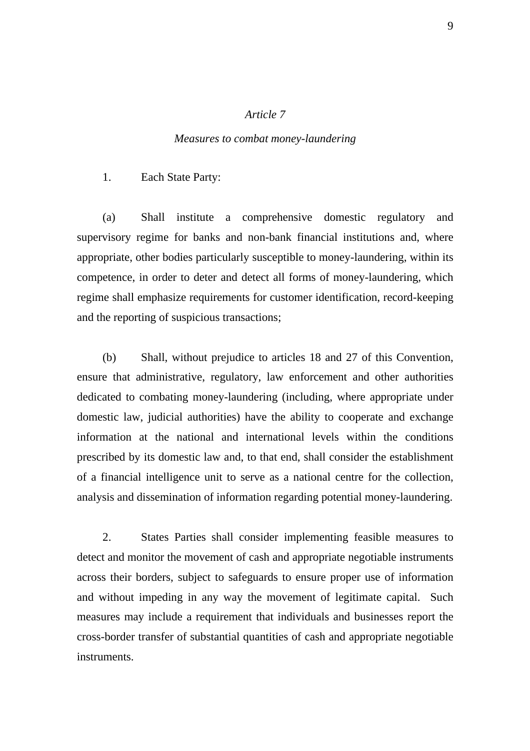*Article 7*

*Measures to combat money-laundering*

1. Each State Party:

(a) Shall institute a comprehensive domestic regulatory and supervisory regime for banks and non-bank financial institutions and, where appropriate, other bodies particularly susceptible to money-laundering, within its competence, in order to deter and detect all forms of money-laundering, which regime shall emphasize requirements for customer identification, record-keeping and the reporting of suspicious transactions;

(b) Shall, without prejudice to articles 18 and 27 of this Convention, ensure that administrative, regulatory, law enforcement and other authorities dedicated to combating money-laundering (including, where appropriate under domestic law, judicial authorities) have the ability to cooperate and exchange information at the national and international levels within the conditions prescribed by its domestic law and, to that end, shall consider the establishment of a financial intelligence unit to serve as a national centre for the collection, analysis and dissemination of information regarding potential money-laundering.

2. States Parties shall consider implementing feasible measures to detect and monitor the movement of cash and appropriate negotiable instruments across their borders, subject to safeguards to ensure proper use of information and without impeding in any way the movement of legitimate capital. Such measures may include a requirement that individuals and businesses report the cross-border transfer of substantial quantities of cash and appropriate negotiable instruments.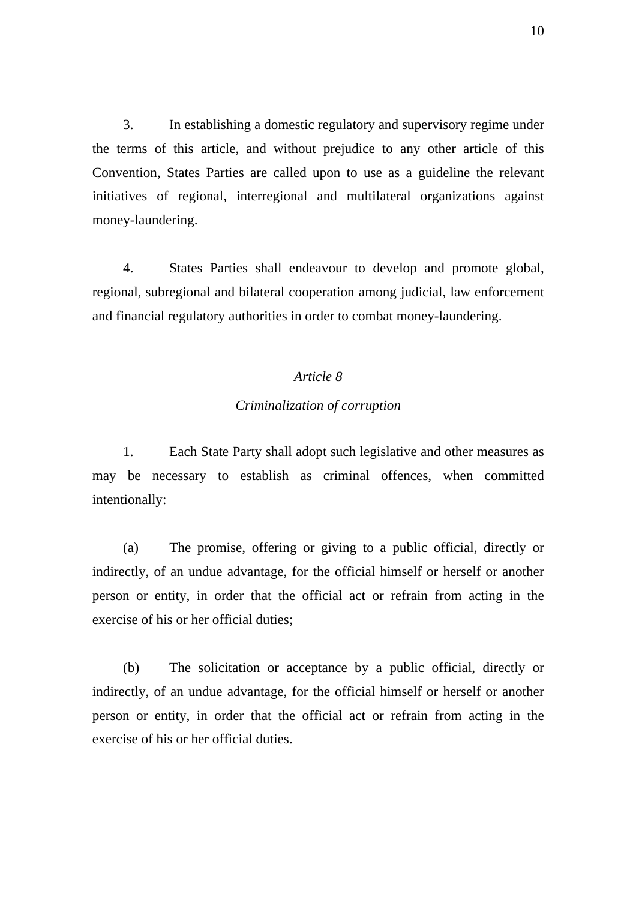3. In establishing a domestic regulatory and supervisory regime under the terms of this article, and without prejudice to any other article of this Convention, States Parties are called upon to use as a guideline the relevant initiatives of regional, interregional and multilateral organizations against money-laundering.

4. States Parties shall endeavour to develop and promote global, regional, subregional and bilateral cooperation among judicial, law enforcement and financial regulatory authorities in order to combat money-laundering.

### *Article 8*

### *Criminalization of corruption*

1. Each State Party shall adopt such legislative and other measures as may be necessary to establish as criminal offences, when committed intentionally:

(a) The promise, offering or giving to a public official, directly or indirectly, of an undue advantage, for the official himself or herself or another person or entity, in order that the official act or refrain from acting in the exercise of his or her official duties;

(b) The solicitation or acceptance by a public official, directly or indirectly, of an undue advantage, for the official himself or herself or another person or entity, in order that the official act or refrain from acting in the exercise of his or her official duties.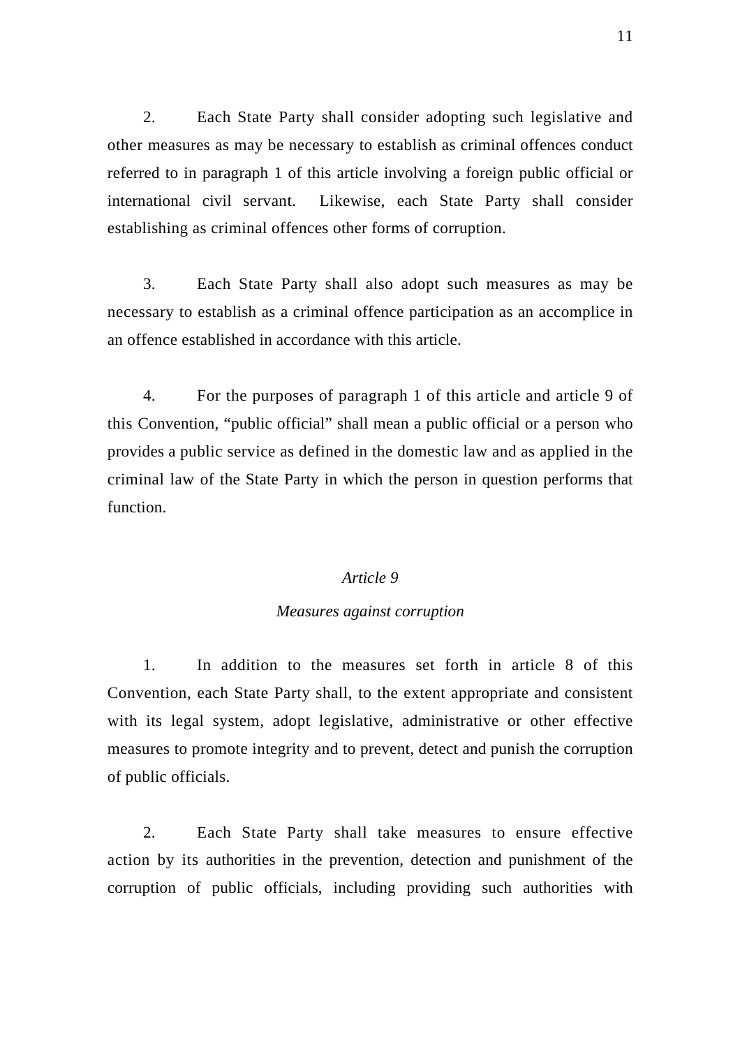2. Each State Party shall consider adopting such legislative and other measures as may be necessary to establish as criminal offences conduct referred to in paragraph 1 of this article involving a foreign public official or international civil servant. Likewise, each State Party shall consider establishing as criminal offences other forms of corruption.

3. Each State Party shall also adopt such measures as may be necessary to establish as a criminal offence participation as an accomplice in an offence established in accordance with this article.

4. For the purposes of paragraph 1 of this article and article 9 of this Convention, “public official” shall mean a public official or a person who provides a public service as defined in the domestic law and as applied in the criminal law of the State Party in which the person in question performs that function.

### *Article 9*

### *Measures against corruption*

1. In addition to the measures set forth in article 8 of this Convention, each State Party shall, to the extent appropriate and consistent with its legal system, adopt legislative, administrative or other effective measures to promote integrity and to prevent, detect and punish the corruption of public officials.

2. Each State Party shall take measures to ensure effective action by its authorities in the prevention, detection and punishment of the corruption of public officials, including providing such authorities with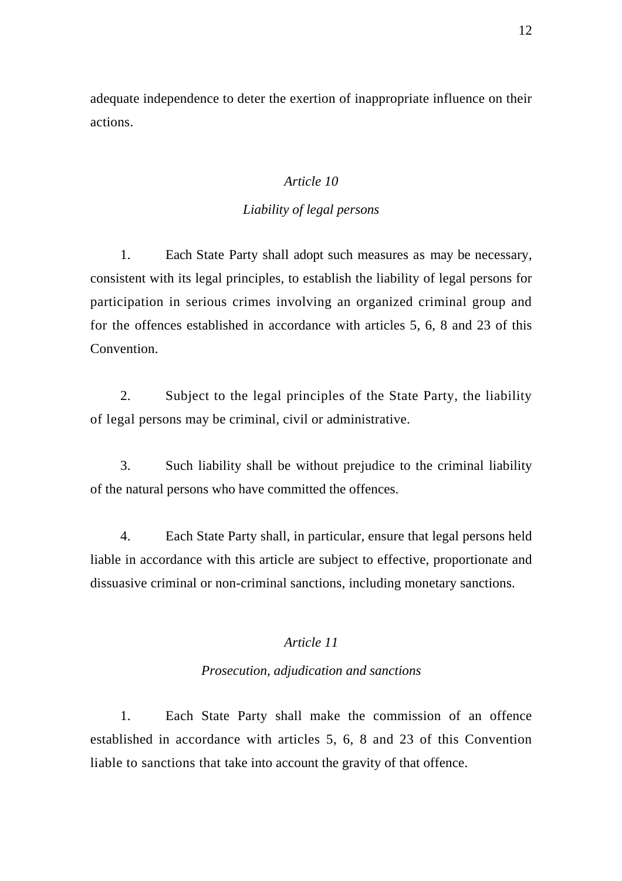adequate independence to deter the exertion of inappropriate influence on their actions.

*Article 10*

*Liability of legal persons*

1. Each State Party shall adopt such measures as may be necessary, consistent with its legal principles, to establish the liability of legal persons for participation in serious crimes involving an organized criminal group and for the offences established in accordance with articles 5, 6, 8 and 23 of this Convention.

2. Subject to the legal principles of the State Party, the liability of legal persons may be criminal, civil or administrative.

3. Such liability shall be without prejudice to the criminal liability of the natural persons who have committed the offences.

4. Each State Party shall, in particular, ensure that legal persons held liable in accordance with this article are subject to effective, proportionate and dissuasive criminal or non-criminal sanctions, including monetary sanctions.

*Article 11*

*Prosecution, adjudication and sanctions*

1. Each State Party shall make the commission of an offence established in accordance with articles 5, 6, 8 and 23 of this Convention liable to sanctions that take into account the gravity of that offence.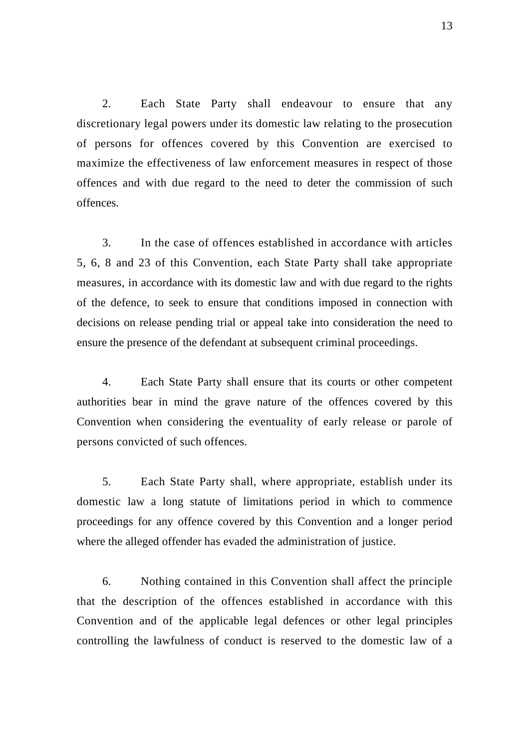2. Each State Party shall endeavour to ensure that any discretionary legal powers under its domestic law relating to the prosecution of persons for offences covered by this Convention are exercised to maximize the effectiveness of law enforcement measures in respect of those offences and with due regard to the need to deter the commission of such offences.

3. In the case of offences established in accordance with articles 5, 6, 8 and 23 of this Convention, each State Party shall take appropriate measures, in accordance with its domestic law and with due regard to the rights of the defence, to seek to ensure that conditions imposed in connection with decisions on release pending trial or appeal take into consideration the need to ensure the presence of the defendant at subsequent criminal proceedings.

4. Each State Party shall ensure that its courts or other competent authorities bear in mind the grave nature of the offences covered by this Convention when considering the eventuality of early release or parole of persons convicted of such offences.

5. Each State Party shall, where appropriate, establish under its domestic law a long statute of limitations period in which to commence proceedings for any offence covered by this Convention and a longer period where the alleged offender has evaded the administration of justice.

6. Nothing contained in this Convention shall affect the principle that the description of the offences established in accordance with this Convention and of the applicable legal defences or other legal principles controlling the lawfulness of conduct is reserved to the domestic law of a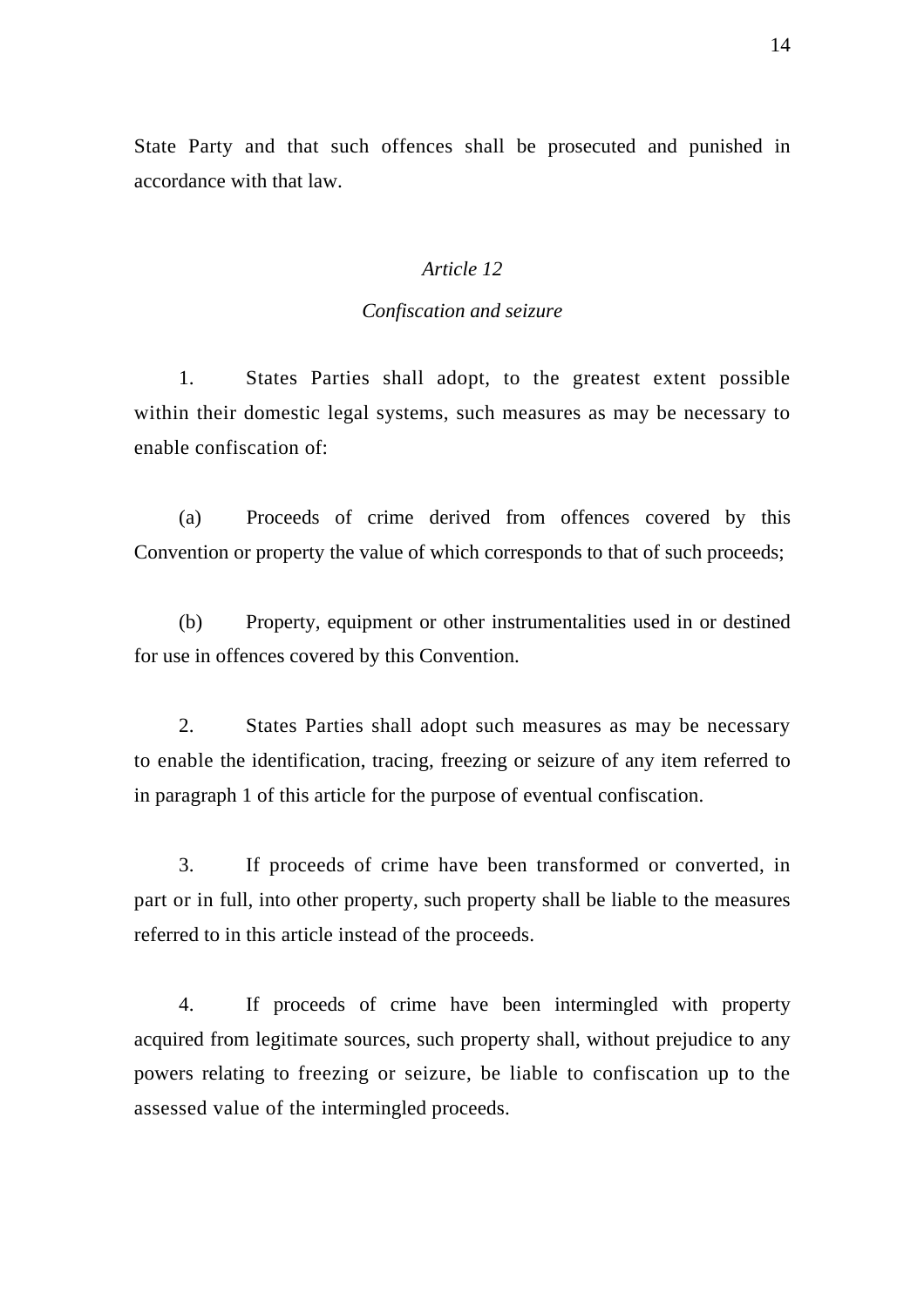State Party and that such offences shall be prosecuted and punished in accordance with that law.

### *Article 12*

### *Confiscation and seizure*

1. States Parties shall adopt, to the greatest extent possible within their domestic legal systems, such measures as may be necessary to enable confiscation of:

(a) Proceeds of crime derived from offences covered by this Convention or property the value of which corresponds to that of such proceeds;

(b) Property, equipment or other instrumentalities used in or destined for use in offences covered by this Convention.

2. States Parties shall adopt such measures as may be necessary to enable the identification, tracing, freezing or seizure of any item referred to in paragraph 1 of this article for the purpose of eventual confiscation.

3. If proceeds of crime have been transformed or converted, in part or in full, into other property, such property shall be liable to the measures referred to in this article instead of the proceeds.

4. If proceeds of crime have been intermingled with property acquired from legitimate sources, such property shall, without prejudice to any powers relating to freezing or seizure, be liable to confiscation up to the assessed value of the intermingled proceeds.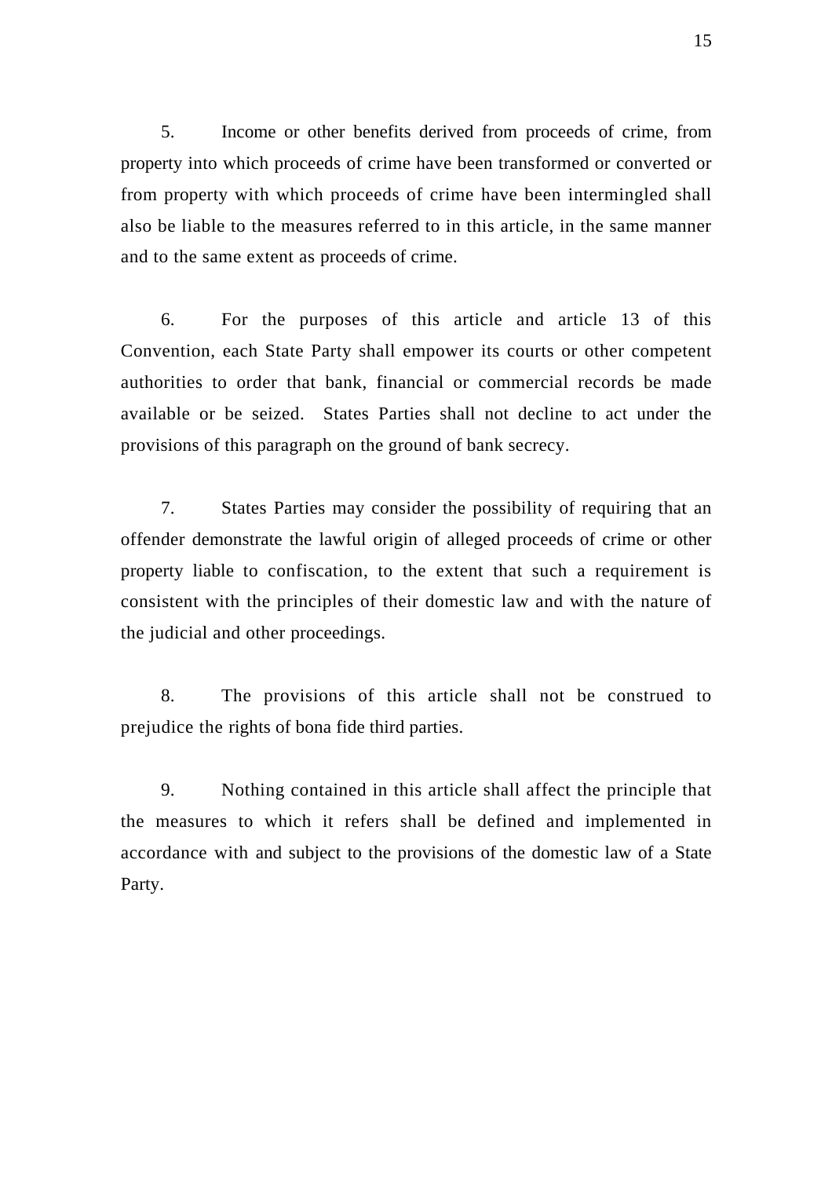5. Income or other benefits derived from proceeds of crime, from property into which proceeds of crime have been transformed or converted or from property with which proceeds of crime have been intermingled shall also be liable to the measures referred to in this article, in the same manner and to the same extent as proceeds of crime.

6. For the purposes of this article and article 13 of this Convention, each State Party shall empower its courts or other competent authorities to order that bank, financial or commercial records be made available or be seized. States Parties shall not decline to act under the provisions of this paragraph on the ground of bank secrecy.

7. States Parties may consider the possibility of requiring that an offender demonstrate the lawful origin of alleged proceeds of crime or other property liable to confiscation, to the extent that such a requirement is consistent with the principles of their domestic law and with the nature of the judicial and other proceedings.

8. The provisions of this article shall not be construed to prejudice the rights of bona fide third parties.

9. Nothing contained in this article shall affect the principle that the measures to which it refers shall be defined and implemented in accordance with and subject to the provisions of the domestic law of a State Party.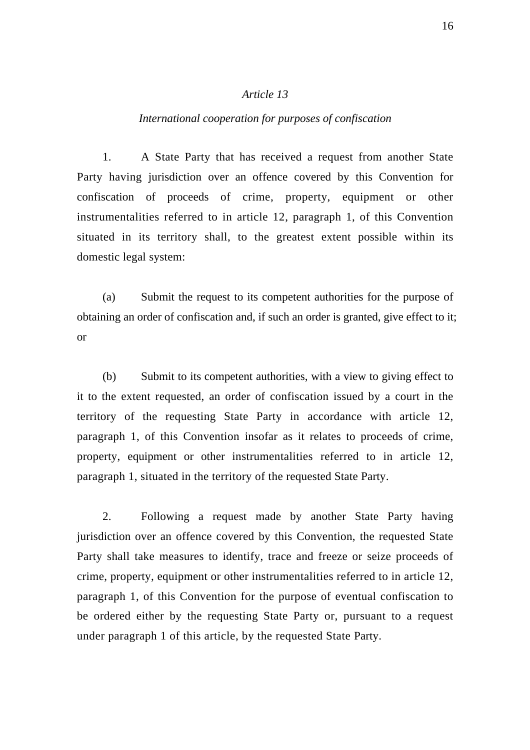*Article 13*

*International cooperation for purposes of confiscation*

1. A State Party that has received a request from another State Party having jurisdiction over an offence covered by this Convention for confiscation of proceeds of crime, property, equipment or other instrumentalities referred to in article 12, paragraph 1, of this Convention situated in its territory shall, to the greatest extent possible within its domestic legal system:

(a) Submit the request to its competent authorities for the purpose of obtaining an order of confiscation and, if such an order is granted, give effect to it; or

(b) Submit to its competent authorities, with a view to giving effect to it to the extent requested, an order of confiscation issued by a court in the territory of the requesting State Party in accordance with article 12, paragraph 1, of this Convention insofar as it relates to proceeds of crime, property, equipment or other instrumentalities referred to in article 12, paragraph 1, situated in the territory of the requested State Party.

2. Following a request made by another State Party having jurisdiction over an offence covered by this Convention, the requested State Party shall take measures to identify, trace and freeze or seize proceeds of crime, property, equipment or other instrumentalities referred to in article 12, paragraph 1, of this Convention for the purpose of eventual confiscation to be ordered either by the requesting State Party or, pursuant to a request under paragraph 1 of this article, by the requested State Party.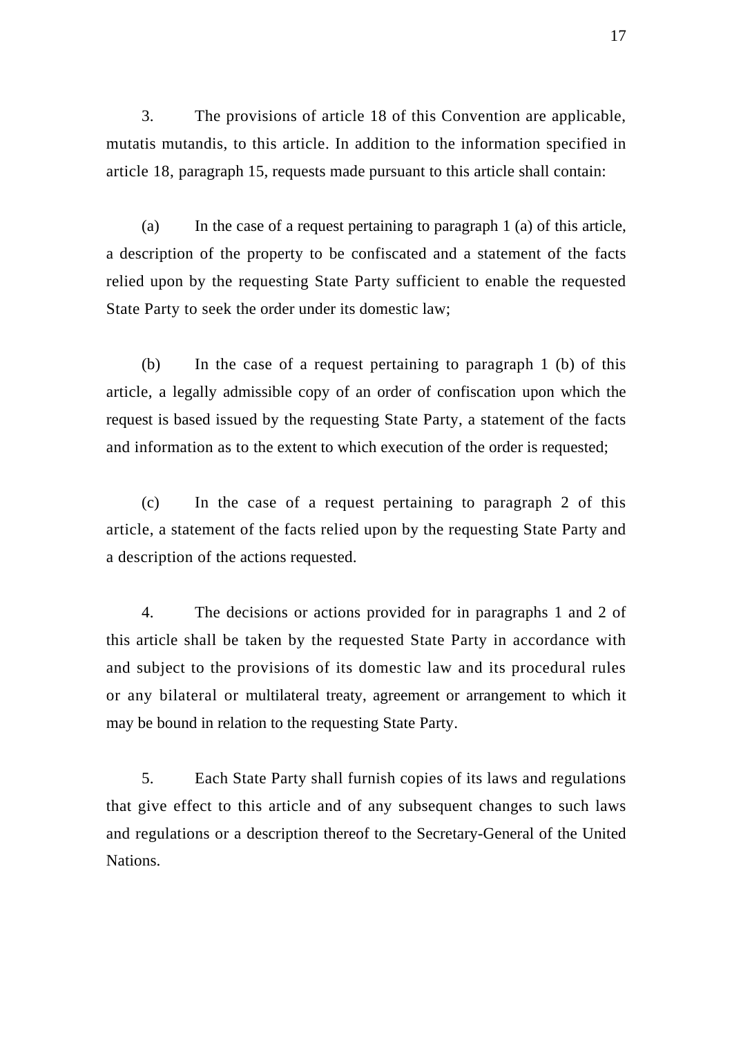3. The provisions of article 18 of this Convention are applicable, mutatis mutandis, to this article. In addition to the information specified in article 18, paragraph 15, requests made pursuant to this article shall contain:

(a) In the case of a request pertaining to paragraph 1 (a) of this article, a description of the property to be confiscated and a statement of the facts relied upon by the requesting State Party sufficient to enable the requested State Party to seek the order under its domestic law;

(b) In the case of a request pertaining to paragraph 1 (b) of this article, a legally admissible copy of an order of confiscation upon which the request is based issued by the requesting State Party, a statement of the facts and information as to the extent to which execution of the order is requested;

(c) In the case of a request pertaining to paragraph 2 of this article, a statement of the facts relied upon by the requesting State Party and a description of the actions requested.

4. The decisions or actions provided for in paragraphs 1 and 2 of this article shall be taken by the requested State Party in accordance with and subject to the provisions of its domestic law and its procedural rules or any bilateral or multilateral treaty, agreement or arrangement to which it may be bound in relation to the requesting State Party.

5. Each State Party shall furnish copies of its laws and regulations that give effect to this article and of any subsequent changes to such laws and regulations or a description thereof to the Secretary-General of the United Nations.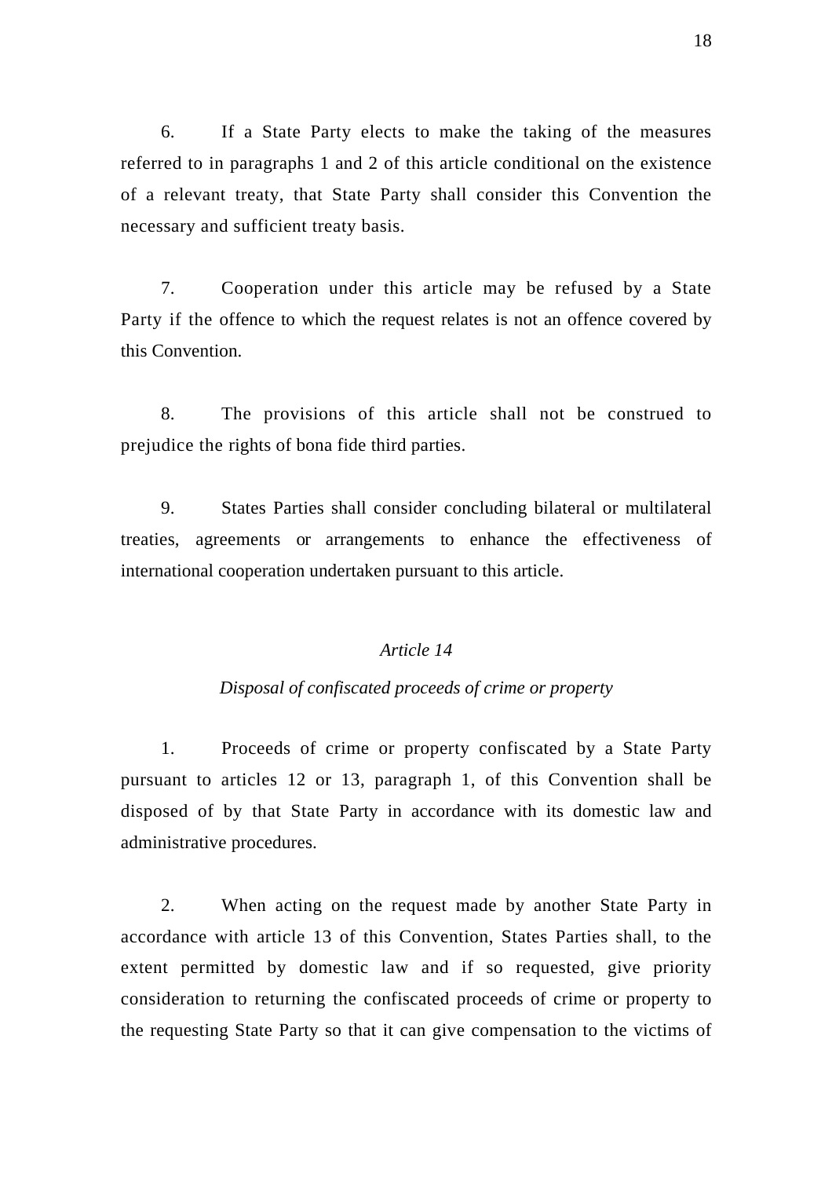6. If a State Party elects to make the taking of the measures referred to in paragraphs 1 and 2 of this article conditional on the existence of a relevant treaty, that State Party shall consider this Convention the necessary and sufficient treaty basis.

7. Cooperation under this article may be refused by a State Party if the offence to which the request relates is not an offence covered by this Convention.

8. The provisions of this article shall not be construed to prejudice the rights of bona fide third parties.

9. States Parties shall consider concluding bilateral or multilateral treaties, agreements or arrangements to enhance the effectiveness of international cooperation undertaken pursuant to this article.

### *Article 14*

### *Disposal of confiscated proceeds of crime or property*

1. Proceeds of crime or property confiscated by a State Party pursuant to articles 12 or 13, paragraph 1, of this Convention shall be disposed of by that State Party in accordance with its domestic law and administrative procedures.

2. When acting on the request made by another State Party in accordance with article 13 of this Convention, States Parties shall, to the extent permitted by domestic law and if so requested, give priority consideration to returning the confiscated proceeds of crime or property to the requesting State Party so that it can give compensation to the victims of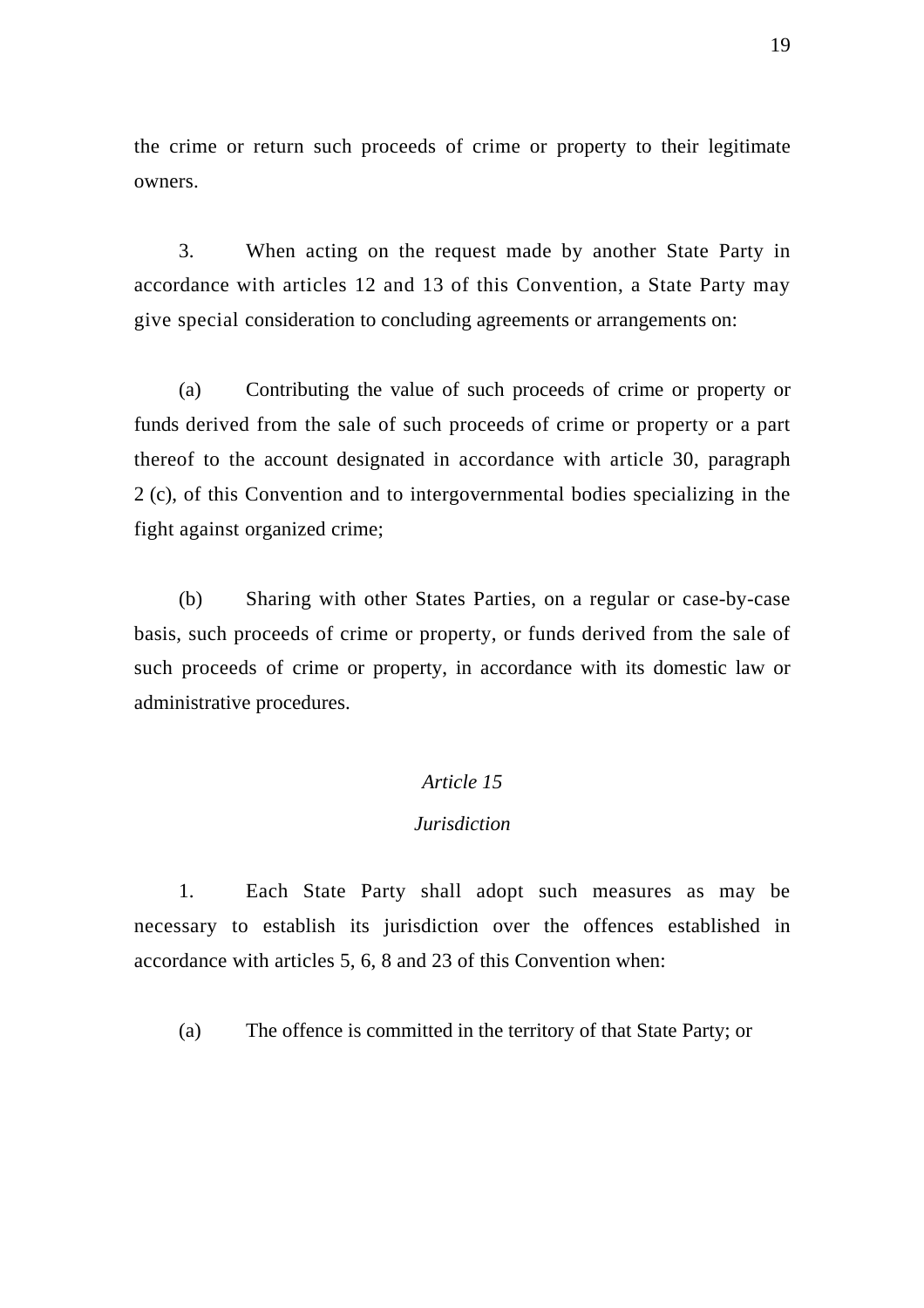the crime or return such proceeds of crime or property to their legitimate owners.

3. When acting on the request made by another State Party in accordance with articles 12 and 13 of this Convention, a State Party may give special consideration to concluding agreements or arrangements on:

(a) Contributing the value of such proceeds of crime or property or funds derived from the sale of such proceeds of crime or property or a part thereof to the account designated in accordance with article 30, paragraph 2 (c), of this Convention and to intergovernmental bodies specializing in the fight against organized crime;

(b) Sharing with other States Parties, on a regular or case-by-case basis, such proceeds of crime or property, or funds derived from the sale of such proceeds of crime or property, in accordance with its domestic law or administrative procedures.

*Article 15*

*Jurisdiction*

1. Each State Party shall adopt such measures as may be necessary to establish its jurisdiction over the offences established in accordance with articles 5, 6, 8 and 23 of this Convention when:

(a) The offence is committed in the territory of that State Party; or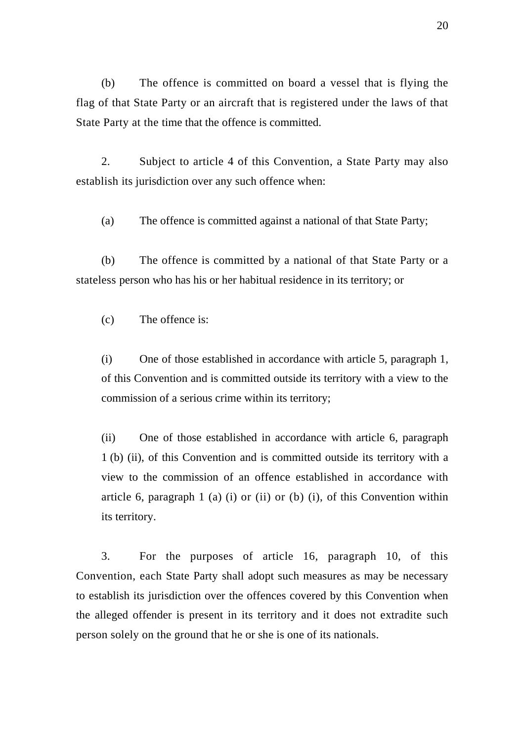(b) The offence is committed on board a vessel that is flying the flag of that State Party or an aircraft that is registered under the laws of that State Party at the time that the offence is committed.

2. Subject to article 4 of this Convention, a State Party may also establish its jurisdiction over any such offence when:

(a) The offence is committed against a national of that State Party;

(b) The offence is committed by a national of that State Party or a stateless person who has his or her habitual residence in its territory; or

(c) The offence is:

(i) One of those established in accordance with article 5, paragraph 1, of this Convention and is committed outside its territory with a view to the commission of a serious crime within its territory;

(ii) One of those established in accordance with article 6, paragraph 1 (b) (ii), of this Convention and is committed outside its territory with a view to the commission of an offence established in accordance with article 6, paragraph 1 (a) (i) or (ii) or (b) (i), of this Convention within its territory.

3. For the purposes of article 16, paragraph 10, of this Convention, each State Party shall adopt such measures as may be necessary to establish its jurisdiction over the offences covered by this Convention when the alleged offender is present in its territory and it does not extradite such person solely on the ground that he or she is one of its nationals.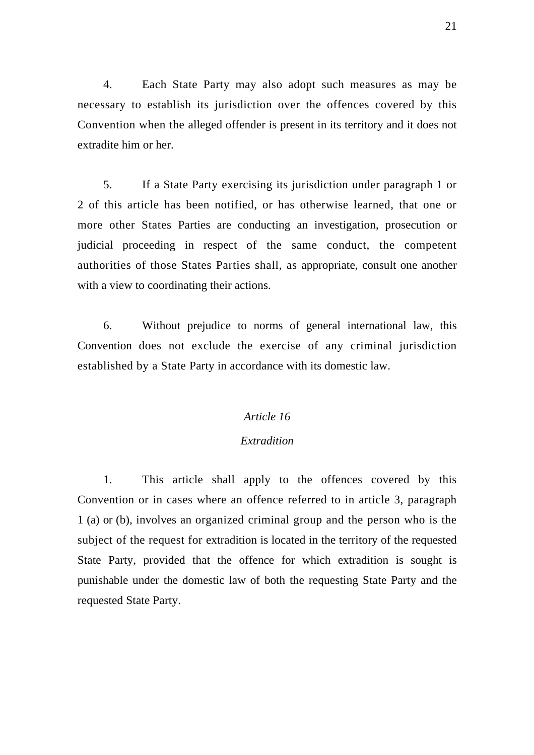4. Each State Party may also adopt such measures as may be necessary to establish its jurisdiction over the offences covered by this Convention when the alleged offender is present in its territory and it does not extradite him or her.

5. If a State Party exercising its jurisdiction under paragraph 1 or 2 of this article has been notified, or has otherwise learned, that one or more other States Parties are conducting an investigation, prosecution or judicial proceeding in respect of the same conduct, the competent authorities of those States Parties shall, as appropriate, consult one another with a view to coordinating their actions.

6. Without prejudice to norms of general international law, this Convention does not exclude the exercise of any criminal jurisdiction established by a State Party in accordance with its domestic law.

### *Article 16*

### *Extradition*

1. This article shall apply to the offences covered by this Convention or in cases where an offence referred to in article 3, paragraph 1 (a) or (b), involves an organized criminal group and the person who is the subject of the request for extradition is located in the territory of the requested State Party, provided that the offence for which extradition is sought is punishable under the domestic law of both the requesting State Party and the requested State Party.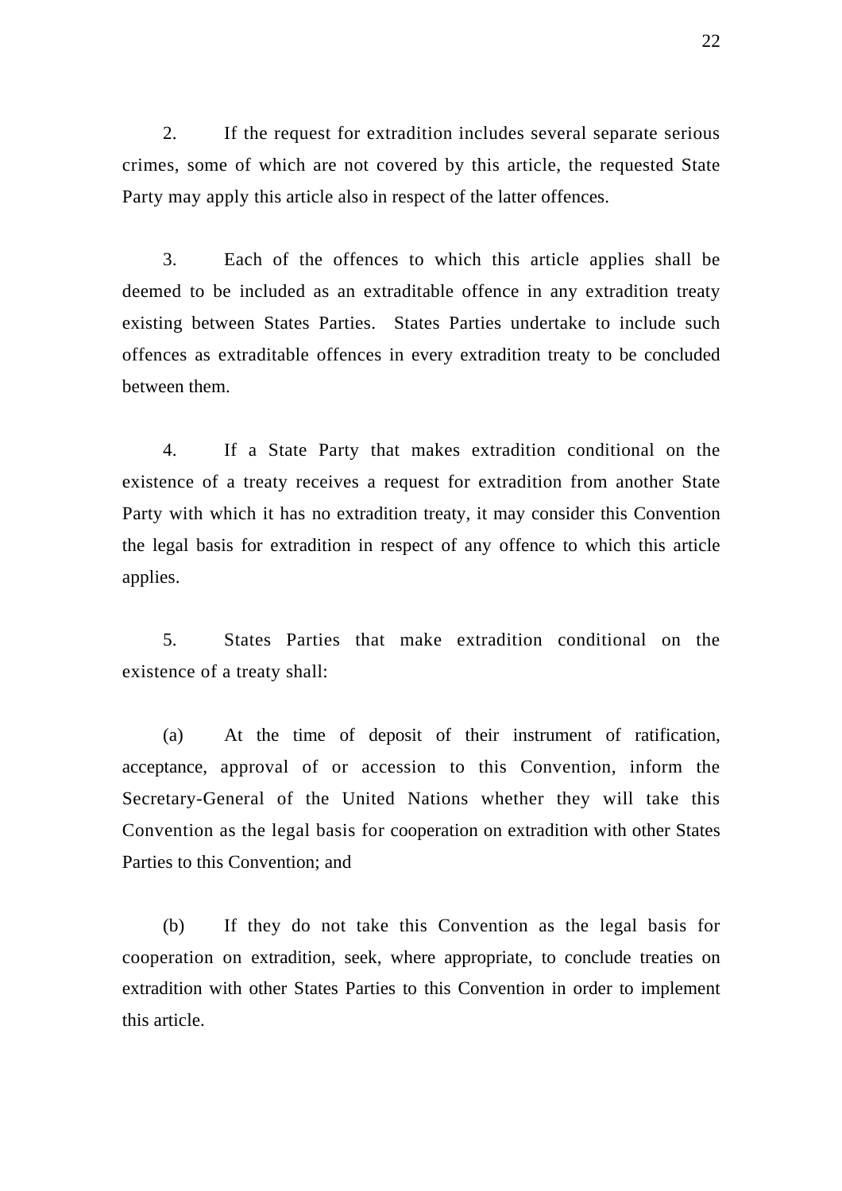2. If the request for extradition includes several separate serious crimes, some of which are not covered by this article, the requested State Party may apply this article also in respect of the latter offences.

3. Each of the offences to which this article applies shall be deemed to be included as an extraditable offence in any extradition treaty existing between States Parties. States Parties undertake to include such offences as extraditable offences in every extradition treaty to be concluded between them.

4. If a State Party that makes extradition conditional on the existence of a treaty receives a request for extradition from another State Party with which it has no extradition treaty, it may consider this Convention the legal basis for extradition in respect of any offence to which this article applies.

5. States Parties that make extradition conditional on the existence of a treaty shall:

(a) At the time of deposit of their instrument of ratification, acceptance, approval of or accession to this Convention, inform the Secretary-General of the United Nations whether they will take this Convention as the legal basis for cooperation on extradition with other States Parties to this Convention; and

(b) If they do not take this Convention as the legal basis for cooperation on extradition, seek, where appropriate, to conclude treaties on extradition with other States Parties to this Convention in order to implement this article.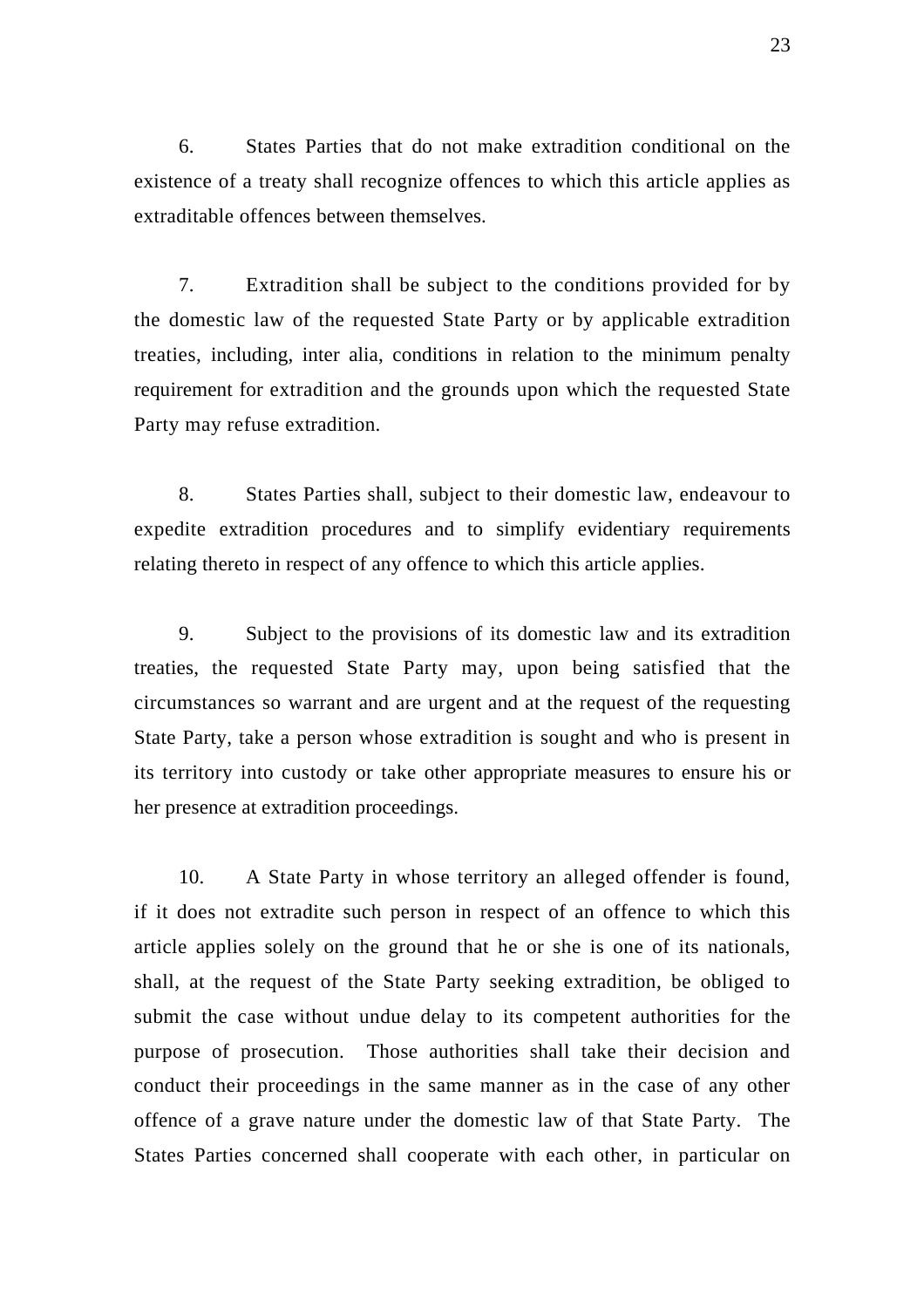6. States Parties that do not make extradition conditional on the existence of a treaty shall recognize offences to which this article applies as extraditable offences between themselves.

7. Extradition shall be subject to the conditions provided for by the domestic law of the requested State Party or by applicable extradition treaties, including, inter alia, conditions in relation to the minimum penalty requirement for extradition and the grounds upon which the requested State Party may refuse extradition.

8. States Parties shall, subject to their domestic law, endeavour to expedite extradition procedures and to simplify evidentiary requirements relating thereto in respect of any offence to which this article applies.

9. Subject to the provisions of its domestic law and its extradition treaties, the requested State Party may, upon being satisfied that the circumstances so warrant and are urgent and at the request of the requesting State Party, take a person whose extradition is sought and who is present in its territory into custody or take other appropriate measures to ensure his or her presence at extradition proceedings.

10. A State Party in whose territory an alleged offender is found, if it does not extradite such person in respect of an offence to which this article applies solely on the ground that he or she is one of its nationals, shall, at the request of the State Party seeking extradition, be obliged to submit the case without undue delay to its competent authorities for the purpose of prosecution. Those authorities shall take their decision and conduct their proceedings in the same manner as in the case of any other offence of a grave nature under the domestic law of that State Party. The States Parties concerned shall cooperate with each other, in particular on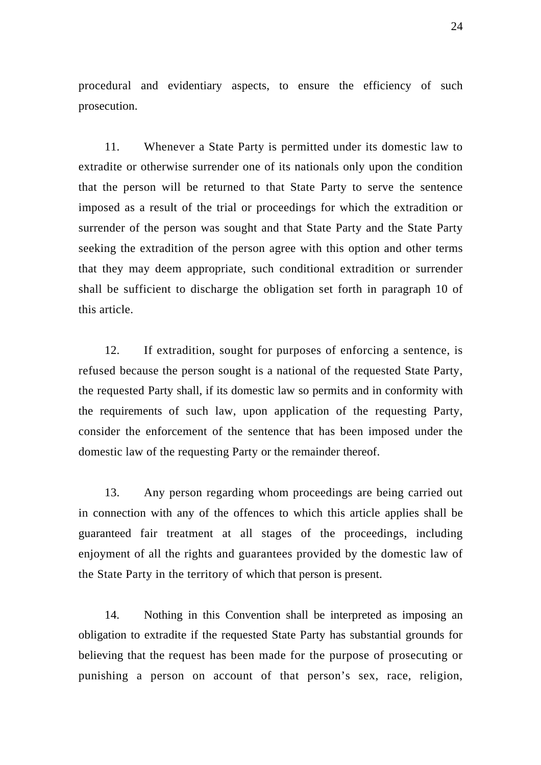procedural and evidentiary aspects, to ensure the efficiency of such prosecution.

11. Whenever a State Party is permitted under its domestic law to extradite or otherwise surrender one of its nationals only upon the condition that the person will be returned to that State Party to serve the sentence imposed as a result of the trial or proceedings for which the extradition or surrender of the person was sought and that State Party and the State Party seeking the extradition of the person agree with this option and other terms that they may deem appropriate, such conditional extradition or surrender shall be sufficient to discharge the obligation set forth in paragraph 10 of this article.

12. If extradition, sought for purposes of enforcing a sentence, is refused because the person sought is a national of the requested State Party, the requested Party shall, if its domestic law so permits and in conformity with the requirements of such law, upon application of the requesting Party, consider the enforcement of the sentence that has been imposed under the domestic law of the requesting Party or the remainder thereof.

13. Any person regarding whom proceedings are being carried out in connection with any of the offences to which this article applies shall be guaranteed fair treatment at all stages of the proceedings, including enjoyment of all the rights and guarantees provided by the domestic law of the State Party in the territory of which that person is present.

14. Nothing in this Convention shall be interpreted as imposing an obligation to extradite if the requested State Party has substantial grounds for believing that the request has been made for the purpose of prosecuting or punishing a person on account of that person's sex, race, religion,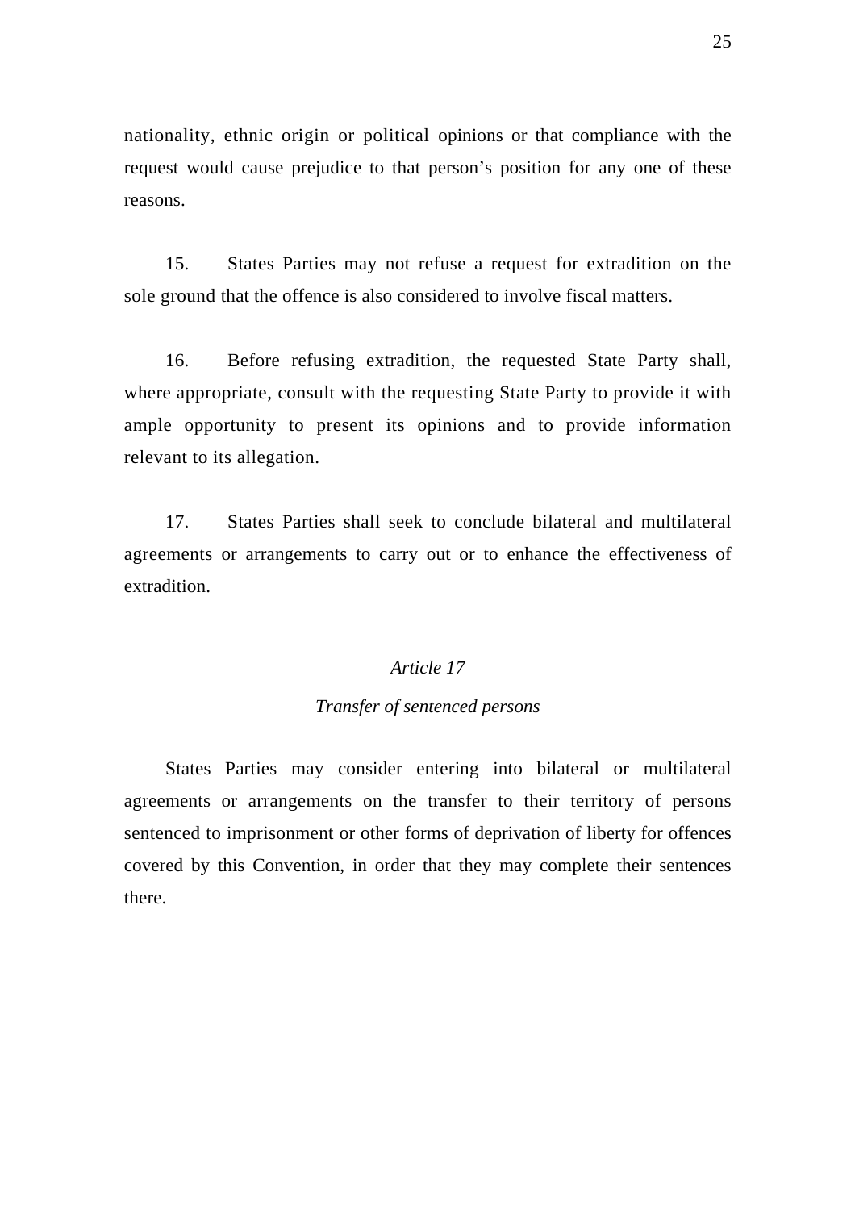nationality, ethnic origin or political opinions or that compliance with the request would cause prejudice to that person’s position for any one of these reasons.

15. States Parties may not refuse a request for extradition on the sole ground that the offence is also considered to involve fiscal matters.

16. Before refusing extradition, the requested State Party shall, where appropriate, consult with the requesting State Party to provide it with ample opportunity to present its opinions and to provide information relevant to its allegation.

17. States Parties shall seek to conclude bilateral and multilateral agreements or arrangements to carry out or to enhance the effectiveness of extradition.

### *Article 17*

### *Transfer of sentenced persons*

States Parties may consider entering into bilateral or multilateral agreements or arrangements on the transfer to their territory of persons sentenced to imprisonment or other forms of deprivation of liberty for offences covered by this Convention, in order that they may complete their sentences there.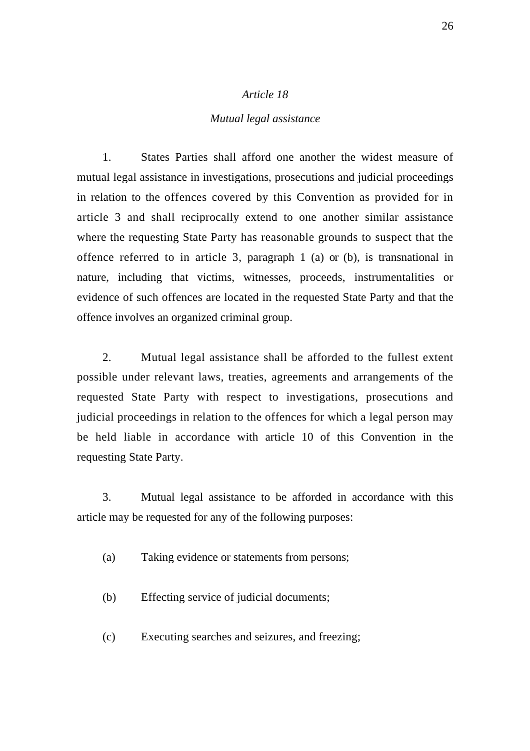*Article 18*

*Mutual legal assistance*

1. States Parties shall afford one another the widest measure of mutual legal assistance in investigations, prosecutions and judicial proceedings in relation to the offences covered by this Convention as provided for in article 3 and shall reciprocally extend to one another similar assistance where the requesting State Party has reasonable grounds to suspect that the offence referred to in article 3, paragraph 1 (a) or (b), is transnational in nature, including that victims, witnesses, proceeds, instrumentalities or evidence of such offences are located in the requested State Party and that the offence involves an organized criminal group.

2. Mutual legal assistance shall be afforded to the fullest extent possible under relevant laws, treaties, agreements and arrangements of the requested State Party with respect to investigations, prosecutions and judicial proceedings in relation to the offences for which a legal person may be held liable in accordance with article 10 of this Convention in the requesting State Party.

3. Mutual legal assistance to be afforded in accordance with this article may be requested for any of the following purposes:

(a) Taking evidence or statements from persons;

(b) Effecting service of judicial documents;

(c) Executing searches and seizures, and freezing;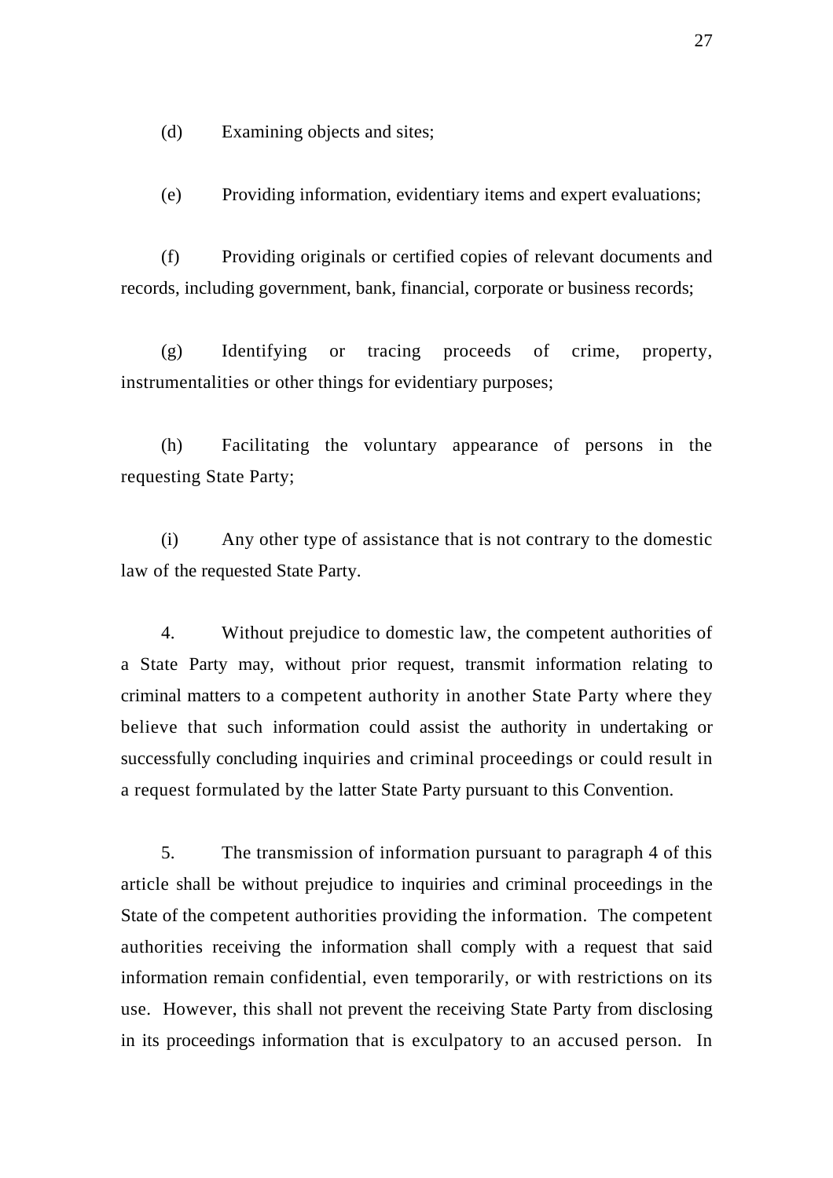(d) Examining objects and sites;

(e) Providing information, evidentiary items and expert evaluations;

(f) Providing originals or certified copies of relevant documents and records, including government, bank, financial, corporate or business records;

(g) Identifying or tracing proceeds of crime, property, instrumentalities or other things for evidentiary purposes;

(h) Facilitating the voluntary appearance of persons in the requesting State Party;

(i) Any other type of assistance that is not contrary to the domestic law of the requested State Party.

4. Without prejudice to domestic law, the competent authorities of a State Party may, without prior request, transmit information relating to criminal matters to a competent authority in another State Party where they believe that such information could assist the authority in undertaking or successfully concluding inquiries and criminal proceedings or could result in a request formulated by the latter State Party pursuant to this Convention.

5. The transmission of information pursuant to paragraph 4 of this article shall be without prejudice to inquiries and criminal proceedings in the State of the competent authorities providing the information. The competent authorities receiving the information shall comply with a request that said information remain confidential, even temporarily, or with restrictions on its use. However, this shall not prevent the receiving State Party from disclosing in its proceedings information that is exculpatory to an accused person. In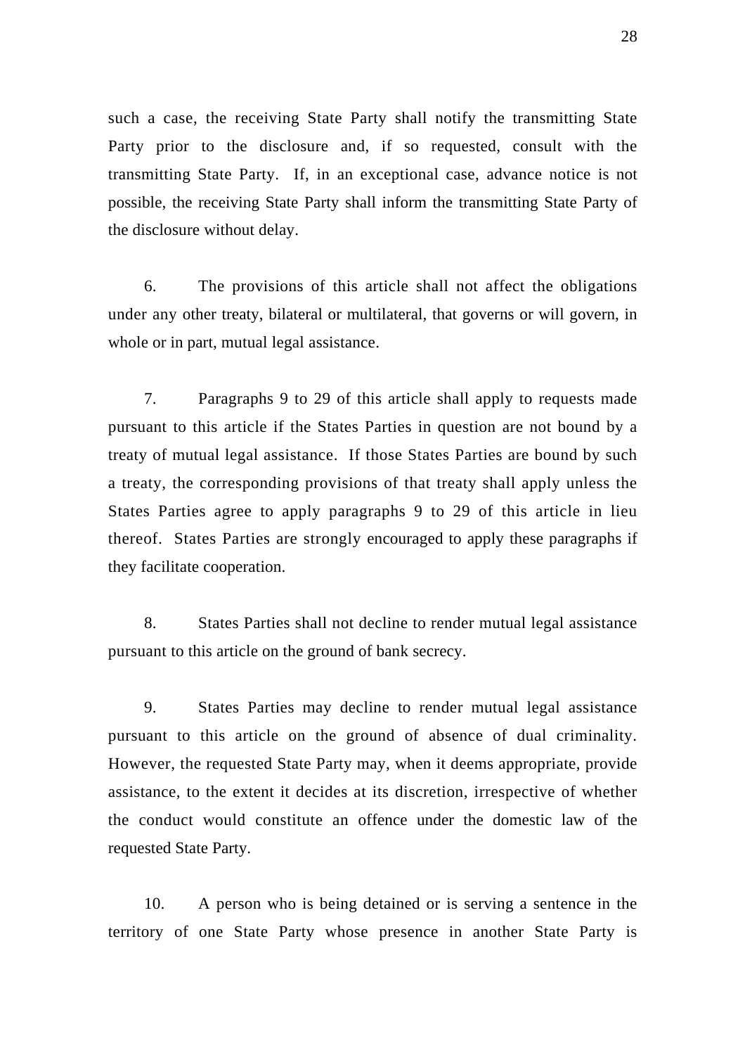such a case, the receiving State Party shall notify the transmitting State Party prior to the disclosure and, if so requested, consult with the transmitting State Party. If, in an exceptional case, advance notice is not possible, the receiving State Party shall inform the transmitting State Party of the disclosure without delay.

6. The provisions of this article shall not affect the obligations under any other treaty, bilateral or multilateral, that governs or will govern, in whole or in part, mutual legal assistance.

7. Paragraphs 9 to 29 of this article shall apply to requests made pursuant to this article if the States Parties in question are not bound by a treaty of mutual legal assistance. If those States Parties are bound by such a treaty, the corresponding provisions of that treaty shall apply unless the States Parties agree to apply paragraphs 9 to 29 of this article in lieu thereof. States Parties are strongly encouraged to apply these paragraphs if they facilitate cooperation.

8. States Parties shall not decline to render mutual legal assistance pursuant to this article on the ground of bank secrecy.

9. States Parties may decline to render mutual legal assistance pursuant to this article on the ground of absence of dual criminality. However, the requested State Party may, when it deems appropriate, provide assistance, to the extent it decides at its discretion, irrespective of whether the conduct would constitute an offence under the domestic law of the requested State Party.

10. A person who is being detained or is serving a sentence in the territory of one State Party whose presence in another State Party is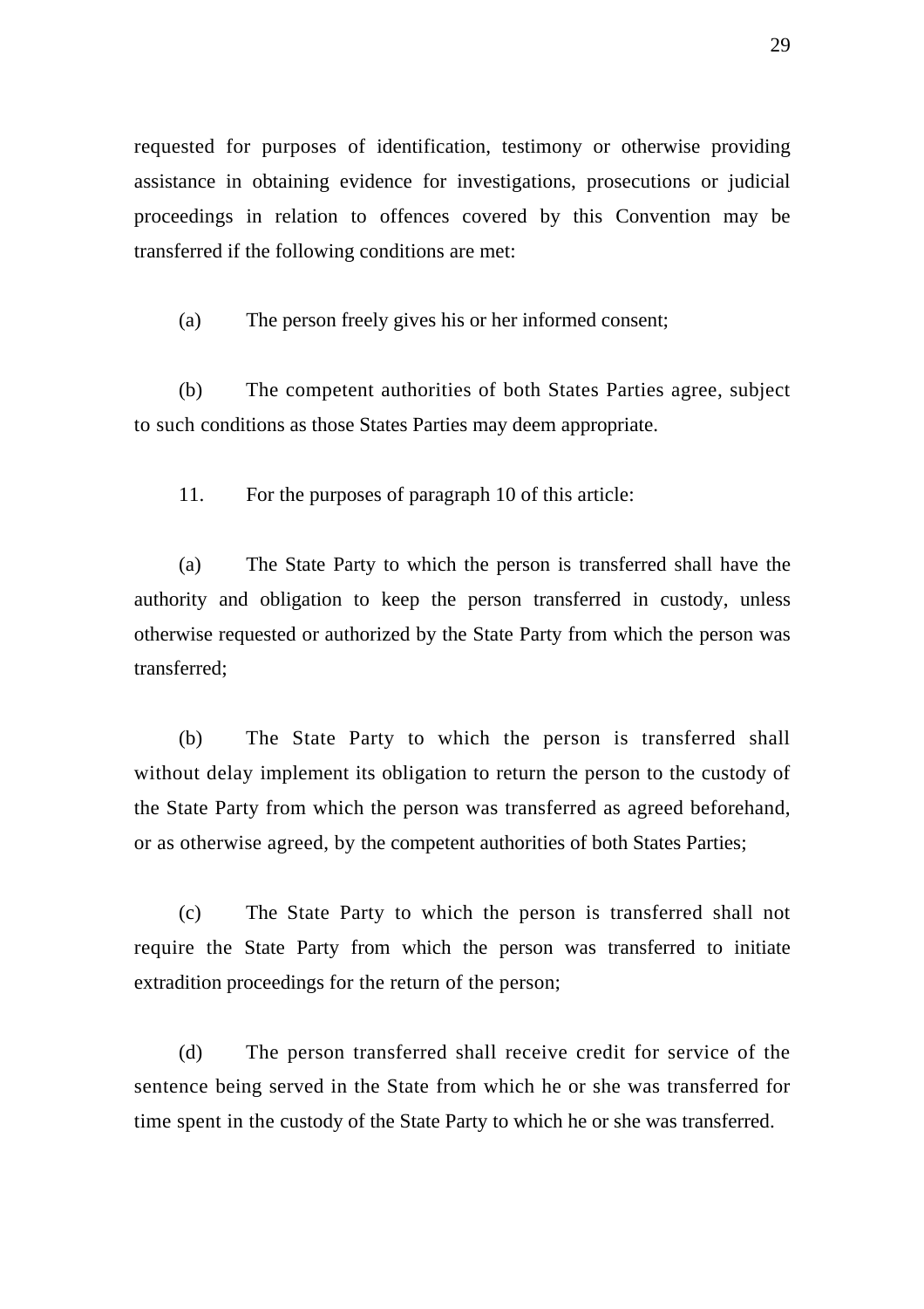requested for purposes of identification, testimony or otherwise providing assistance in obtaining evidence for investigations, prosecutions or judicial proceedings in relation to offences covered by this Convention may be transferred if the following conditions are met:

(a) The person freely gives his or her informed consent;

(b) The competent authorities of both States Parties agree, subject to such conditions as those States Parties may deem appropriate.

11. For the purposes of paragraph 10 of this article:

(a) The State Party to which the person is transferred shall have the authority and obligation to keep the person transferred in custody, unless otherwise requested or authorized by the State Party from which the person was transferred;

(b) The State Party to which the person is transferred shall without delay implement its obligation to return the person to the custody of the State Party from which the person was transferred as agreed beforehand, or as otherwise agreed, by the competent authorities of both States Parties;

(c) The State Party to which the person is transferred shall not require the State Party from which the person was transferred to initiate extradition proceedings for the return of the person;

(d) The person transferred shall receive credit for service of the sentence being served in the State from which he or she was transferred for time spent in the custody of the State Party to which he or she was transferred.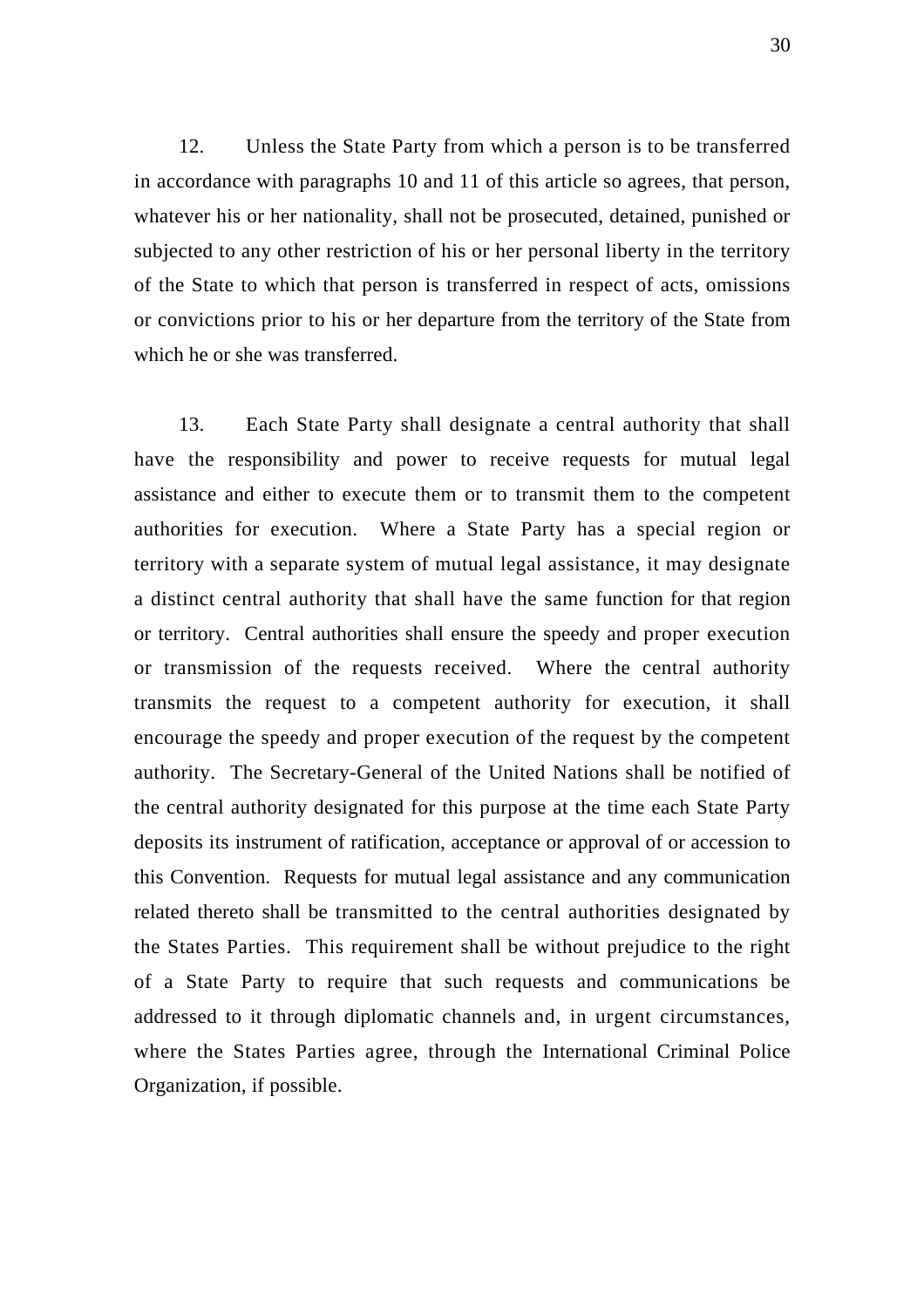12. Unless the State Party from which a person is to be transferred in accordance with paragraphs 10 and 11 of this article so agrees, that person, whatever his or her nationality, shall not be prosecuted, detained, punished or subjected to any other restriction of his or her personal liberty in the territory of the State to which that person is transferred in respect of acts, omissions or convictions prior to his or her departure from the territory of the State from which he or she was transferred.

13. Each State Party shall designate a central authority that shall have the responsibility and power to receive requests for mutual legal assistance and either to execute them or to transmit them to the competent authorities for execution. Where a State Party has a special region or territory with a separate system of mutual legal assistance, it may designate a distinct central authority that shall have the same function for that region or territory. Central authorities shall ensure the speedy and proper execution or transmission of the requests received. Where the central authority transmits the request to a competent authority for execution, it shall encourage the speedy and proper execution of the request by the competent authority. The Secretary-General of the United Nations shall be notified of the central authority designated for this purpose at the time each State Party deposits its instrument of ratification, acceptance or approval of or accession to this Convention. Requests for mutual legal assistance and any communication related thereto shall be transmitted to the central authorities designated by the States Parties. This requirement shall be without prejudice to the right of a State Party to require that such requests and communications be addressed to it through diplomatic channels and, in urgent circumstances, where the States Parties agree, through the International Criminal Police Organization, if possible.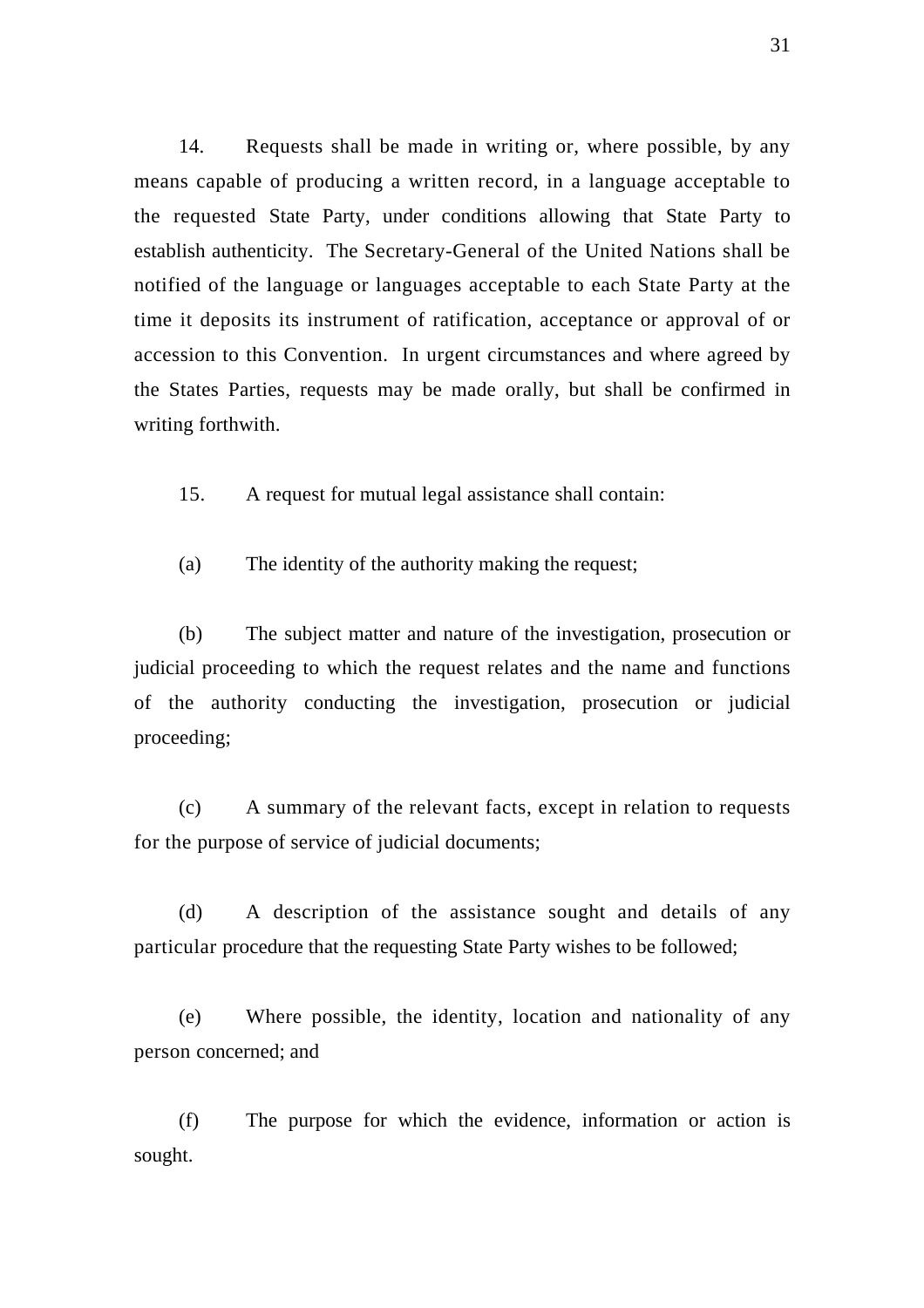14. Requests shall be made in writing or, where possible, by any means capable of producing a written record, in a language acceptable to the requested State Party, under conditions allowing that State Party to establish authenticity. The Secretary-General of the United Nations shall be notified of the language or languages acceptable to each State Party at the time it deposits its instrument of ratification, acceptance or approval of or accession to this Convention. In urgent circumstances and where agreed by the States Parties, requests may be made orally, but shall be confirmed in writing forthwith.

15. A request for mutual legal assistance shall contain:

(a) The identity of the authority making the request;

(b) The subject matter and nature of the investigation, prosecution or judicial proceeding to which the request relates and the name and functions of the authority conducting the investigation, prosecution or judicial proceeding;

(c) A summary of the relevant facts, except in relation to requests for the purpose of service of judicial documents;

(d) A description of the assistance sought and details of any particular procedure that the requesting State Party wishes to be followed;

(e) Where possible, the identity, location and nationality of any person concerned; and

(f) The purpose for which the evidence, information or action is sought.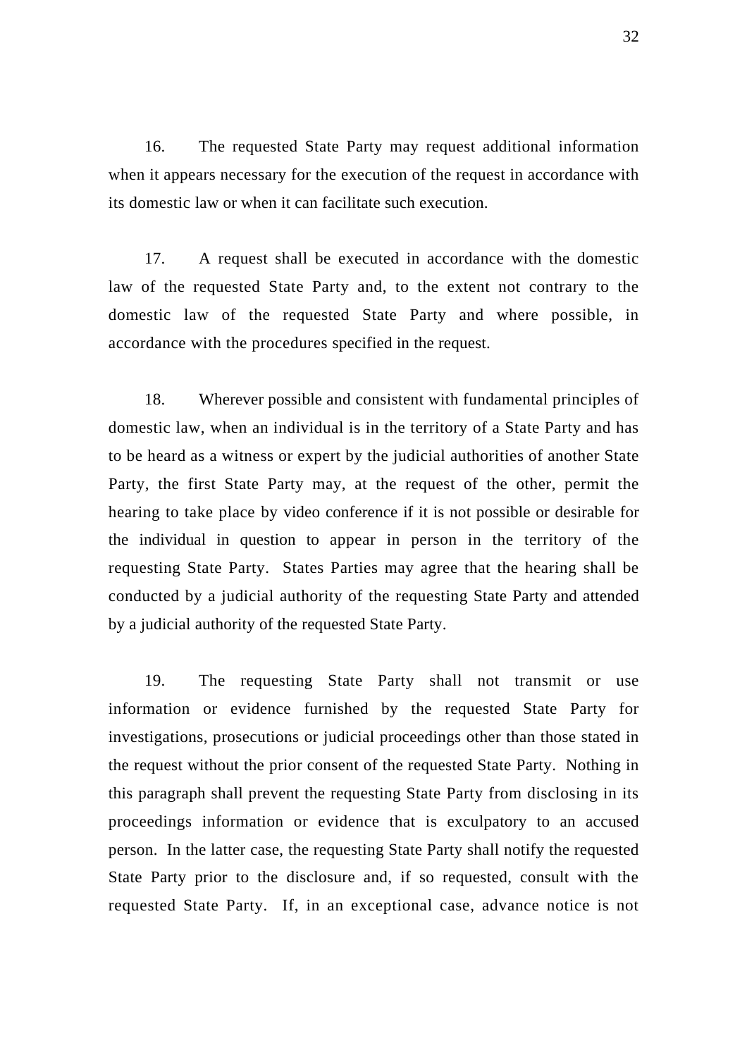16. The requested State Party may request additional information when it appears necessary for the execution of the request in accordance with its domestic law or when it can facilitate such execution.

17. A request shall be executed in accordance with the domestic law of the requested State Party and, to the extent not contrary to the domestic law of the requested State Party and where possible, in accordance with the procedures specified in the request.

18. Wherever possible and consistent with fundamental principles of domestic law, when an individual is in the territory of a State Party and has to be heard as a witness or expert by the judicial authorities of another State Party, the first State Party may, at the request of the other, permit the hearing to take place by video conference if it is not possible or desirable for the individual in question to appear in person in the territory of the requesting State Party. States Parties may agree that the hearing shall be conducted by a judicial authority of the requesting State Party and attended by a judicial authority of the requested State Party.

19. The requesting State Party shall not transmit or use information or evidence furnished by the requested State Party for investigations, prosecutions or judicial proceedings other than those stated in the request without the prior consent of the requested State Party. Nothing in this paragraph shall prevent the requesting State Party from disclosing in its proceedings information or evidence that is exculpatory to an accused person. In the latter case, the requesting State Party shall notify the requested State Party prior to the disclosure and, if so requested, consult with the requested State Party. If, in an exceptional case, advance notice is not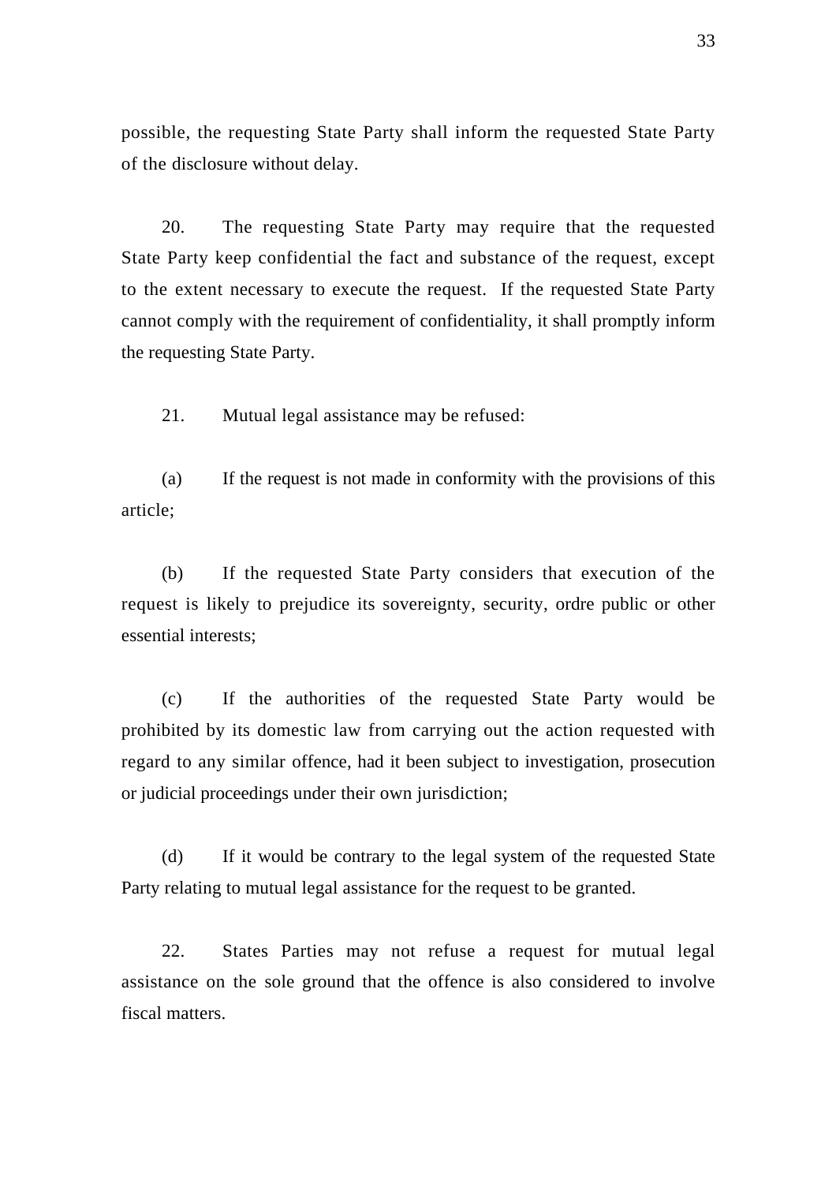possible, the requesting State Party shall inform the requested State Party of the disclosure without delay.

20. The requesting State Party may require that the requested State Party keep confidential the fact and substance of the request, except to the extent necessary to execute the request. If the requested State Party cannot comply with the requirement of confidentiality, it shall promptly inform the requesting State Party.

21. Mutual legal assistance may be refused:

(a) If the request is not made in conformity with the provisions of this article;

(b) If the requested State Party considers that execution of the request is likely to prejudice its sovereignty, security, ordre public or other essential interests;

(c) If the authorities of the requested State Party would be prohibited by its domestic law from carrying out the action requested with regard to any similar offence, had it been subject to investigation, prosecution or judicial proceedings under their own jurisdiction;

(d) If it would be contrary to the legal system of the requested State Party relating to mutual legal assistance for the request to be granted.

22. States Parties may not refuse a request for mutual legal assistance on the sole ground that the offence is also considered to involve fiscal matters.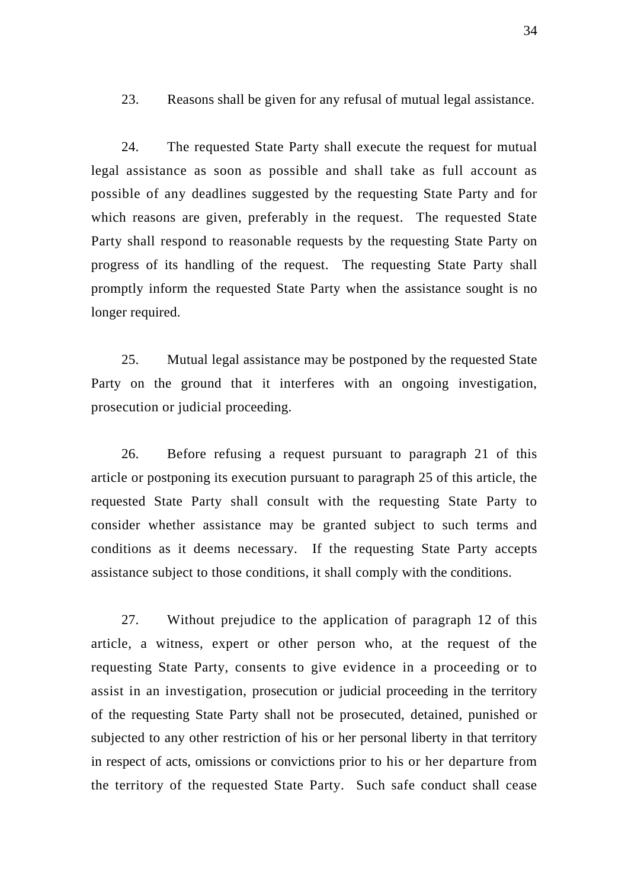23. Reasons shall be given for any refusal of mutual legal assistance.

24. The requested State Party shall execute the request for mutual legal assistance as soon as possible and shall take as full account as possible of any deadlines suggested by the requesting State Party and for which reasons are given, preferably in the request. The requested State Party shall respond to reasonable requests by the requesting State Party on progress of its handling of the request. The requesting State Party shall promptly inform the requested State Party when the assistance sought is no longer required.

25. Mutual legal assistance may be postponed by the requested State Party on the ground that it interferes with an ongoing investigation, prosecution or judicial proceeding.

26. Before refusing a request pursuant to paragraph 21 of this article or postponing its execution pursuant to paragraph 25 of this article, the requested State Party shall consult with the requesting State Party to consider whether assistance may be granted subject to such terms and conditions as it deems necessary. If the requesting State Party accepts assistance subject to those conditions, it shall comply with the conditions.

27. Without prejudice to the application of paragraph 12 of this article, a witness, expert or other person who, at the request of the requesting State Party, consents to give evidence in a proceeding or to assist in an investigation, prosecution or judicial proceeding in the territory of the requesting State Party shall not be prosecuted, detained, punished or subjected to any other restriction of his or her personal liberty in that territory in respect of acts, omissions or convictions prior to his or her departure from the territory of the requested State Party. Such safe conduct shall cease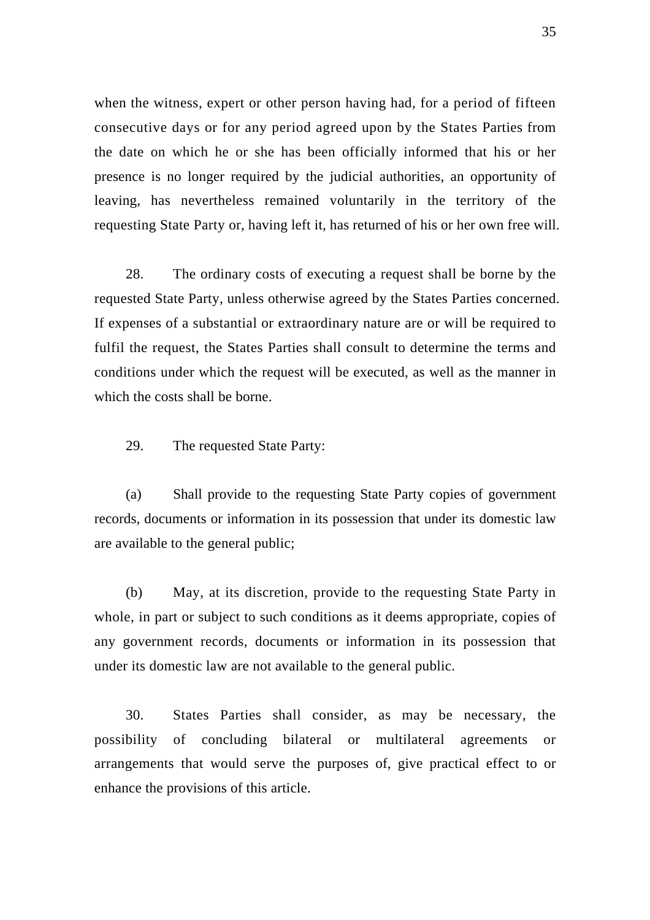when the witness, expert or other person having had, for a period of fifteen consecutive days or for any period agreed upon by the States Parties from the date on which he or she has been officially informed that his or her presence is no longer required by the judicial authorities, an opportunity of leaving, has nevertheless remained voluntarily in the territory of the requesting State Party or, having left it, has returned of his or her own free will.

28. The ordinary costs of executing a request shall be borne by the requested State Party, unless otherwise agreed by the States Parties concerned. If expenses of a substantial or extraordinary nature are or will be required to fulfil the request, the States Parties shall consult to determine the terms and conditions under which the request will be executed, as well as the manner in which the costs shall be borne.

29. The requested State Party:

(a) Shall provide to the requesting State Party copies of government records, documents or information in its possession that under its domestic law are available to the general public;

(b) May, at its discretion, provide to the requesting State Party in whole, in part or subject to such conditions as it deems appropriate, copies of any government records, documents or information in its possession that under its domestic law are not available to the general public.

30. States Parties shall consider, as may be necessary, the possibility of concluding bilateral or multilateral agreements or arrangements that would serve the purposes of, give practical effect to or enhance the provisions of this article.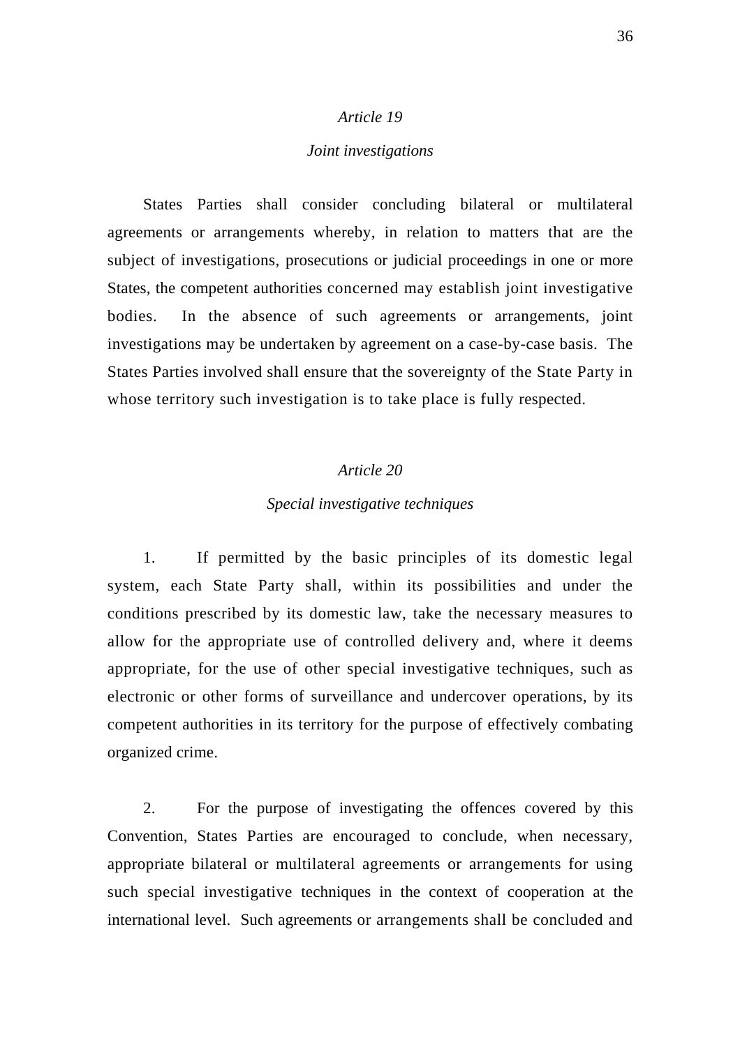*Article 19*

*Joint investigations*

States Parties shall consider concluding bilateral or multilateral agreements or arrangements whereby, in relation to matters that are the subject of investigations, prosecutions or judicial proceedings in one or more States, the competent authorities concerned may establish joint investigative bodies. In the absence of such agreements or arrangements, joint investigations may be undertaken by agreement on a case-by-case basis. The States Parties involved shall ensure that the sovereignty of the State Party in whose territory such investigation is to take place is fully respected.

*Article 20*

*Special investigative techniques*

1. If permitted by the basic principles of its domestic legal system, each State Party shall, within its possibilities and under the conditions prescribed by its domestic law, take the necessary measures to allow for the appropriate use of controlled delivery and, where it deems appropriate, for the use of other special investigative techniques, such as electronic or other forms of surveillance and undercover operations, by its competent authorities in its territory for the purpose of effectively combating organized crime.

2. For the purpose of investigating the offences covered by this Convention, States Parties are encouraged to conclude, when necessary, appropriate bilateral or multilateral agreements or arrangements for using such special investigative techniques in the context of cooperation at the international level. Such agreements or arrangements shall be concluded and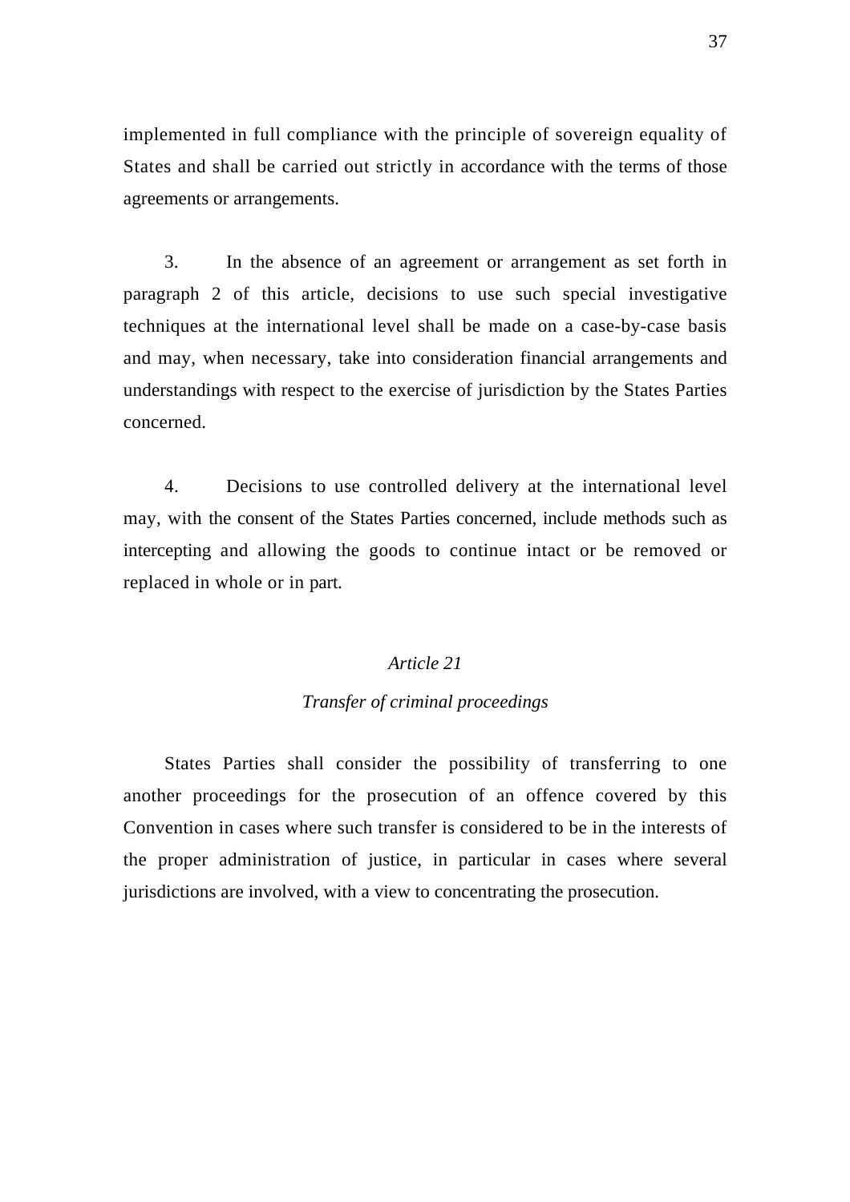implemented in full compliance with the principle of sovereign equality of States and shall be carried out strictly in accordance with the terms of those agreements or arrangements.

3. In the absence of an agreement or arrangement as set forth in paragraph 2 of this article, decisions to use such special investigative techniques at the international level shall be made on a case-by-case basis and may, when necessary, take into consideration financial arrangements and understandings with respect to the exercise of jurisdiction by the States Parties concerned.

4. Decisions to use controlled delivery at the international level may, with the consent of the States Parties concerned, include methods such as intercepting and allowing the goods to continue intact or be removed or replaced in whole or in part.

### *Article 21*

### *Transfer of criminal proceedings*

States Parties shall consider the possibility of transferring to one another proceedings for the prosecution of an offence covered by this Convention in cases where such transfer is considered to be in the interests of the proper administration of justice, in particular in cases where several jurisdictions are involved, with a view to concentrating the prosecution.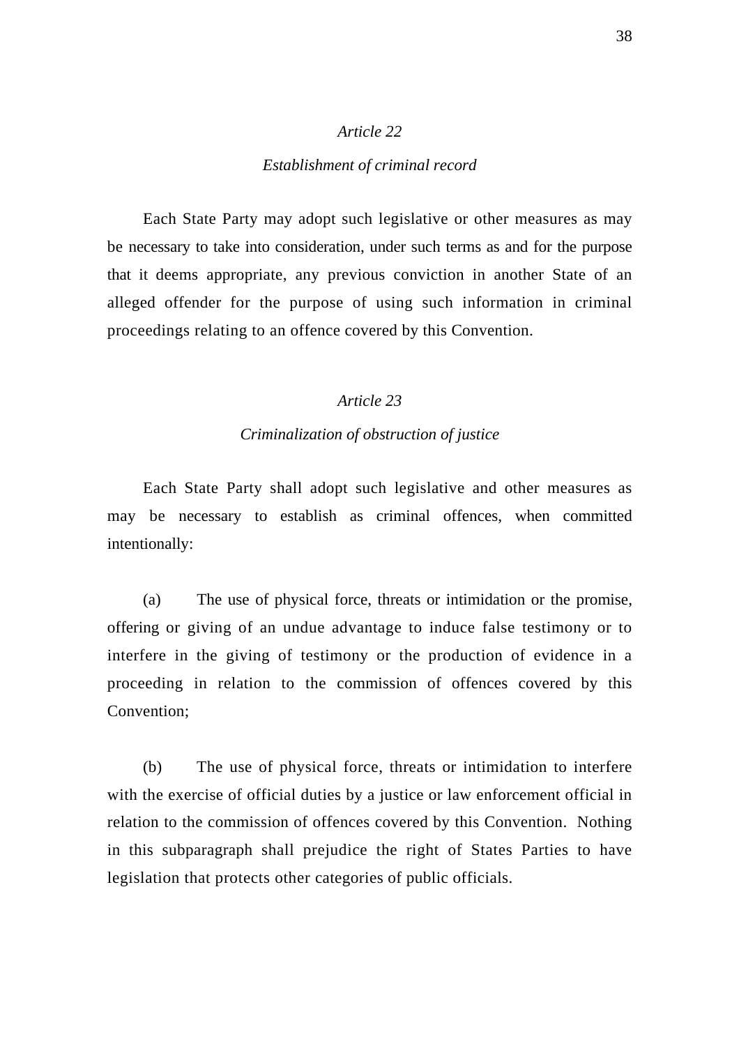*Article 22*

*Establishment of criminal record*

Each State Party may adopt such legislative or other measures as may be necessary to take into consideration, under such terms as and for the purpose that it deems appropriate, any previous conviction in another State of an alleged offender for the purpose of using such information in criminal proceedings relating to an offence covered by this Convention.

*Article 23*

*Criminalization of obstruction of justice*

Each State Party shall adopt such legislative and other measures as may be necessary to establish as criminal offences, when committed intentionally:

(a) The use of physical force, threats or intimidation or the promise, offering or giving of an undue advantage to induce false testimony or to interfere in the giving of testimony or the production of evidence in a proceeding in relation to the commission of offences covered by this Convention;

(b) The use of physical force, threats or intimidation to interfere with the exercise of official duties by a justice or law enforcement official in relation to the commission of offences covered by this Convention. Nothing in this subparagraph shall prejudice the right of States Parties to have legislation that protects other categories of public officials.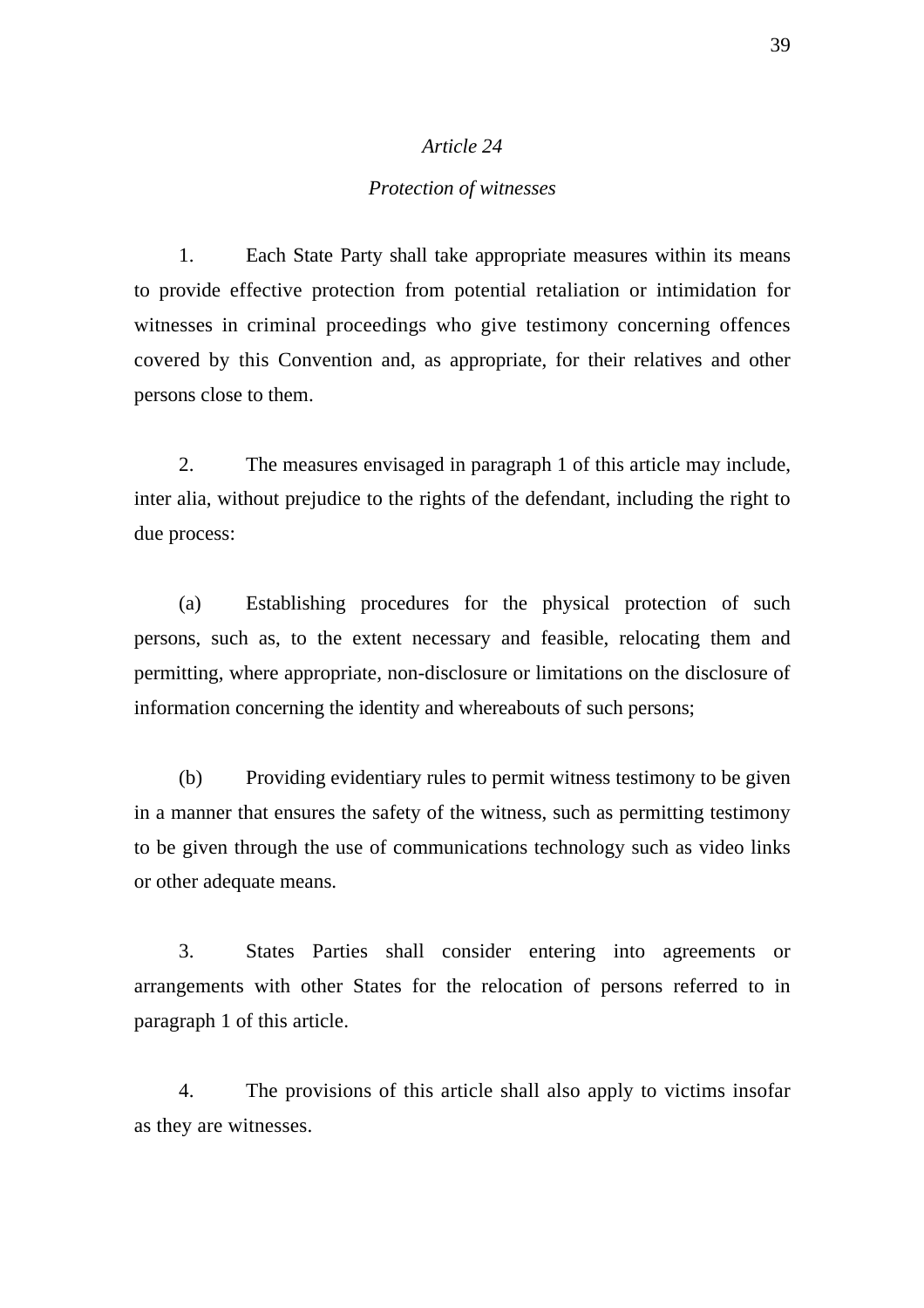*Article 24*

*Protection of witnesses*

1. Each State Party shall take appropriate measures within its means to provide effective protection from potential retaliation or intimidation for witnesses in criminal proceedings who give testimony concerning offences covered by this Convention and, as appropriate, for their relatives and other persons close to them.

2. The measures envisaged in paragraph 1 of this article may include, inter alia, without prejudice to the rights of the defendant, including the right to due process:

(a) Establishing procedures for the physical protection of such persons, such as, to the extent necessary and feasible, relocating them and permitting, where appropriate, non-disclosure or limitations on the disclosure of information concerning the identity and whereabouts of such persons;

(b) Providing evidentiary rules to permit witness testimony to be given in a manner that ensures the safety of the witness, such as permitting testimony to be given through the use of communications technology such as video links or other adequate means.

3. States Parties shall consider entering into agreements or arrangements with other States for the relocation of persons referred to in paragraph 1 of this article.

4. The provisions of this article shall also apply to victims insofar as they are witnesses.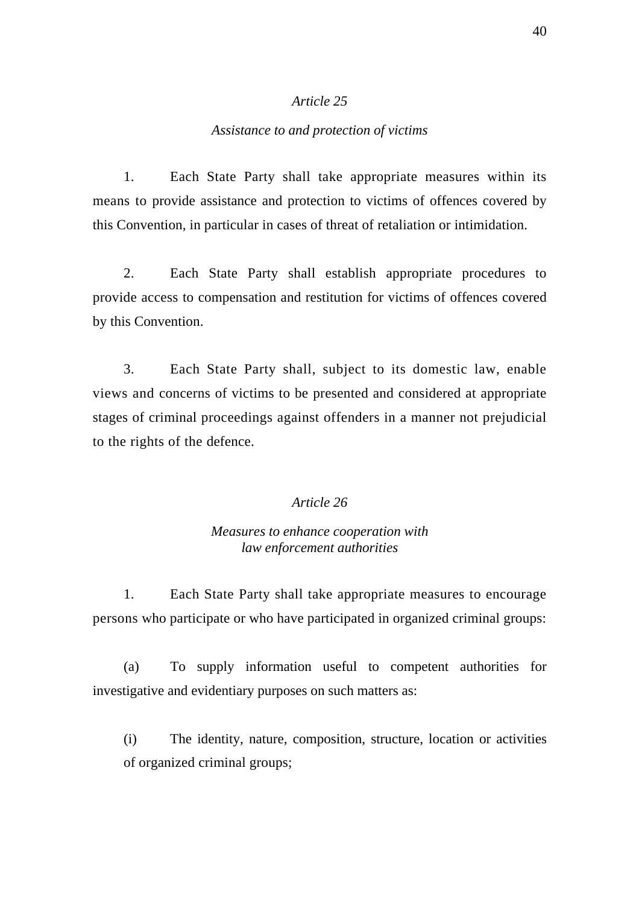*Article 25*

*Assistance to and protection of victims*

1. Each State Party shall take appropriate measures within its means to provide assistance and protection to victims of offences covered by this Convention, in particular in cases of threat of retaliation or intimidation.

2. Each State Party shall establish appropriate procedures to provide access to compensation and restitution for victims of offences covered by this Convention.

3. Each State Party shall, subject to its domestic law, enable views and concerns of victims to be presented and considered at appropriate stages of criminal proceedings against offenders in a manner not prejudicial to the rights of the defence.

*Article 26*

*Measures to enhance cooperation with law enforcement authorities*

1. Each State Party shall take appropriate measures to encourage persons who participate or who have participated in organized criminal groups:

(a) To supply information useful to competent authorities for investigative and evidentiary purposes on such matters as:

(i) The identity, nature, composition, structure, location or activities of organized criminal groups;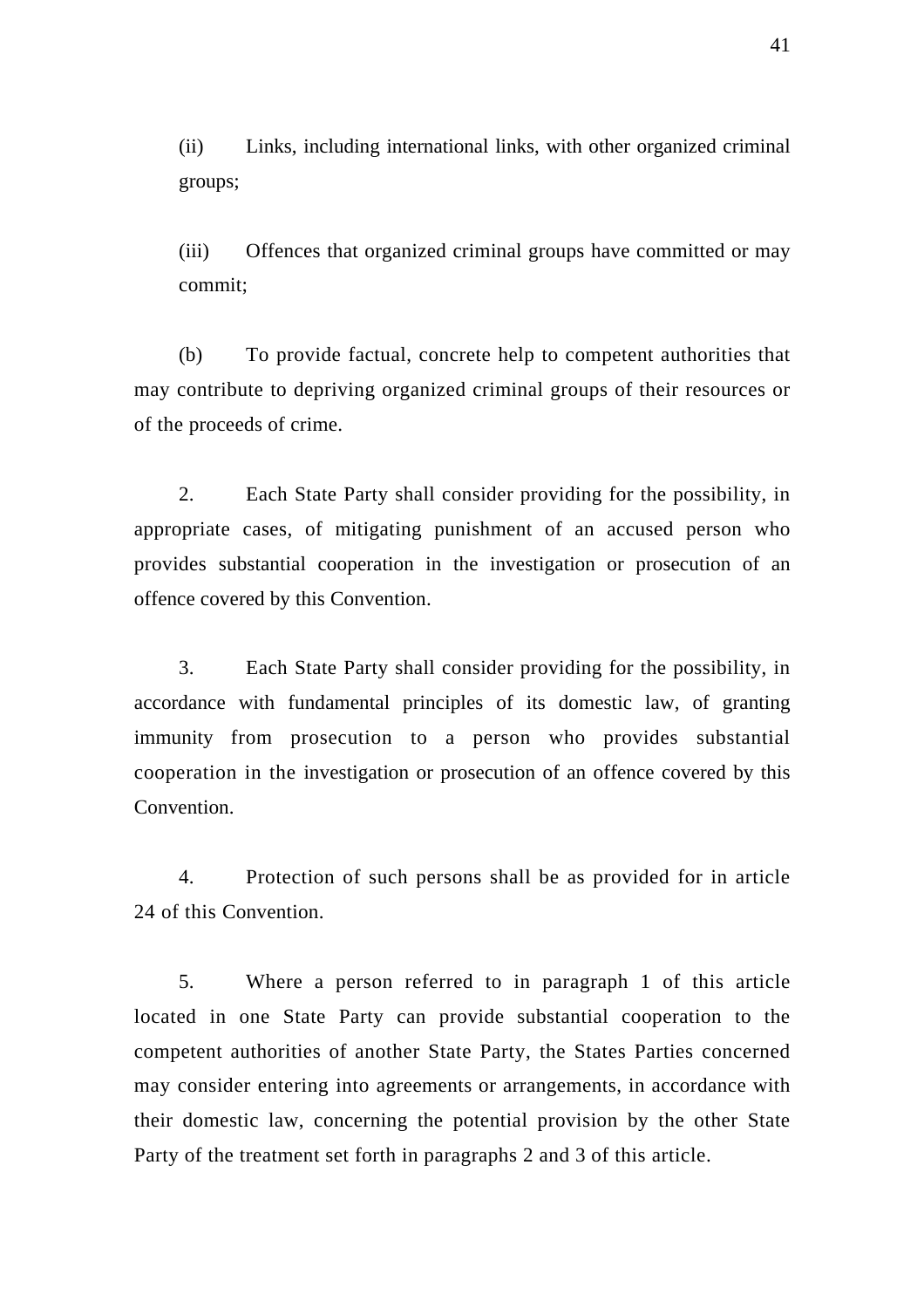(ii) Links, including international links, with other organized criminal groups;

(iii) Offences that organized criminal groups have committed or may commit;

(b) To provide factual, concrete help to competent authorities that may contribute to depriving organized criminal groups of their resources or of the proceeds of crime.

2. Each State Party shall consider providing for the possibility, in appropriate cases, of mitigating punishment of an accused person who provides substantial cooperation in the investigation or prosecution of an offence covered by this Convention.

3. Each State Party shall consider providing for the possibility, in accordance with fundamental principles of its domestic law, of granting immunity from prosecution to a person who provides substantial cooperation in the investigation or prosecution of an offence covered by this Convention.

4. Protection of such persons shall be as provided for in article 24 of this Convention.

5. Where a person referred to in paragraph 1 of this article located in one State Party can provide substantial cooperation to the competent authorities of another State Party, the States Parties concerned may consider entering into agreements or arrangements, in accordance with their domestic law, concerning the potential provision by the other State Party of the treatment set forth in paragraphs 2 and 3 of this article.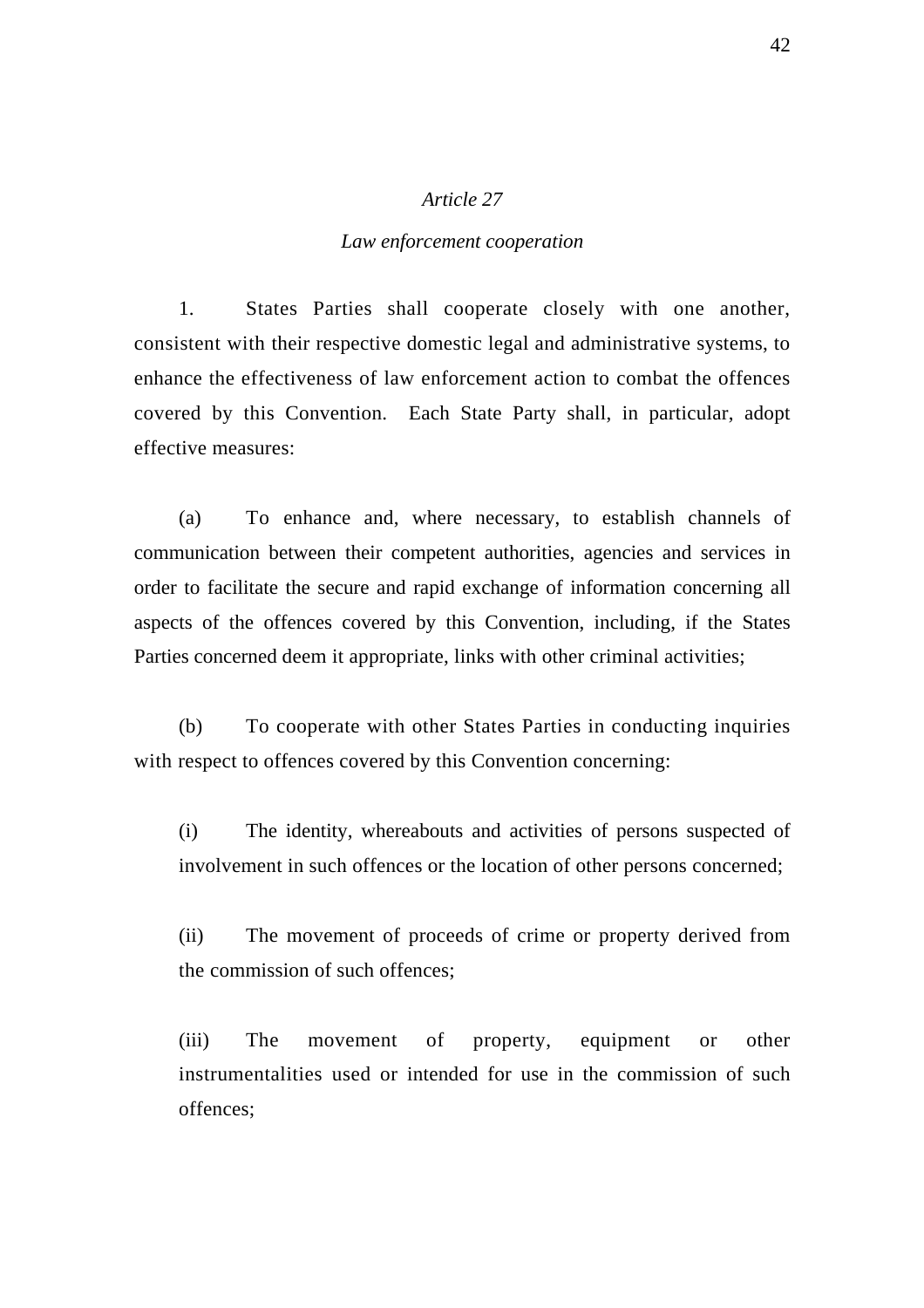*Article 27*

*Law enforcement cooperation*

1. States Parties shall cooperate closely with one another, consistent with their respective domestic legal and administrative systems, to enhance the effectiveness of law enforcement action to combat the offences covered by this Convention. Each State Party shall, in particular, adopt effective measures:

(a) To enhance and, where necessary, to establish channels of communication between their competent authorities, agencies and services in order to facilitate the secure and rapid exchange of information concerning all aspects of the offences covered by this Convention, including, if the States Parties concerned deem it appropriate, links with other criminal activities;

(b) To cooperate with other States Parties in conducting inquiries with respect to offences covered by this Convention concerning:

(i) The identity, whereabouts and activities of persons suspected of involvement in such offences or the location of other persons concerned;

(ii) The movement of proceeds of crime or property derived from the commission of such offences;

(iii) The movement of property, equipment or other instrumentalities used or intended for use in the commission of such offences;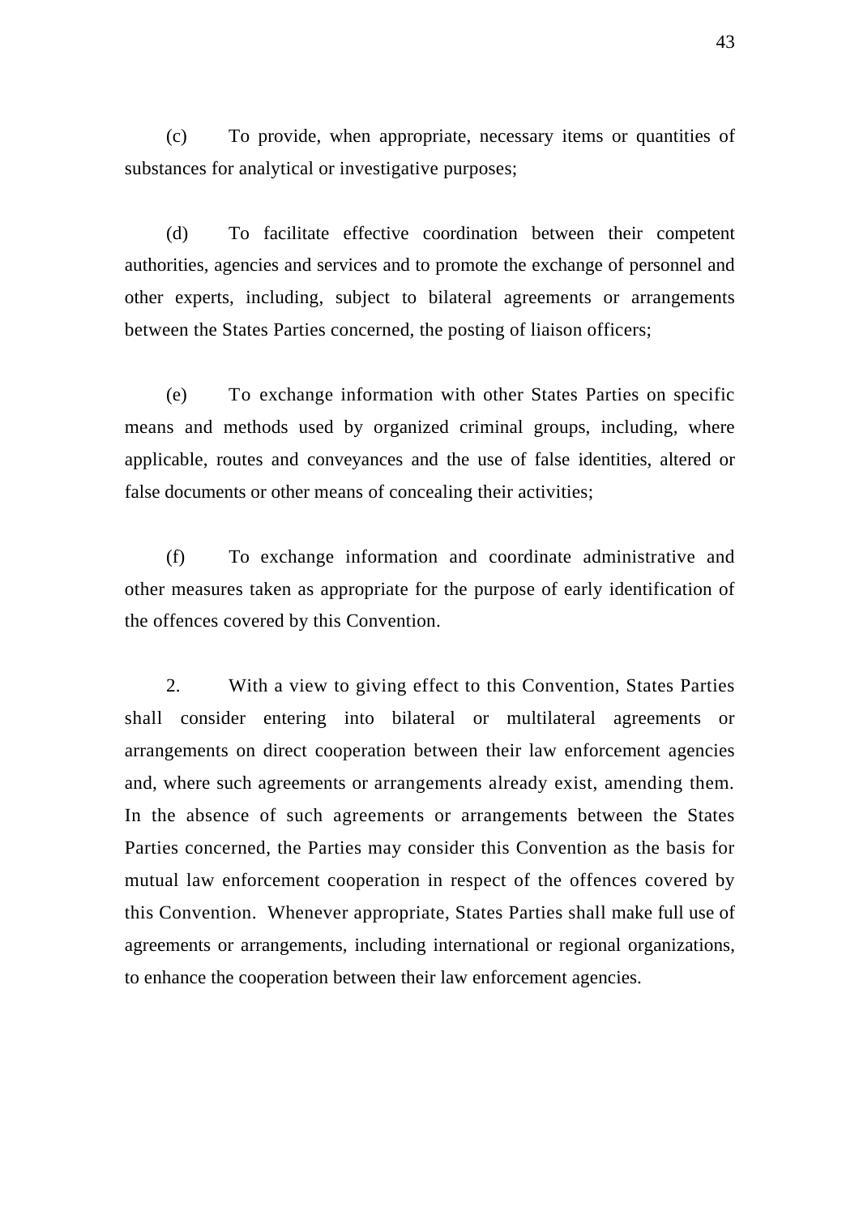(c) To provide, when appropriate, necessary items or quantities of substances for analytical or investigative purposes;

(d) To facilitate effective coordination between their competent authorities, agencies and services and to promote the exchange of personnel and other experts, including, subject to bilateral agreements or arrangements between the States Parties concerned, the posting of liaison officers;

(e) To exchange information with other States Parties on specific means and methods used by organized criminal groups, including, where applicable, routes and conveyances and the use of false identities, altered or false documents or other means of concealing their activities;

(f) To exchange information and coordinate administrative and other measures taken as appropriate for the purpose of early identification of the offences covered by this Convention.

2. With a view to giving effect to this Convention, States Parties shall consider entering into bilateral or multilateral agreements or arrangements on direct cooperation between their law enforcement agencies and, where such agreements or arrangements already exist, amending them. In the absence of such agreements or arrangements between the States Parties concerned, the Parties may consider this Convention as the basis for mutual law enforcement cooperation in respect of the offences covered by this Convention. Whenever appropriate, States Parties shall make full use of agreements or arrangements, including international or regional organizations, to enhance the cooperation between their law enforcement agencies.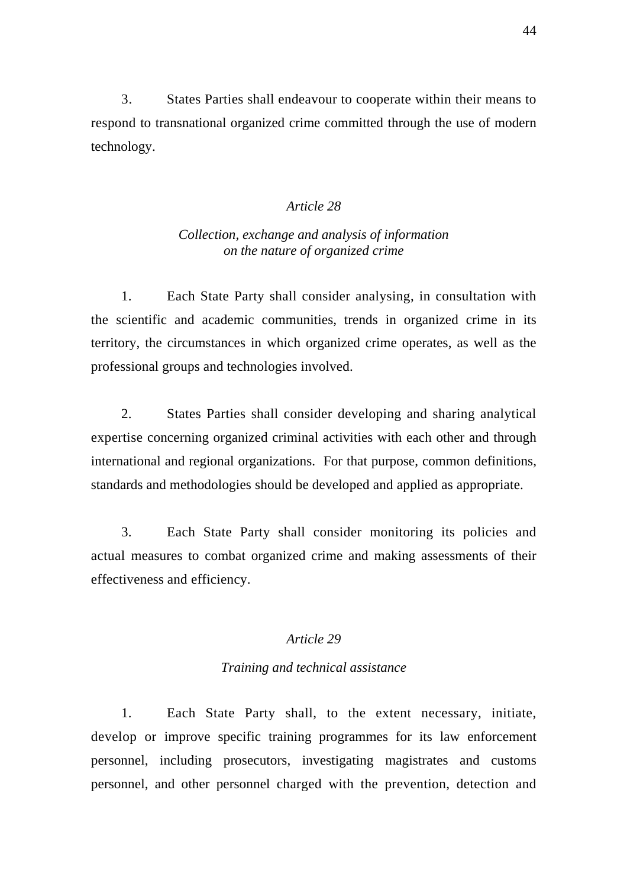3. States Parties shall endeavour to cooperate within their means to respond to transnational organized crime committed through the use of modern technology.

### *Article 28*

### *Collection, exchange and analysis of information on the nature of organized crime*

1. Each State Party shall consider analysing, in consultation with the scientific and academic communities, trends in organized crime in its territory, the circumstances in which organized crime operates, as well as the professional groups and technologies involved.

2. States Parties shall consider developing and sharing analytical expertise concerning organized criminal activities with each other and through international and regional organizations. For that purpose, common definitions, standards and methodologies should be developed and applied as appropriate.

3. Each State Party shall consider monitoring its policies and actual measures to combat organized crime and making assessments of their effectiveness and efficiency.

### *Article 29*

### *Training and technical assistance*

1. Each State Party shall, to the extent necessary, initiate, develop or improve specific training programmes for its law enforcement personnel, including prosecutors, investigating magistrates and customs personnel, and other personnel charged with the prevention, detection and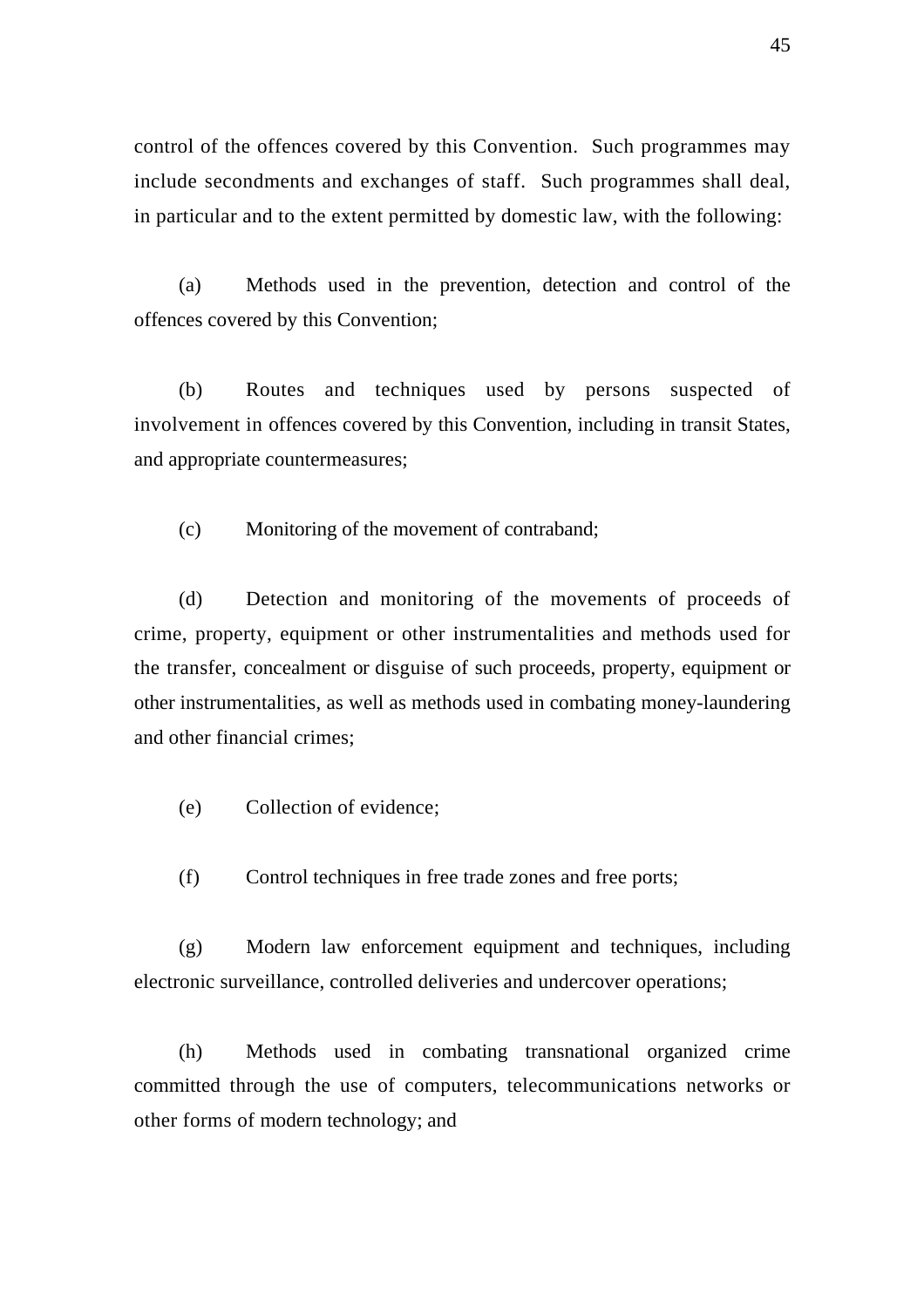control of the offences covered by this Convention. Such programmes may include secondments and exchanges of staff. Such programmes shall deal, in particular and to the extent permitted by domestic law, with the following:

(a) Methods used in the prevention, detection and control of the offences covered by this Convention;

(b) Routes and techniques used by persons suspected of involvement in offences covered by this Convention, including in transit States, and appropriate countermeasures;

(c) Monitoring of the movement of contraband;

(d) Detection and monitoring of the movements of proceeds of crime, property, equipment or other instrumentalities and methods used for the transfer, concealment or disguise of such proceeds, property, equipment or other instrumentalities, as well as methods used in combating money-laundering and other financial crimes;

(e) Collection of evidence;

(f) Control techniques in free trade zones and free ports;

(g) Modern law enforcement equipment and techniques, including electronic surveillance, controlled deliveries and undercover operations;

(h) Methods used in combating transnational organized crime committed through the use of computers, telecommunications networks or other forms of modern technology; and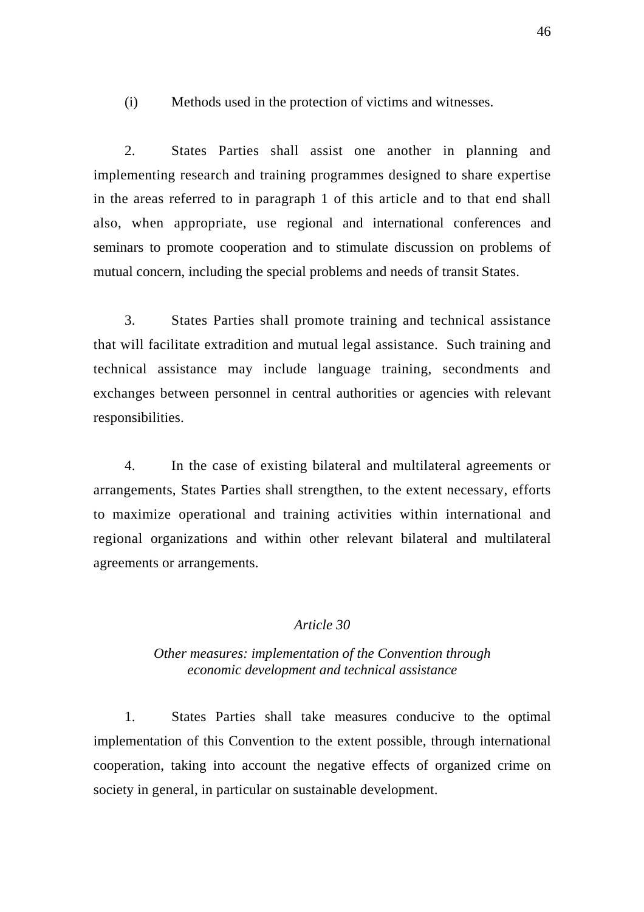(i) Methods used in the protection of victims and witnesses.

2. States Parties shall assist one another in planning and implementing research and training programmes designed to share expertise in the areas referred to in paragraph 1 of this article and to that end shall also, when appropriate, use regional and international conferences and seminars to promote cooperation and to stimulate discussion on problems of mutual concern, including the special problems and needs of transit States.

3. States Parties shall promote training and technical assistance that will facilitate extradition and mutual legal assistance. Such training and technical assistance may include language training, secondments and exchanges between personnel in central authorities or agencies with relevant responsibilities.

4. In the case of existing bilateral and multilateral agreements or arrangements, States Parties shall strengthen, to the extent necessary, efforts to maximize operational and training activities within international and regional organizations and within other relevant bilateral and multilateral agreements or arrangements.

### *Article 30*

### *Other measures: implementation of the Convention through economic development and technical assistance*

1. States Parties shall take measures conducive to the optimal implementation of this Convention to the extent possible, through international cooperation, taking into account the negative effects of organized crime on society in general, in particular on sustainable development.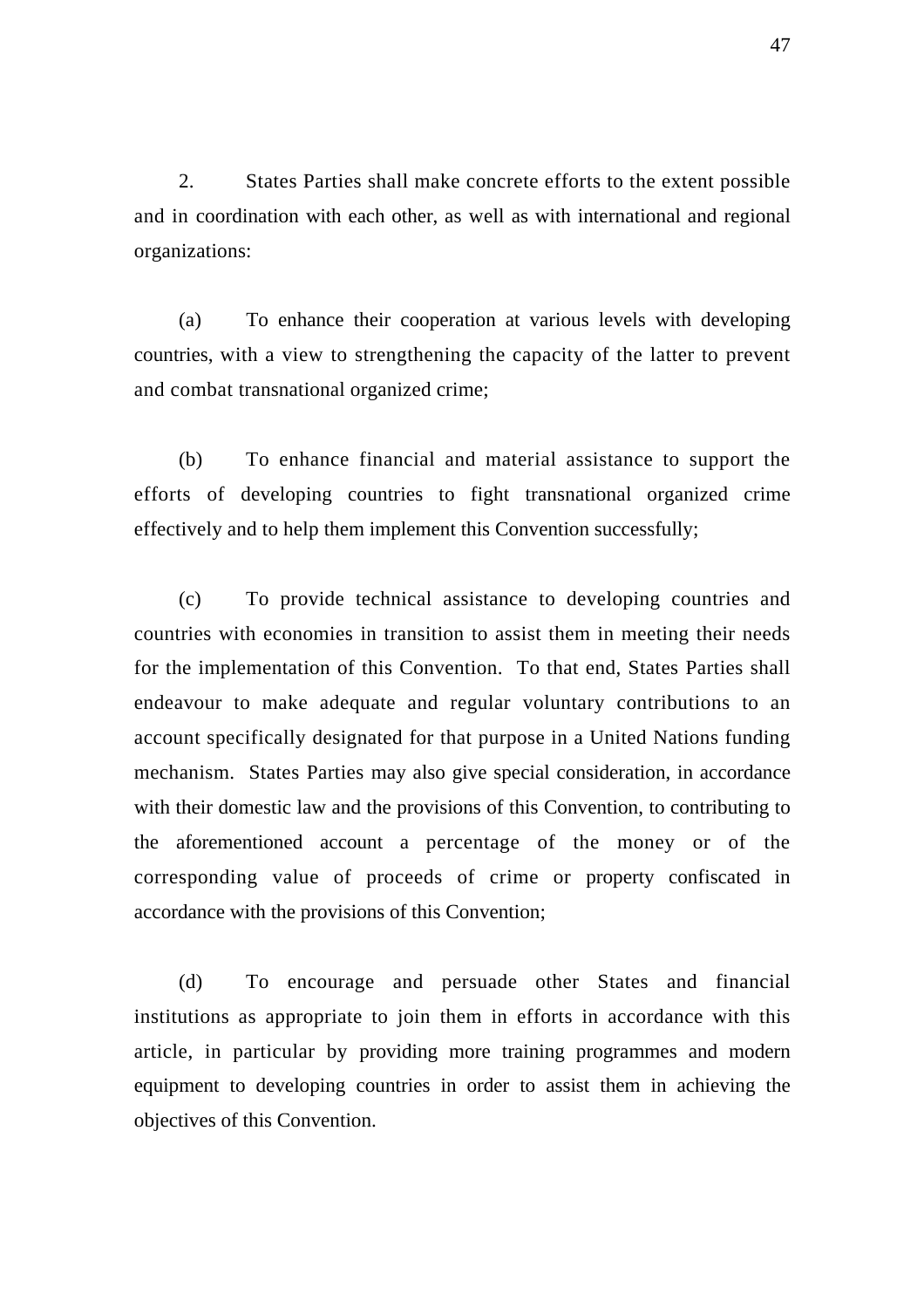2. States Parties shall make concrete efforts to the extent possible and in coordination with each other, as well as with international and regional organizations:

(a) To enhance their cooperation at various levels with developing countries, with a view to strengthening the capacity of the latter to prevent and combat transnational organized crime;

(b) To enhance financial and material assistance to support the efforts of developing countries to fight transnational organized crime effectively and to help them implement this Convention successfully;

(c) To provide technical assistance to developing countries and countries with economies in transition to assist them in meeting their needs for the implementation of this Convention. To that end, States Parties shall endeavour to make adequate and regular voluntary contributions to an account specifically designated for that purpose in a United Nations funding mechanism. States Parties may also give special consideration, in accordance with their domestic law and the provisions of this Convention, to contributing to the aforementioned account a percentage of the money or of the corresponding value of proceeds of crime or property confiscated in accordance with the provisions of this Convention;

(d) To encourage and persuade other States and financial institutions as appropriate to join them in efforts in accordance with this article, in particular by providing more training programmes and modern equipment to developing countries in order to assist them in achieving the objectives of this Convention.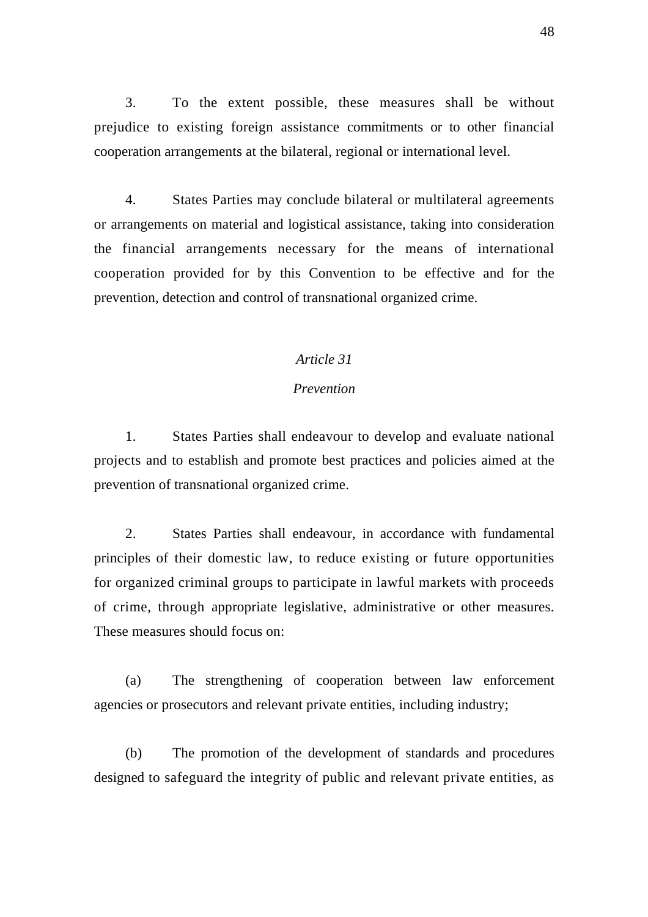3. To the extent possible, these measures shall be without prejudice to existing foreign assistance commitments or to other financial cooperation arrangements at the bilateral, regional or international level.

4. States Parties may conclude bilateral or multilateral agreements or arrangements on material and logistical assistance, taking into consideration the financial arrangements necessary for the means of international cooperation provided for by this Convention to be effective and for the prevention, detection and control of transnational organized crime.

*Article 31*

*Prevention*

1. States Parties shall endeavour to develop and evaluate national projects and to establish and promote best practices and policies aimed at the prevention of transnational organized crime.

2. States Parties shall endeavour, in accordance with fundamental principles of their domestic law, to reduce existing or future opportunities for organized criminal groups to participate in lawful markets with proceeds of crime, through appropriate legislative, administrative or other measures. These measures should focus on:

(a) The strengthening of cooperation between law enforcement agencies or prosecutors and relevant private entities, including industry;

(b) The promotion of the development of standards and procedures designed to safeguard the integrity of public and relevant private entities, as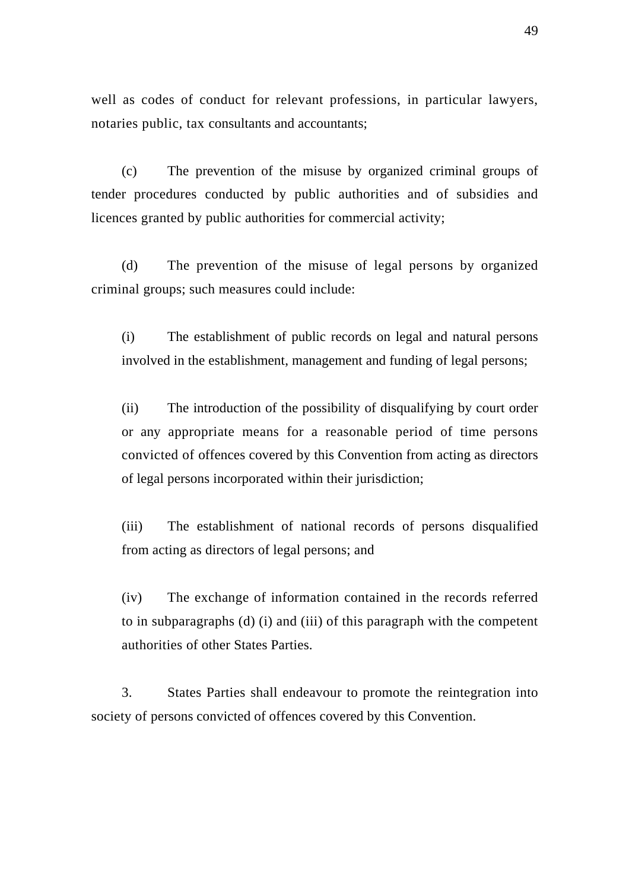well as codes of conduct for relevant professions, in particular lawyers, notaries public, tax consultants and accountants;

(c) The prevention of the misuse by organized criminal groups of tender procedures conducted by public authorities and of subsidies and licences granted by public authorities for commercial activity;

(d) The prevention of the misuse of legal persons by organized criminal groups; such measures could include:

(i) The establishment of public records on legal and natural persons involved in the establishment, management and funding of legal persons;

(ii) The introduction of the possibility of disqualifying by court order or any appropriate means for a reasonable period of time persons convicted of offences covered by this Convention from acting as directors of legal persons incorporated within their jurisdiction;

(iii) The establishment of national records of persons disqualified from acting as directors of legal persons; and

(iv) The exchange of information contained in the records referred to in subparagraphs (d) (i) and (iii) of this paragraph with the competent authorities of other States Parties.

3. States Parties shall endeavour to promote the reintegration into society of persons convicted of offences covered by this Convention.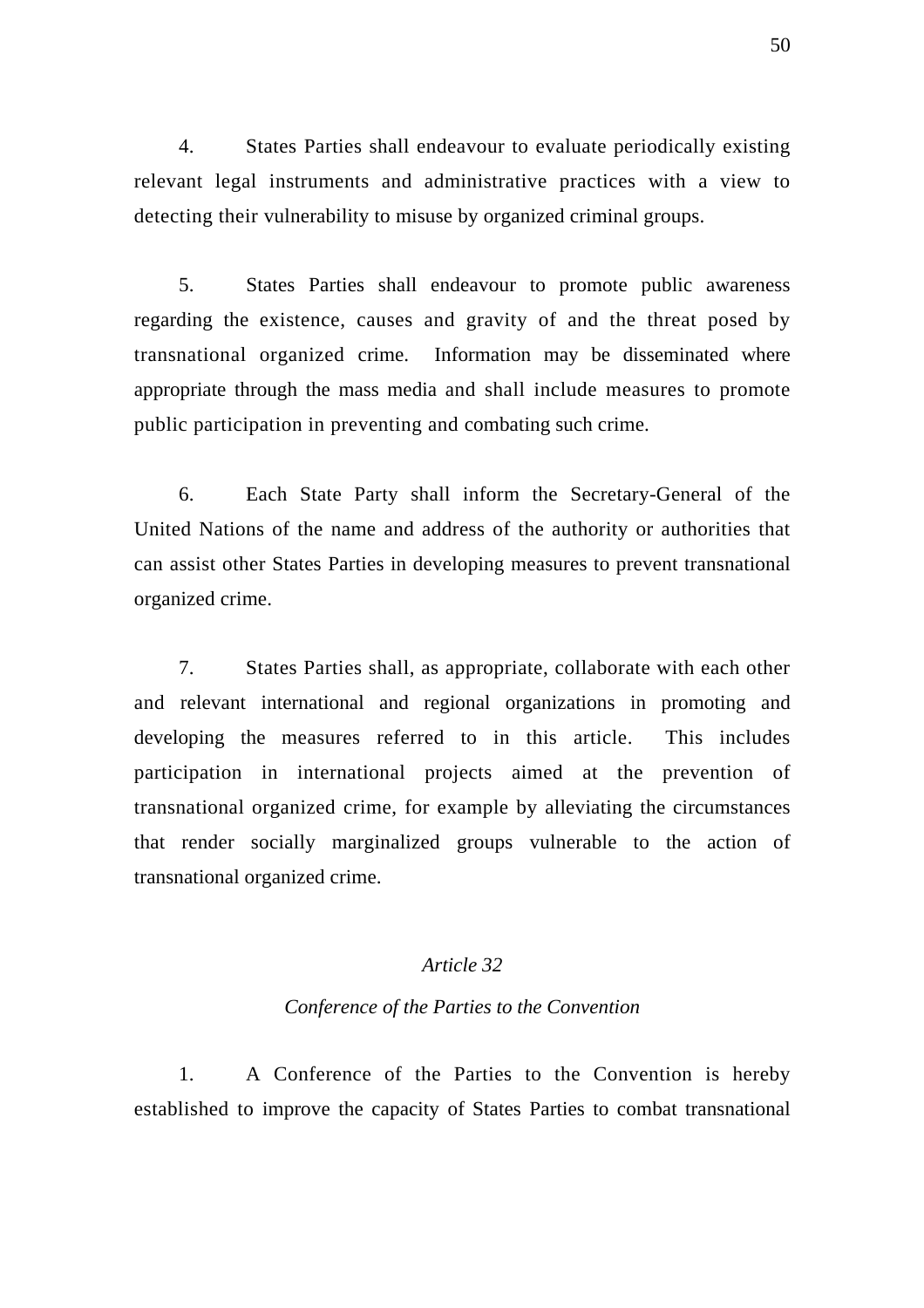4. States Parties shall endeavour to evaluate periodically existing relevant legal instruments and administrative practices with a view to detecting their vulnerability to misuse by organized criminal groups.

5. States Parties shall endeavour to promote public awareness regarding the existence, causes and gravity of and the threat posed by transnational organized crime. Information may be disseminated where appropriate through the mass media and shall include measures to promote public participation in preventing and combating such crime.

6. Each State Party shall inform the Secretary-General of the United Nations of the name and address of the authority or authorities that can assist other States Parties in developing measures to prevent transnational organized crime.

7. States Parties shall, as appropriate, collaborate with each other and relevant international and regional organizations in promoting and developing the measures referred to in this article. This includes participation in international projects aimed at the prevention of transnational organized crime, for example by alleviating the circumstances that render socially marginalized groups vulnerable to the action of transnational organized crime.

### *Article 32*

### *Conference of the Parties to the Convention*

1. A Conference of the Parties to the Convention is hereby established to improve the capacity of States Parties to combat transnational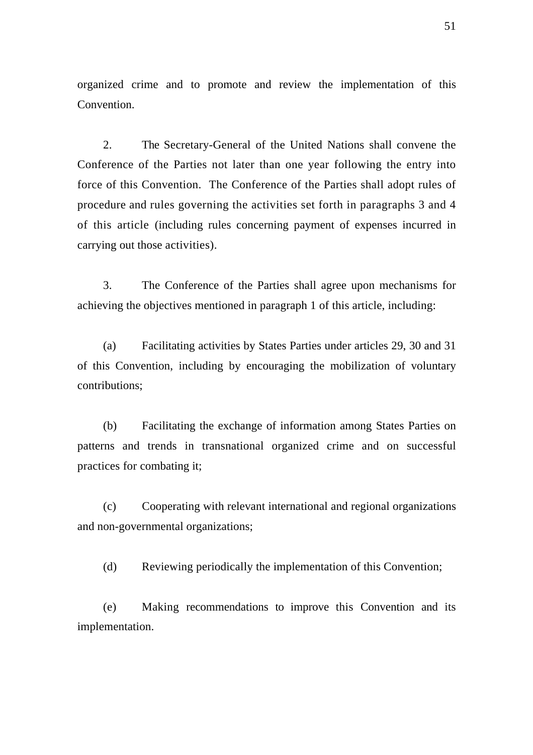organized crime and to promote and review the implementation of this Convention.

2. The Secretary-General of the United Nations shall convene the Conference of the Parties not later than one year following the entry into force of this Convention. The Conference of the Parties shall adopt rules of procedure and rules governing the activities set forth in paragraphs 3 and 4 of this article (including rules concerning payment of expenses incurred in carrying out those activities).

3. The Conference of the Parties shall agree upon mechanisms for achieving the objectives mentioned in paragraph 1 of this article, including:

(a) Facilitating activities by States Parties under articles 29, 30 and 31 of this Convention, including by encouraging the mobilization of voluntary contributions;

(b) Facilitating the exchange of information among States Parties on patterns and trends in transnational organized crime and on successful practices for combating it;

(c) Cooperating with relevant international and regional organizations and non-governmental organizations;

(d) Reviewing periodically the implementation of this Convention;

(e) Making recommendations to improve this Convention and its implementation.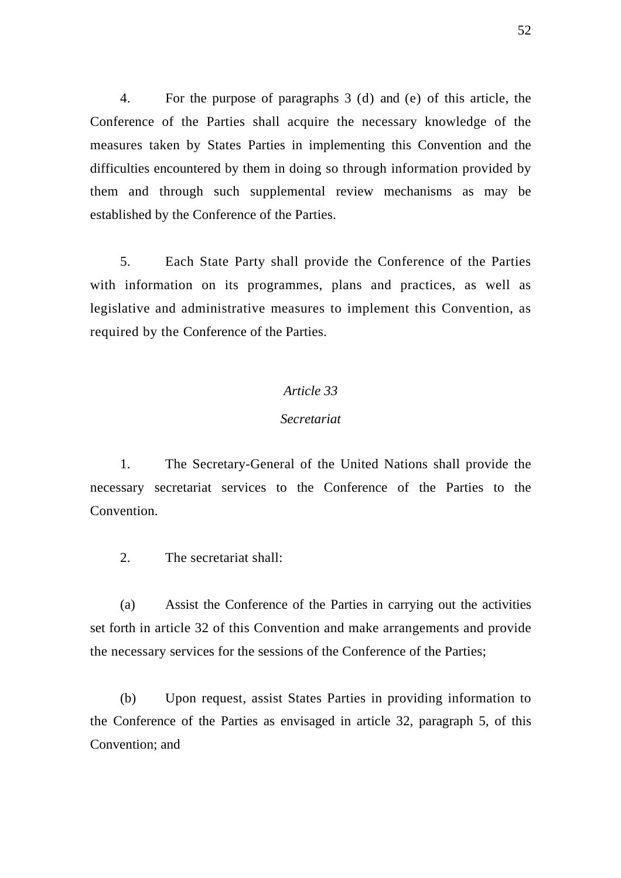4. For the purpose of paragraphs 3 (d) and (e) of this article, the Conference of the Parties shall acquire the necessary knowledge of the measures taken by States Parties in implementing this Convention and the difficulties encountered by them in doing so through information provided by them and through such supplemental review mechanisms as may be established by the Conference of the Parties.

5. Each State Party shall provide the Conference of the Parties with information on its programmes, plans and practices, as well as legislative and administrative measures to implement this Convention, as required by the Conference of the Parties.

### *Article 33*

### *Secretariat*

1. The Secretary-General of the United Nations shall provide the necessary secretariat services to the Conference of the Parties to the Convention.

2. The secretariat shall:

(a) Assist the Conference of the Parties in carrying out the activities set forth in article 32 of this Convention and make arrangements and provide the necessary services for the sessions of the Conference of the Parties;

(b) Upon request, assist States Parties in providing information to the Conference of the Parties as envisaged in article 32, paragraph 5, of this Convention; and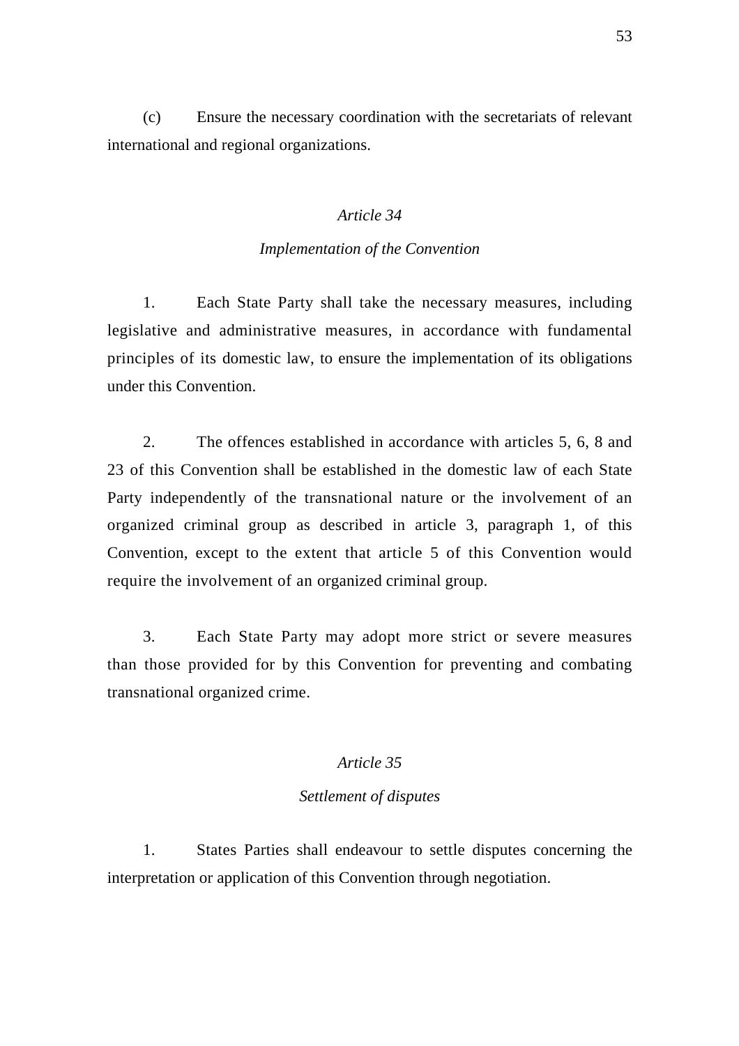(c) Ensure the necessary coordination with the secretariats of relevant international and regional organizations.

### *Article 34*

### *Implementation of the Convention*

1. Each State Party shall take the necessary measures, including legislative and administrative measures, in accordance with fundamental principles of its domestic law, to ensure the implementation of its obligations under this Convention.

2. The offences established in accordance with articles 5, 6, 8 and 23 of this Convention shall be established in the domestic law of each State Party independently of the transnational nature or the involvement of an organized criminal group as described in article 3, paragraph 1, of this Convention, except to the extent that article 5 of this Convention would require the involvement of an organized criminal group.

3. Each State Party may adopt more strict or severe measures than those provided for by this Convention for preventing and combating transnational organized crime.

### *Article 35*

### *Settlement of disputes*

1. States Parties shall endeavour to settle disputes concerning the interpretation or application of this Convention through negotiation.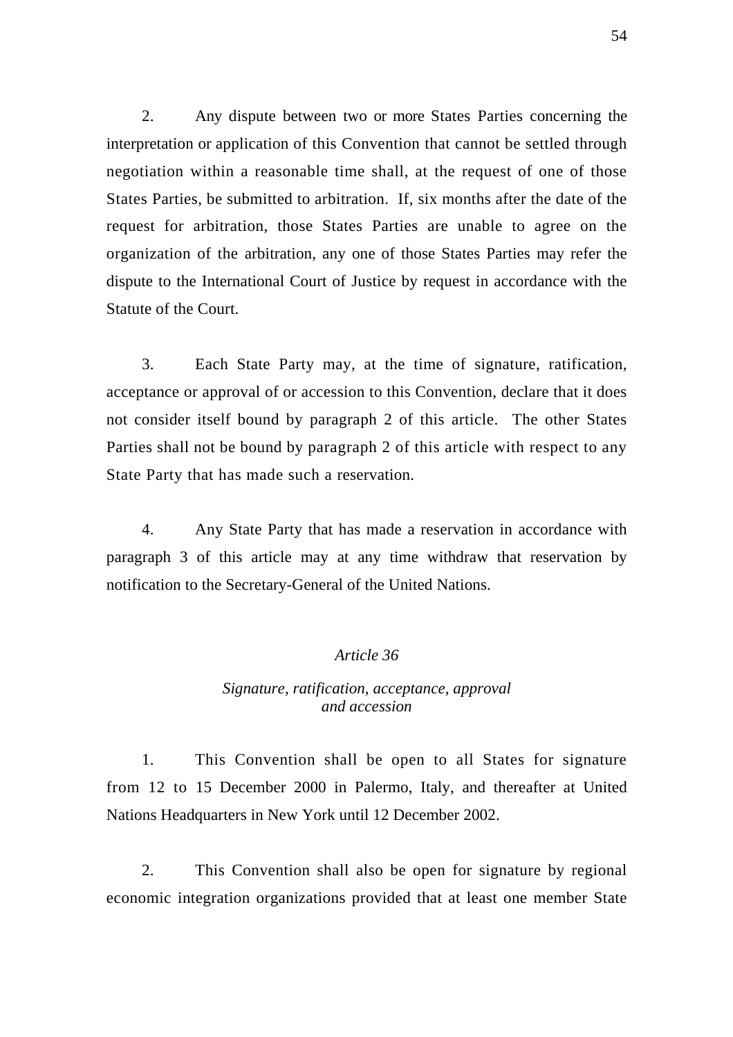2. Any dispute between two or more States Parties concerning the interpretation or application of this Convention that cannot be settled through negotiation within a reasonable time shall, at the request of one of those States Parties, be submitted to arbitration. If, six months after the date of the request for arbitration, those States Parties are unable to agree on the organization of the arbitration, any one of those States Parties may refer the dispute to the International Court of Justice by request in accordance with the Statute of the Court.

3. Each State Party may, at the time of signature, ratification, acceptance or approval of or accession to this Convention, declare that it does not consider itself bound by paragraph 2 of this article. The other States Parties shall not be bound by paragraph 2 of this article with respect to any State Party that has made such a reservation.

4. Any State Party that has made a reservation in accordance with paragraph 3 of this article may at any time withdraw that reservation by notification to the Secretary-General of the United Nations.

### *Article 36*

### *Signature, ratification, acceptance, approval and accession*

1. This Convention shall be open to all States for signature from 12 to 15 December 2000 in Palermo, Italy, and thereafter at United Nations Headquarters in New York until 12 December 2002.

2. This Convention shall also be open for signature by regional economic integration organizations provided that at least one member State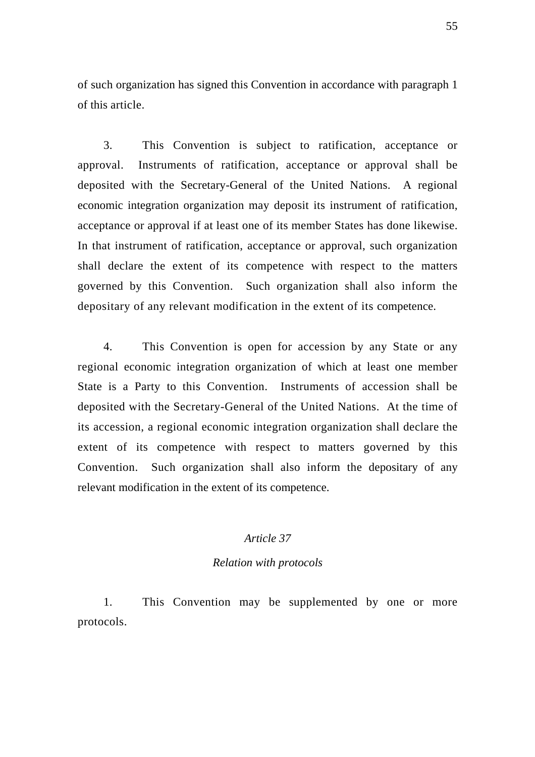of such organization has signed this Convention in accordance with paragraph 1 of this article.

3. This Convention is subject to ratification, acceptance or approval. Instruments of ratification, acceptance or approval shall be deposited with the Secretary-General of the United Nations. A regional economic integration organization may deposit its instrument of ratification, acceptance or approval if at least one of its member States has done likewise. In that instrument of ratification, acceptance or approval, such organization shall declare the extent of its competence with respect to the matters governed by this Convention. Such organization shall also inform the depositary of any relevant modification in the extent of its competence.

4. This Convention is open for accession by any State or any regional economic integration organization of which at least one member State is a Party to this Convention. Instruments of accession shall be deposited with the Secretary-General of the United Nations. At the time of its accession, a regional economic integration organization shall declare the extent of its competence with respect to matters governed by this Convention. Such organization shall also inform the depositary of any relevant modification in the extent of its competence.

### *Article 37*

### *Relation with protocols*

1. This Convention may be supplemented by one or more protocols.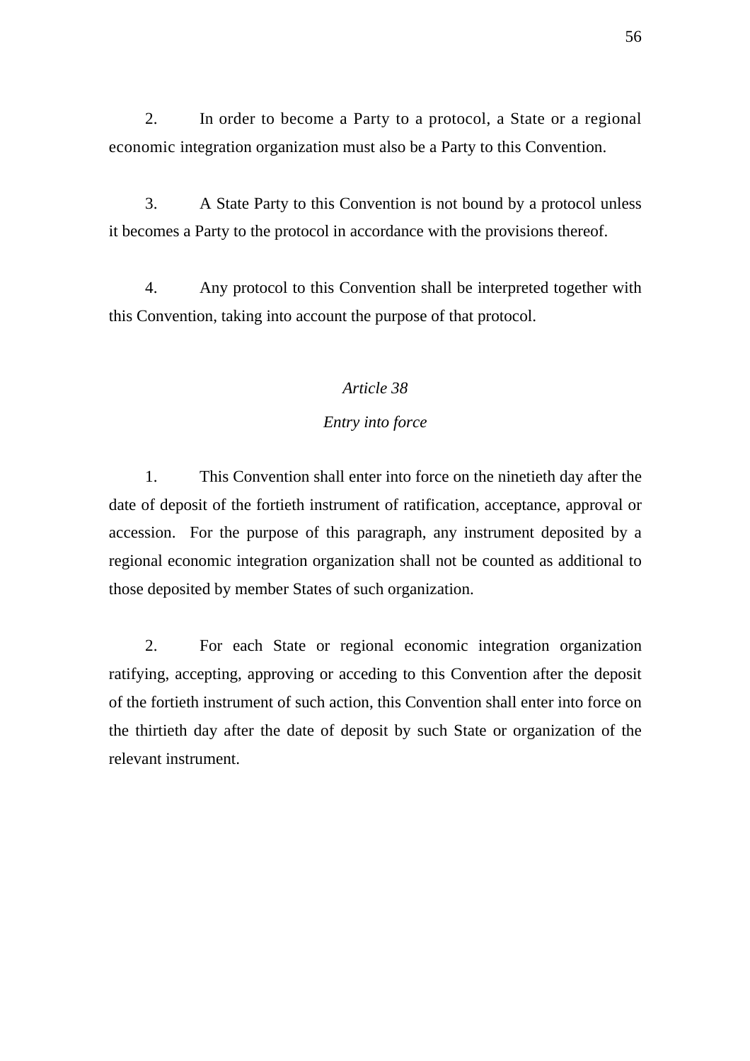2. In order to become a Party to a protocol, a State or a regional economic integration organization must also be a Party to this Convention.

3. A State Party to this Convention is not bound by a protocol unless it becomes a Party to the protocol in accordance with the provisions thereof.

4. Any protocol to this Convention shall be interpreted together with this Convention, taking into account the purpose of that protocol.

*Article 38*

*Entry into force*

1. This Convention shall enter into force on the ninetieth day after the date of deposit of the fortieth instrument of ratification, acceptance, approval or accession. For the purpose of this paragraph, any instrument deposited by a regional economic integration organization shall not be counted as additional to those deposited by member States of such organization.

2. For each State or regional economic integration organization ratifying, accepting, approving or acceding to this Convention after the deposit of the fortieth instrument of such action, this Convention shall enter into force on the thirtieth day after the date of deposit by such State or organization of the relevant instrument.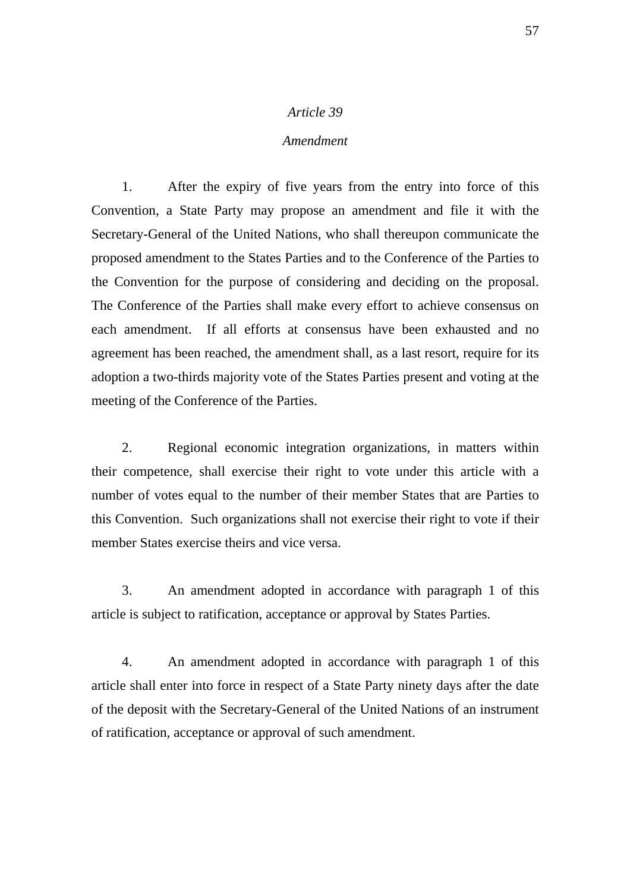*Article 39*

*Amendment*

1. After the expiry of five years from the entry into force of this Convention, a State Party may propose an amendment and file it with the Secretary-General of the United Nations, who shall thereupon communicate the proposed amendment to the States Parties and to the Conference of the Parties to the Convention for the purpose of considering and deciding on the proposal. The Conference of the Parties shall make every effort to achieve consensus on each amendment. If all efforts at consensus have been exhausted and no agreement has been reached, the amendment shall, as a last resort, require for its adoption a two-thirds majority vote of the States Parties present and voting at the meeting of the Conference of the Parties.

2. Regional economic integration organizations, in matters within their competence, shall exercise their right to vote under this article with a number of votes equal to the number of their member States that are Parties to this Convention. Such organizations shall not exercise their right to vote if their member States exercise theirs and vice versa.

3. An amendment adopted in accordance with paragraph 1 of this article is subject to ratification, acceptance or approval by States Parties.

4. An amendment adopted in accordance with paragraph 1 of this article shall enter into force in respect of a State Party ninety days after the date of the deposit with the Secretary-General of the United Nations of an instrument of ratification, acceptance or approval of such amendment.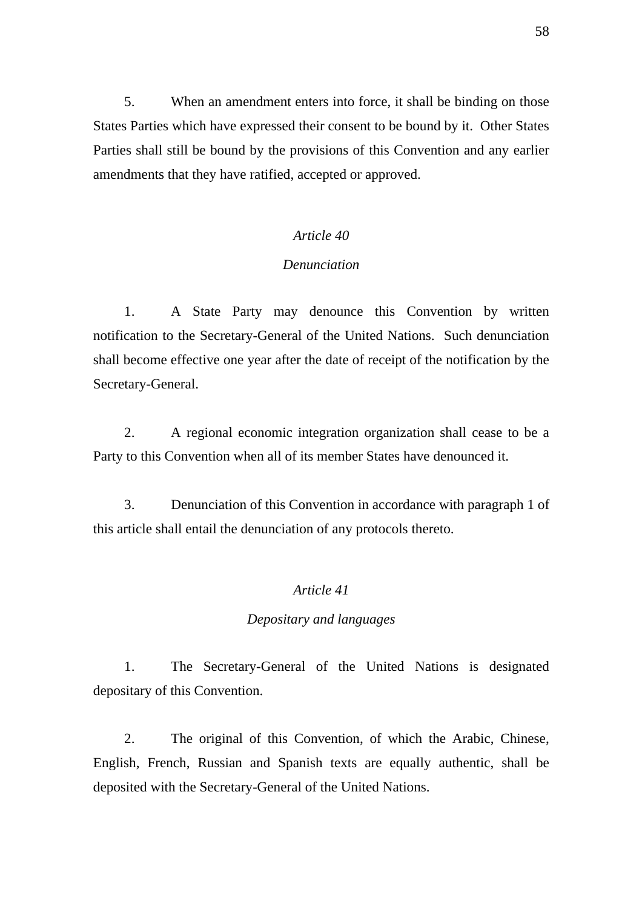5. When an amendment enters into force, it shall be binding on those States Parties which have expressed their consent to be bound by it. Other States Parties shall still be bound by the provisions of this Convention and any earlier amendments that they have ratified, accepted or approved.

*Article 40*

*Denunciation*

1. A State Party may denounce this Convention by written notification to the Secretary-General of the United Nations. Such denunciation shall become effective one year after the date of receipt of the notification by the Secretary-General.

2. A regional economic integration organization shall cease to be a Party to this Convention when all of its member States have denounced it.

3. Denunciation of this Convention in accordance with paragraph 1 of this article shall entail the denunciation of any protocols thereto.

*Article 41*

*Depositary and languages*

1. The Secretary-General of the United Nations is designated depositary of this Convention.

2. The original of this Convention, of which the Arabic, Chinese, English, French, Russian and Spanish texts are equally authentic, shall be deposited with the Secretary-General of the United Nations.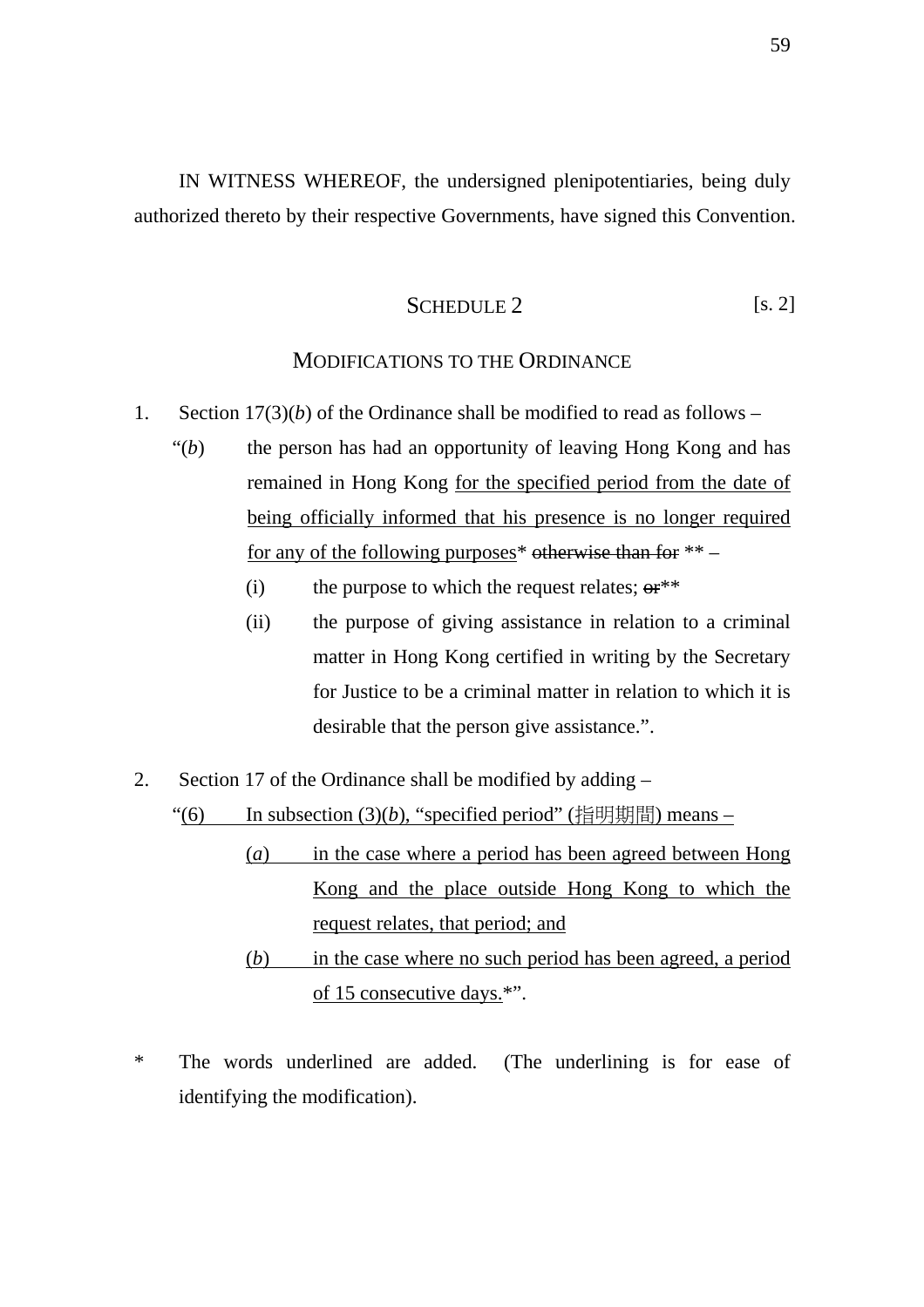IN WITNESS WHEREOF, the undersigned plenipotentiaries, being duly authorized thereto by their respective Governments, have signed this Convention.

## SCHEDULE 2 [s. 2]

### MODIFICATIONS TO THE ORDINANCE

1. Section 17(3)(*b*) of the Ordinance shall be modified to read as follows –

   "(*b*) the person has had an opportunity of leaving Hong Kong and has remained in Hong Kong <u>for the specified period from the date of being officially informed that his presence is no longer required for any of the following purposes</u>* ~~otherwise than for~~ ** –

   (i) the purpose to which the request relates; ~~or~~**

   (ii) the purpose of giving assistance in relation to a criminal matter in Hong Kong certified in writing by the Secretary for Justice to be a criminal matter in relation to which it is desirable that the person give assistance.".

2. Section 17 of the Ordinance shall be modified by adding –

   "<u>(6) In subsection (3)(*b*), "specified period" (指明期間) means –</u>

   <u>(*a*) in the case where a period has been agreed between Hong Kong and the place outside Hong Kong to which the request relates, that period; and</u>

   <u>(*b*) in the case where no such period has been agreed, a period of 15 consecutive days.</u>*".

\* The words underlined are added. (The underlining is for ease of identifying the modification).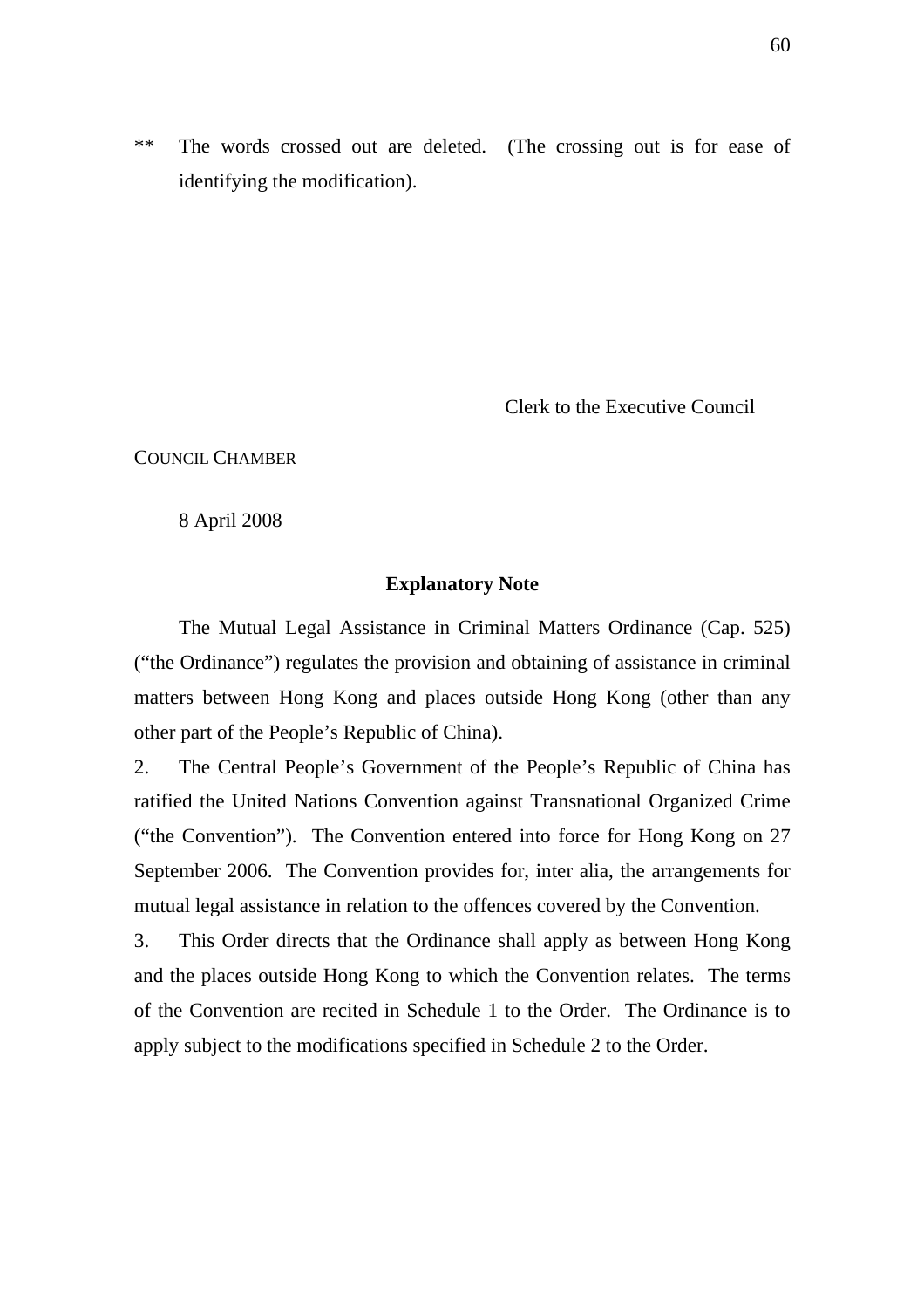** The words crossed out are deleted. (The crossing out is for ease of identifying the modification).

Clerk to the Executive Council

COUNCIL CHAMBER

8 April 2008

**Explanatory Note**

The Mutual Legal Assistance in Criminal Matters Ordinance (Cap. 525) ("the Ordinance") regulates the provision and obtaining of assistance in criminal matters between Hong Kong and places outside Hong Kong (other than any other part of the People's Republic of China).

2. The Central People's Government of the People's Republic of China has ratified the United Nations Convention against Transnational Organized Crime ("the Convention"). The Convention entered into force for Hong Kong on 27 September 2006. The Convention provides for, inter alia, the arrangements for mutual legal assistance in relation to the offences covered by the Convention.

3. This Order directs that the Ordinance shall apply as between Hong Kong and the places outside Hong Kong to which the Convention relates. The terms of the Convention are recited in Schedule 1 to the Order. The Ordinance is to apply subject to the modifications specified in Schedule 2 to the Order.